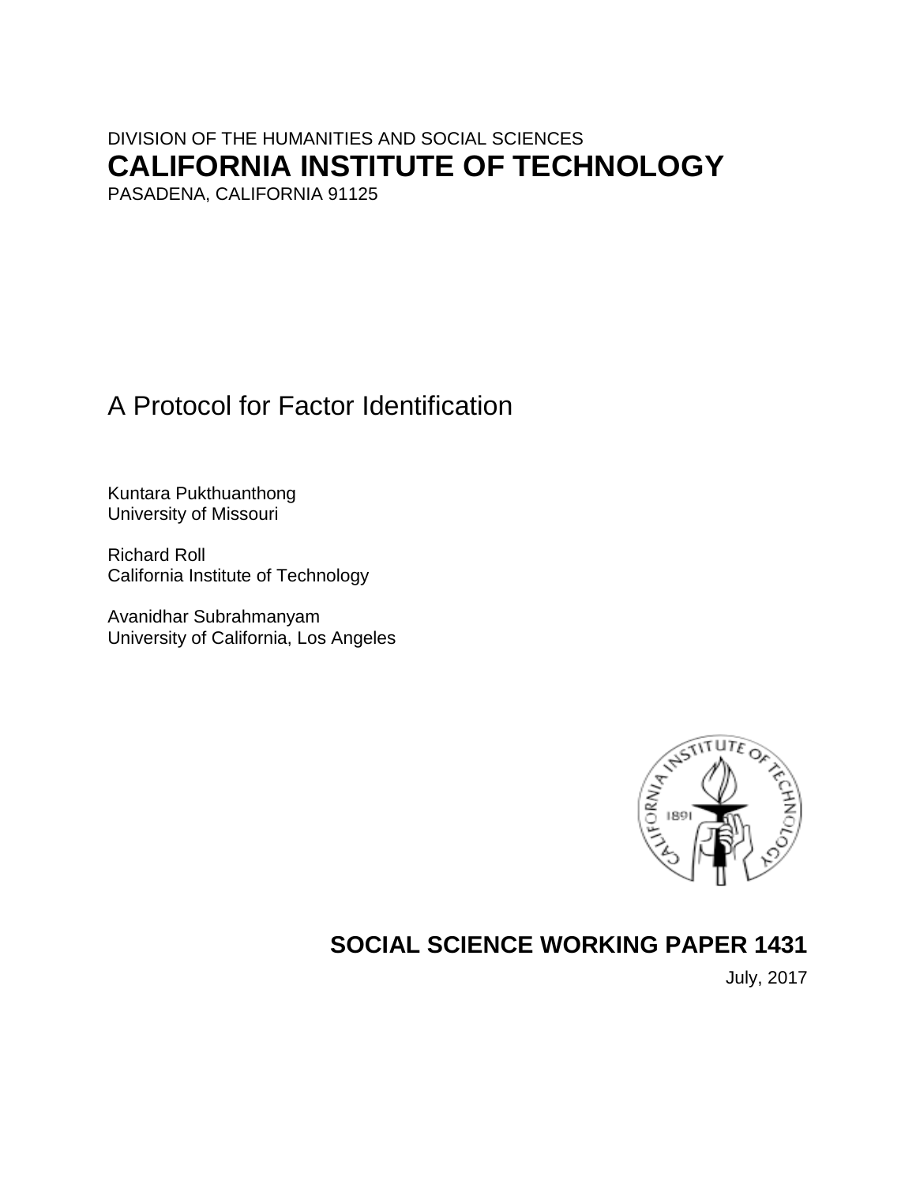DIVISION OF THE HUMANITIES AND SOCIAL SCIENCES

# CALIFORNIA INSTITUTE OF TECHNOLOGY

PASADENA, CALIFORNIA 91125

## A Protocol for Factor Identification

Kuntara Pukthuanthong
University of Missouri

Richard Roll
California Institute of Technology

Avanidhar Subrahmanyam
University of California, Los Angeles

**SOCIAL SCIENCE WORKING PAPER 1431**

July, 2017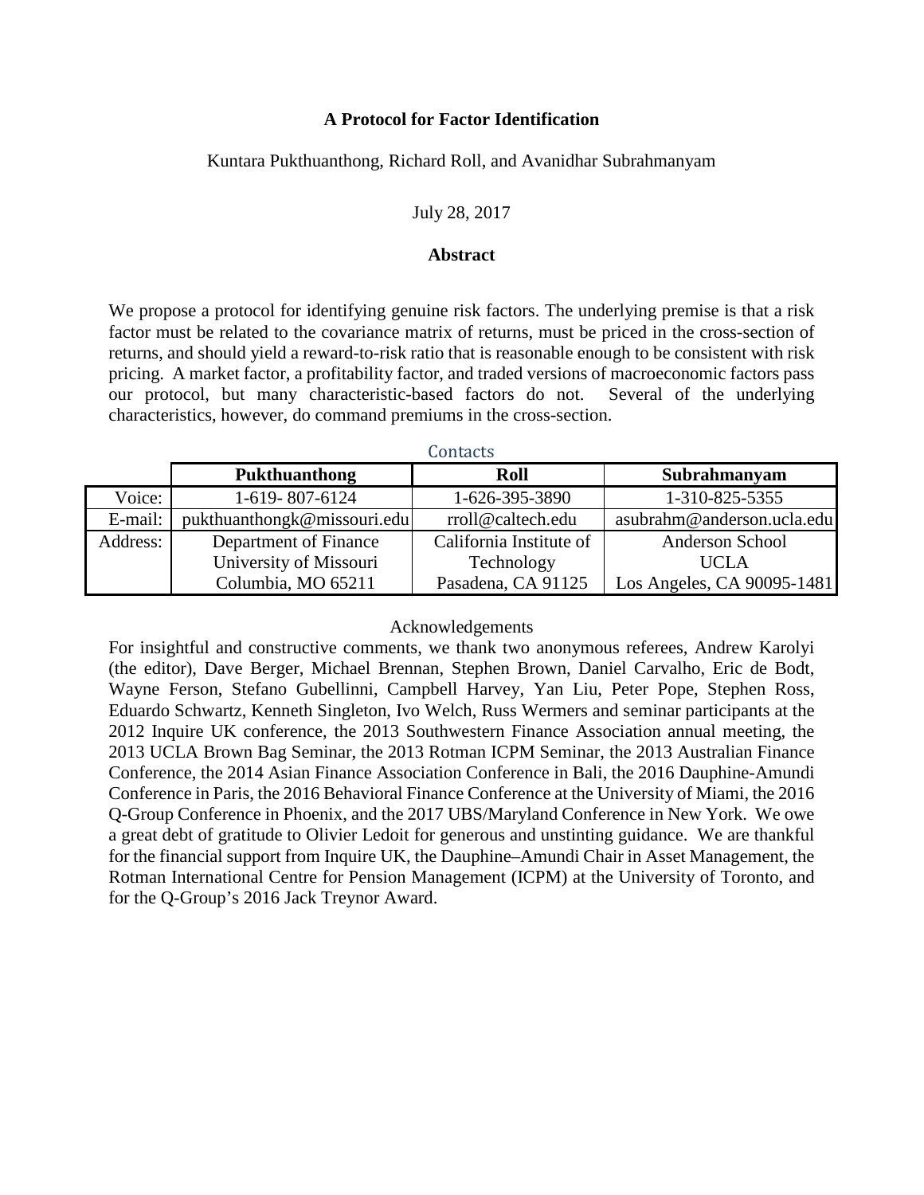**A Protocol for Factor Identification**

Kuntara Pukthuanthong, Richard Roll, and Avanidhar Subrahmanyam

July 28, 2017

**Abstract**

We propose a protocol for identifying genuine risk factors. The underlying premise is that a risk factor must be related to the covariance matrix of returns, must be priced in the cross-section of returns, and should yield a reward-to-risk ratio that is reasonable enough to be consistent with risk pricing. A market factor, a profitability factor, and traded versions of macroeconomic factors pass our protocol, but many characteristic-based factors do not. Several of the underlying characteristics, however, do command premiums in the cross-section.

Contacts

| | **Pukthuanthong** | **Roll** | **Subrahmanyam** |
|---|---|---|---|
| Voice: | 1-619- 807-6124 | 1-626-395-3890 | 1-310-825-5355 |
| E-mail: | pukthuanthongk@missouri.edu | rroll@caltech.edu | asubrahm@anderson.ucla.edu |
| Address: | Department of Finance<br>University of Missouri<br>Columbia, MO 65211 | California Institute of<br>Technology<br>Pasadena, CA 91125 | Anderson School<br>UCLA<br>Los Angeles, CA 90095-1481 |

Acknowledgements

For insightful and constructive comments, we thank two anonymous referees, Andrew Karolyi (the editor), Dave Berger, Michael Brennan, Stephen Brown, Daniel Carvalho, Eric de Bodt, Wayne Ferson, Stefano Gubellinni, Campbell Harvey, Yan Liu, Peter Pope, Stephen Ross, Eduardo Schwartz, Kenneth Singleton, Ivo Welch, Russ Wermers and seminar participants at the 2012 Inquire UK conference, the 2013 Southwestern Finance Association annual meeting, the 2013 UCLA Brown Bag Seminar, the 2013 Rotman ICPM Seminar, the 2013 Australian Finance Conference, the 2014 Asian Finance Association Conference in Bali, the 2016 Dauphine-Amundi Conference in Paris, the 2016 Behavioral Finance Conference at the University of Miami, the 2016 Q-Group Conference in Phoenix, and the 2017 UBS/Maryland Conference in New York. We owe a great debt of gratitude to Olivier Ledoit for generous and unstinting guidance. We are thankful for the financial support from Inquire UK, the Dauphine–Amundi Chair in Asset Management, the Rotman International Centre for Pension Management (ICPM) at the University of Toronto, and for the Q-Group's 2016 Jack Treynor Award.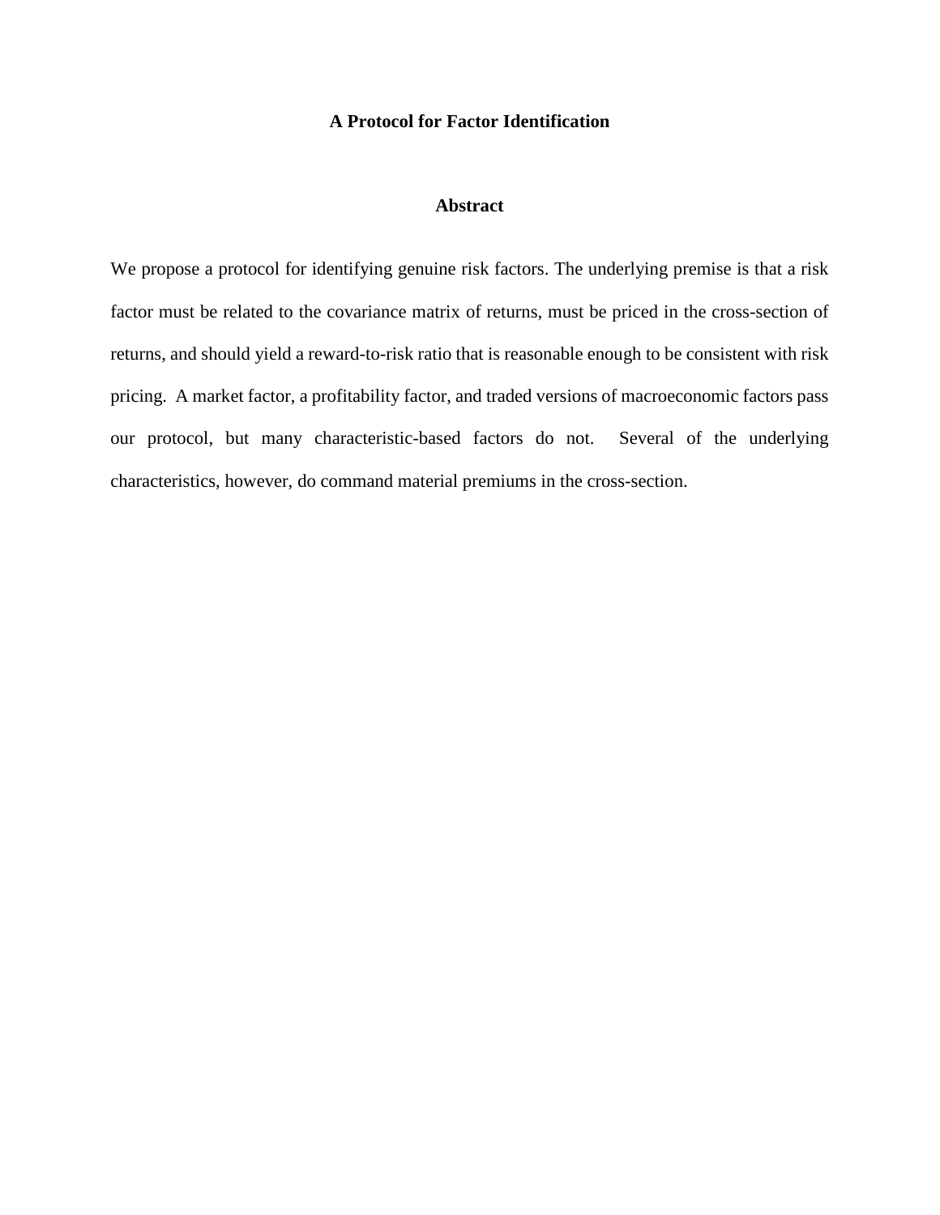# A Protocol for Factor Identification

## Abstract

We propose a protocol for identifying genuine risk factors. The underlying premise is that a risk factor must be related to the covariance matrix of returns, must be priced in the cross-section of returns, and should yield a reward-to-risk ratio that is reasonable enough to be consistent with risk pricing. A market factor, a profitability factor, and traded versions of macroeconomic factors pass our protocol, but many characteristic-based factors do not. Several of the underlying characteristics, however, do command material premiums in the cross-section.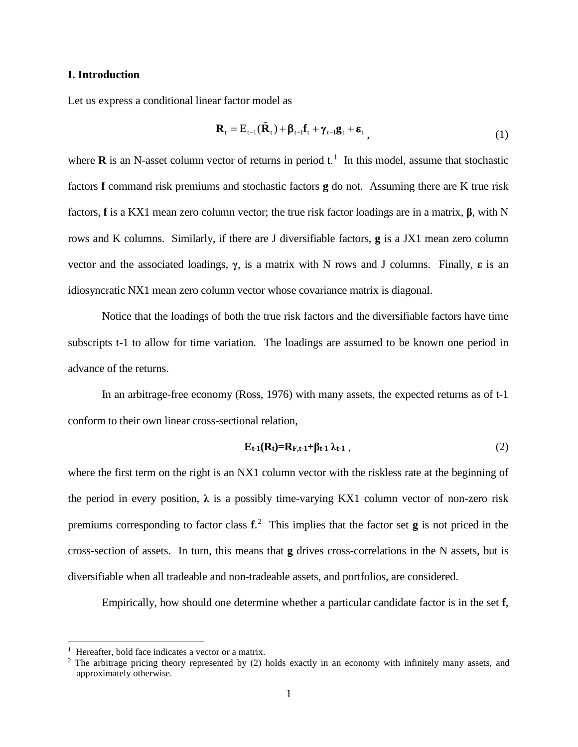## I. Introduction

Let us express a conditional linear factor model as

$$\mathbf{R}_t = E_{t-1}(\tilde{\mathbf{R}}_t) + \boldsymbol{\beta}_{t-1}\mathbf{f}_t + \boldsymbol{\gamma}_{t-1}\mathbf{g}_t + \boldsymbol{\varepsilon}_t \,, \tag{1}$$

where $\mathbf{R}$ is an N-asset column vector of returns in period t.[1] In this model, assume that stochastic factors $\mathbf{f}$ command risk premiums and stochastic factors $\mathbf{g}$ do not. Assuming there are K true risk factors, $\mathbf{f}$ is a KX1 mean zero column vector; the true risk factor loadings are in a matrix, $\boldsymbol{\beta}$, with N rows and K columns. Similarly, if there are J diversifiable factors, $\mathbf{g}$ is a JX1 mean zero column vector and the associated loadings, $\boldsymbol{\gamma}$, is a matrix with N rows and J columns. Finally, $\boldsymbol{\varepsilon}$ is an idiosyncratic NX1 mean zero column vector whose covariance matrix is diagonal.

Notice that the loadings of both the true risk factors and the diversifiable factors have time subscripts t-1 to allow for time variation. The loadings are assumed to be known one period in advance of the returns.

In an arbitrage-free economy (Ross, 1976) with many assets, the expected returns as of t-1 conform to their own linear cross-sectional relation,

$$\mathbf{E_{t-1}(R_t)=R_{F,t-1}+\boldsymbol{\beta}_{t-1}\,\boldsymbol{\lambda}_{t-1}} \,, \tag{2}$$

where the first term on the right is an NX1 column vector with the riskless rate at the beginning of the period in every position, $\boldsymbol{\lambda}$ is a possibly time-varying KX1 column vector of non-zero risk premiums corresponding to factor class $\mathbf{f}$.[2] This implies that the factor set $\mathbf{g}$ is not priced in the cross-section of assets. In turn, this means that $\mathbf{g}$ drives cross-correlations in the N assets, but is diversifiable when all tradeable and non-tradeable assets, and portfolios, are considered.

Empirically, how should one determine whether a particular candidate factor is in the set $\mathbf{f}$,

[1] Hereafter, bold face indicates a vector or a matrix.

[2] The arbitrage pricing theory represented by (2) holds exactly in an economy with infinitely many assets, and approximately otherwise.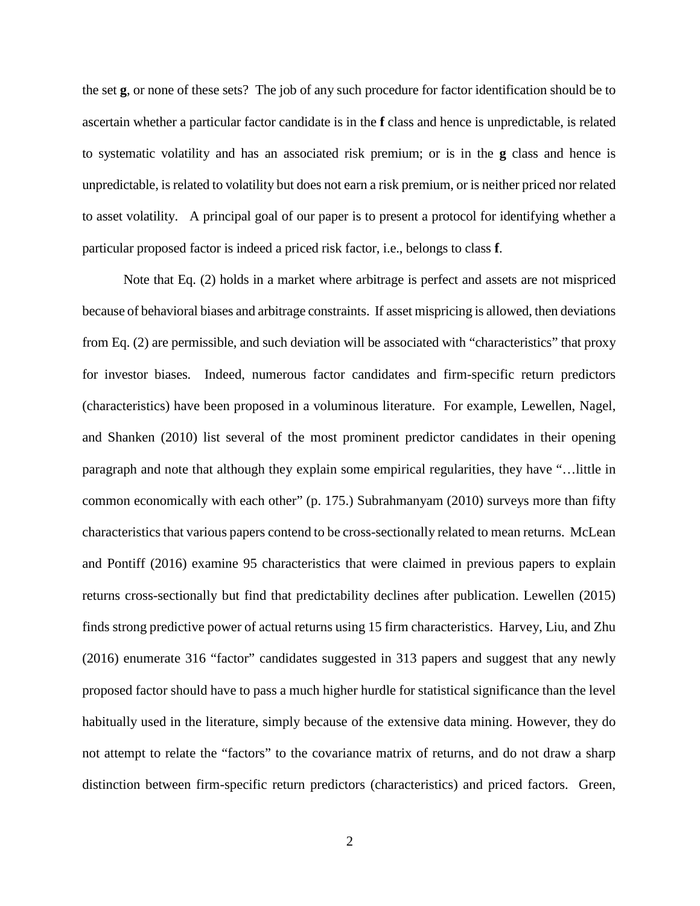the set **g**, or none of these sets? The job of any such procedure for factor identification should be to ascertain whether a particular factor candidate is in the **f** class and hence is unpredictable, is related to systematic volatility and has an associated risk premium; or is in the **g** class and hence is unpredictable, is related to volatility but does not earn a risk premium, or is neither priced nor related to asset volatility. A principal goal of our paper is to present a protocol for identifying whether a particular proposed factor is indeed a priced risk factor, i.e., belongs to class **f**.

Note that Eq. (2) holds in a market where arbitrage is perfect and assets are not mispriced because of behavioral biases and arbitrage constraints. If asset mispricing is allowed, then deviations from Eq. (2) are permissible, and such deviation will be associated with "characteristics" that proxy for investor biases. Indeed, numerous factor candidates and firm-specific return predictors (characteristics) have been proposed in a voluminous literature. For example, Lewellen, Nagel, and Shanken (2010) list several of the most prominent predictor candidates in their opening paragraph and note that although they explain some empirical regularities, they have "…little in common economically with each other" (p. 175.) Subrahmanyam (2010) surveys more than fifty characteristics that various papers contend to be cross-sectionally related to mean returns. McLean and Pontiff (2016) examine 95 characteristics that were claimed in previous papers to explain returns cross-sectionally but find that predictability declines after publication. Lewellen (2015) finds strong predictive power of actual returns using 15 firm characteristics. Harvey, Liu, and Zhu (2016) enumerate 316 "factor" candidates suggested in 313 papers and suggest that any newly proposed factor should have to pass a much higher hurdle for statistical significance than the level habitually used in the literature, simply because of the extensive data mining. However, they do not attempt to relate the "factors" to the covariance matrix of returns, and do not draw a sharp distinction between firm-specific return predictors (characteristics) and priced factors. Green,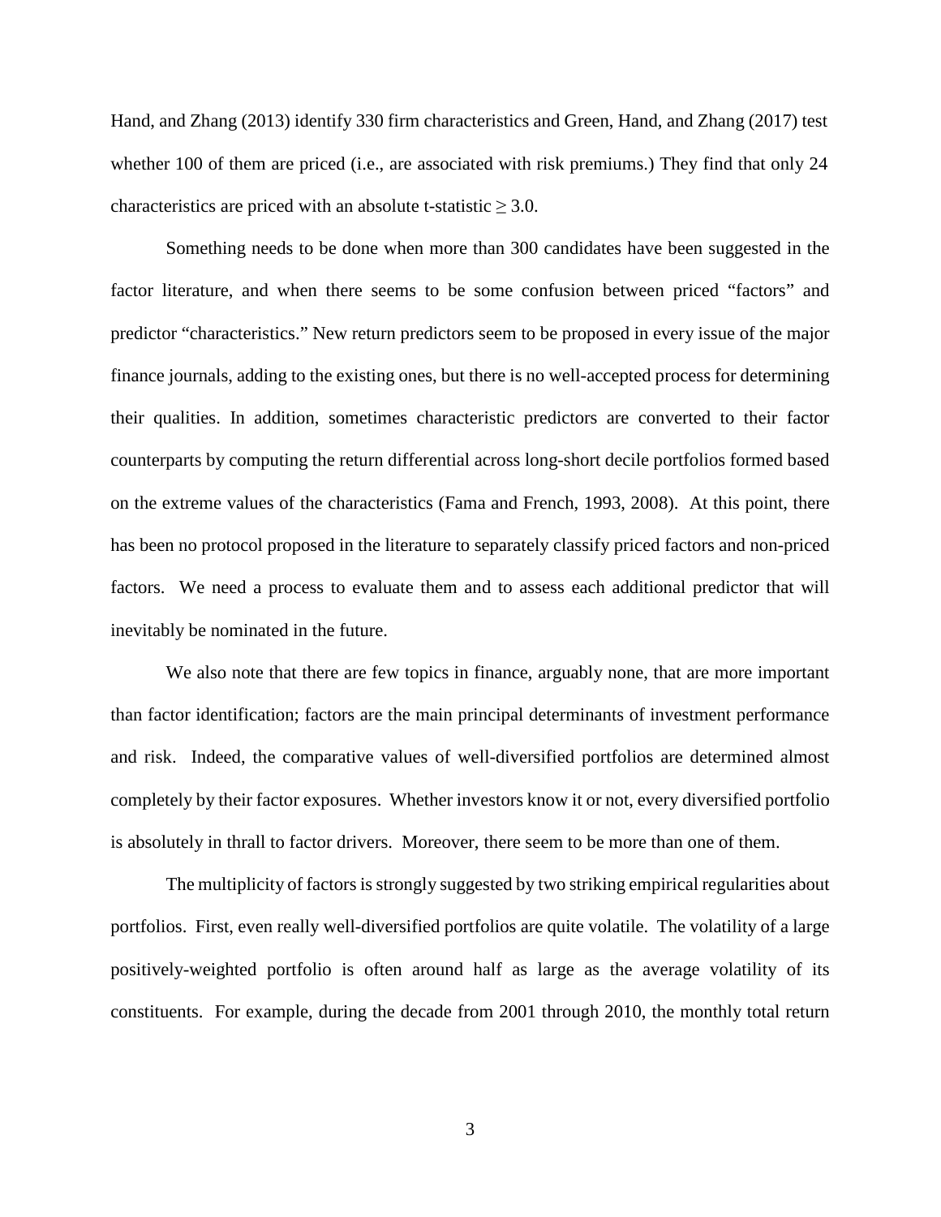Hand, and Zhang (2013) identify 330 firm characteristics and Green, Hand, and Zhang (2017) test whether 100 of them are priced (i.e., are associated with risk premiums.) They find that only 24 characteristics are priced with an absolute t-statistic $\geq 3.0$.

Something needs to be done when more than 300 candidates have been suggested in the factor literature, and when there seems to be some confusion between priced "factors" and predictor "characteristics." New return predictors seem to be proposed in every issue of the major finance journals, adding to the existing ones, but there is no well-accepted process for determining their qualities. In addition, sometimes characteristic predictors are converted to their factor counterparts by computing the return differential across long-short decile portfolios formed based on the extreme values of the characteristics (Fama and French, 1993, 2008). At this point, there has been no protocol proposed in the literature to separately classify priced factors and non-priced factors. We need a process to evaluate them and to assess each additional predictor that will inevitably be nominated in the future.

We also note that there are few topics in finance, arguably none, that are more important than factor identification; factors are the main principal determinants of investment performance and risk. Indeed, the comparative values of well-diversified portfolios are determined almost completely by their factor exposures. Whether investors know it or not, every diversified portfolio is absolutely in thrall to factor drivers. Moreover, there seem to be more than one of them.

The multiplicity of factors is strongly suggested by two striking empirical regularities about portfolios. First, even really well-diversified portfolios are quite volatile. The volatility of a large positively-weighted portfolio is often around half as large as the average volatility of its constituents. For example, during the decade from 2001 through 2010, the monthly total return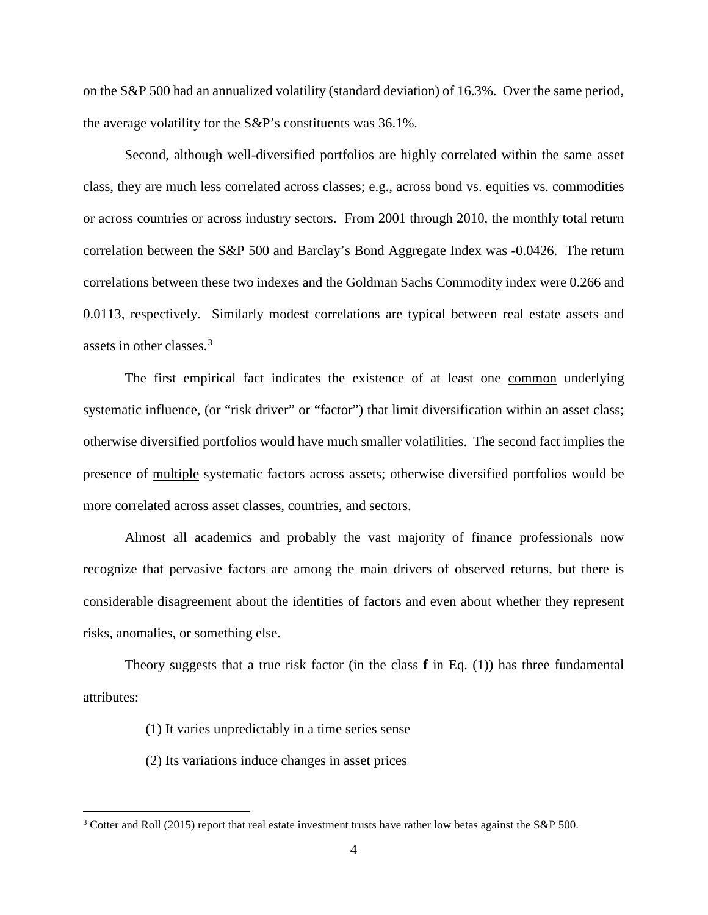on the S&P 500 had an annualized volatility (standard deviation) of 16.3%. Over the same period, the average volatility for the S&P's constituents was 36.1%.

Second, although well-diversified portfolios are highly correlated within the same asset class, they are much less correlated across classes; e.g., across bond vs. equities vs. commodities or across countries or across industry sectors. From 2001 through 2010, the monthly total return correlation between the S&P 500 and Barclay's Bond Aggregate Index was -0.0426. The return correlations between these two indexes and the Goldman Sachs Commodity index were 0.266 and 0.0113, respectively. Similarly modest correlations are typical between real estate assets and assets in other classes.[3]

The first empirical fact indicates the existence of at least one <u>common</u> underlying systematic influence, (or "risk driver" or "factor") that limit diversification within an asset class; otherwise diversified portfolios would have much smaller volatilities. The second fact implies the presence of <u>multiple</u> systematic factors across assets; otherwise diversified portfolios would be more correlated across asset classes, countries, and sectors.

Almost all academics and probably the vast majority of finance professionals now recognize that pervasive factors are among the main drivers of observed returns, but there is considerable disagreement about the identities of factors and even about whether they represent risks, anomalies, or something else.

Theory suggests that a true risk factor (in the class **f** in Eq. (1)) has three fundamental attributes:

(1) It varies unpredictably in a time series sense

(2) Its variations induce changes in asset prices

[3] Cotter and Roll (2015) report that real estate investment trusts have rather low betas against the S&P 500.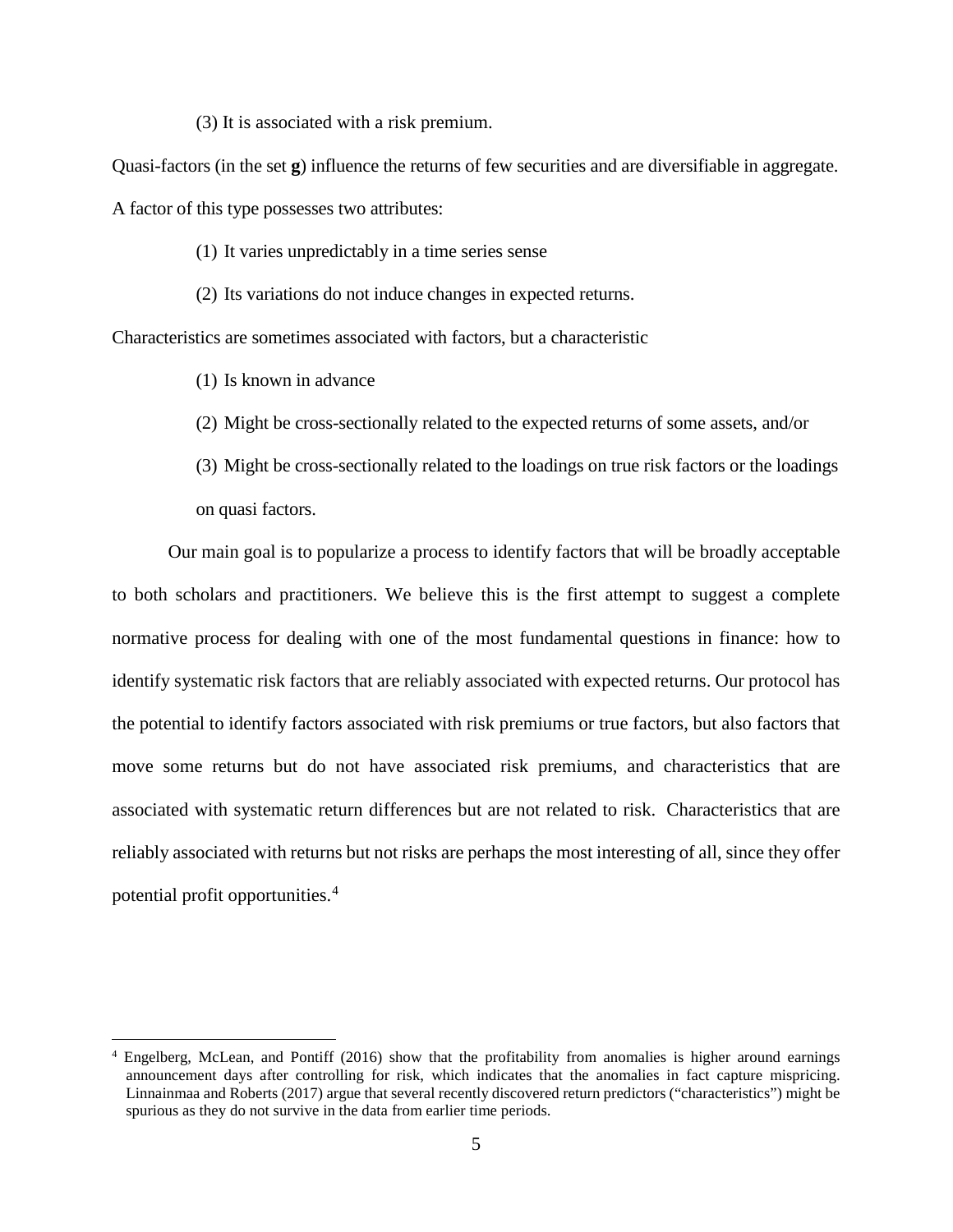(3) It is associated with a risk premium.

Quasi-factors (in the set **g**) influence the returns of few securities and are diversifiable in aggregate. A factor of this type possesses two attributes:

(1) It varies unpredictably in a time series sense

(2) Its variations do not induce changes in expected returns.

Characteristics are sometimes associated with factors, but a characteristic

(1) Is known in advance

(2) Might be cross-sectionally related to the expected returns of some assets, and/or

(3) Might be cross-sectionally related to the loadings on true risk factors or the loadings on quasi factors.

Our main goal is to popularize a process to identify factors that will be broadly acceptable to both scholars and practitioners. We believe this is the first attempt to suggest a complete normative process for dealing with one of the most fundamental questions in finance: how to identify systematic risk factors that are reliably associated with expected returns. Our protocol has the potential to identify factors associated with risk premiums or true factors, but also factors that move some returns but do not have associated risk premiums, and characteristics that are associated with systematic return differences but are not related to risk. Characteristics that are reliably associated with returns but not risks are perhaps the most interesting of all, since they offer potential profit opportunities.[4]

[4] Engelberg, McLean, and Pontiff (2016) show that the profitability from anomalies is higher around earnings announcement days after controlling for risk, which indicates that the anomalies in fact capture mispricing. Linnainmaa and Roberts (2017) argue that several recently discovered return predictors ("characteristics") might be spurious as they do not survive in the data from earlier time periods.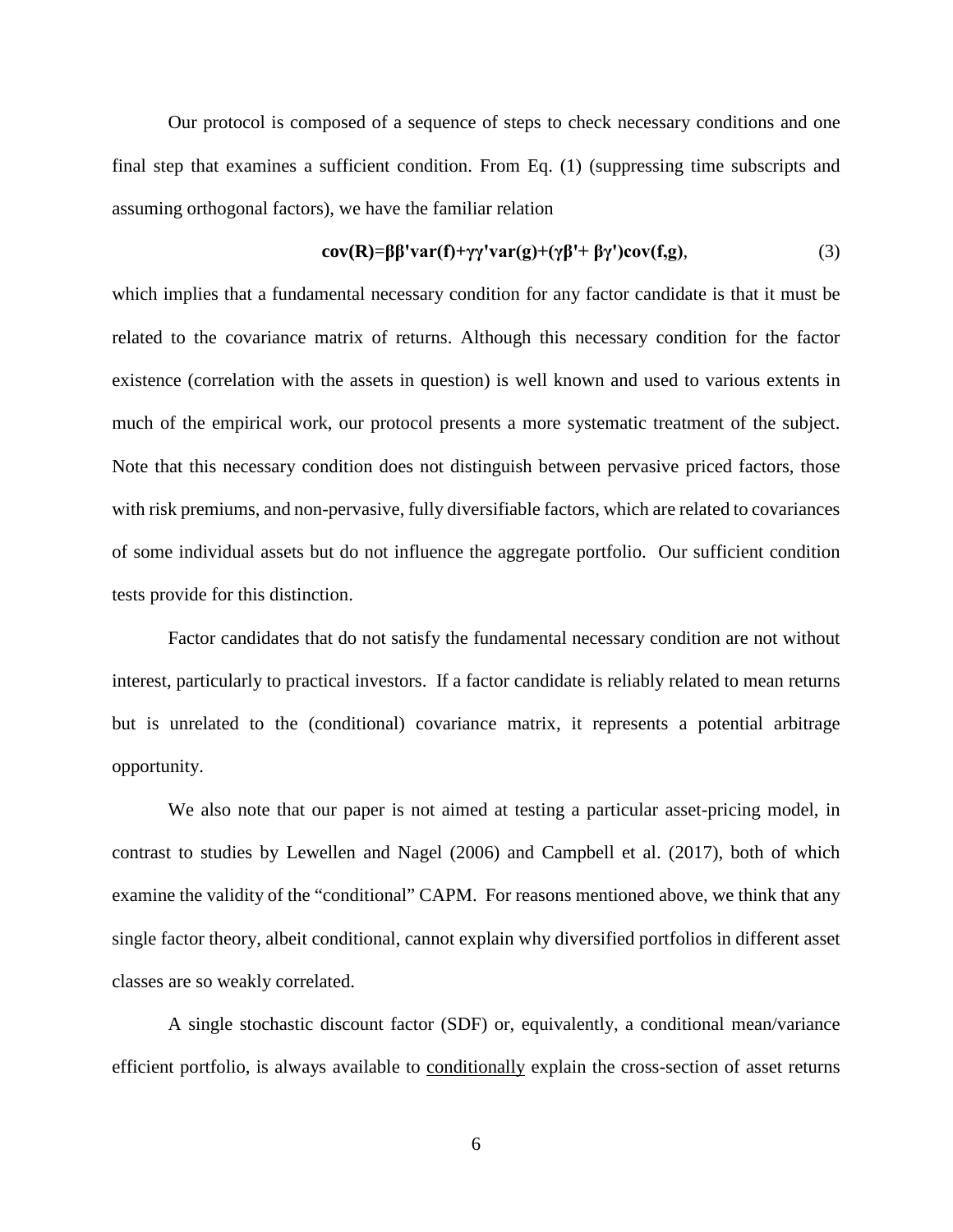Our protocol is composed of a sequence of steps to check necessary conditions and one final step that examines a sufficient condition. From Eq. (1) (suppressing time subscripts and assuming orthogonal factors), we have the familiar relation

$$\mathbf{cov(R)=\beta\beta'var(f)+\gamma\gamma'var(g)+(\gamma\beta'+\beta\gamma')cov(f,g)}, \tag{3}$$

which implies that a fundamental necessary condition for any factor candidate is that it must be related to the covariance matrix of returns. Although this necessary condition for the factor existence (correlation with the assets in question) is well known and used to various extents in much of the empirical work, our protocol presents a more systematic treatment of the subject. Note that this necessary condition does not distinguish between pervasive priced factors, those with risk premiums, and non-pervasive, fully diversifiable factors, which are related to covariances of some individual assets but do not influence the aggregate portfolio. Our sufficient condition tests provide for this distinction.

Factor candidates that do not satisfy the fundamental necessary condition are not without interest, particularly to practical investors. If a factor candidate is reliably related to mean returns but is unrelated to the (conditional) covariance matrix, it represents a potential arbitrage opportunity.

We also note that our paper is not aimed at testing a particular asset-pricing model, in contrast to studies by Lewellen and Nagel (2006) and Campbell et al. (2017), both of which examine the validity of the "conditional" CAPM. For reasons mentioned above, we think that any single factor theory, albeit conditional, cannot explain why diversified portfolios in different asset classes are so weakly correlated.

A single stochastic discount factor (SDF) or, equivalently, a conditional mean/variance efficient portfolio, is always available to <u>conditionally</u> explain the cross-section of asset returns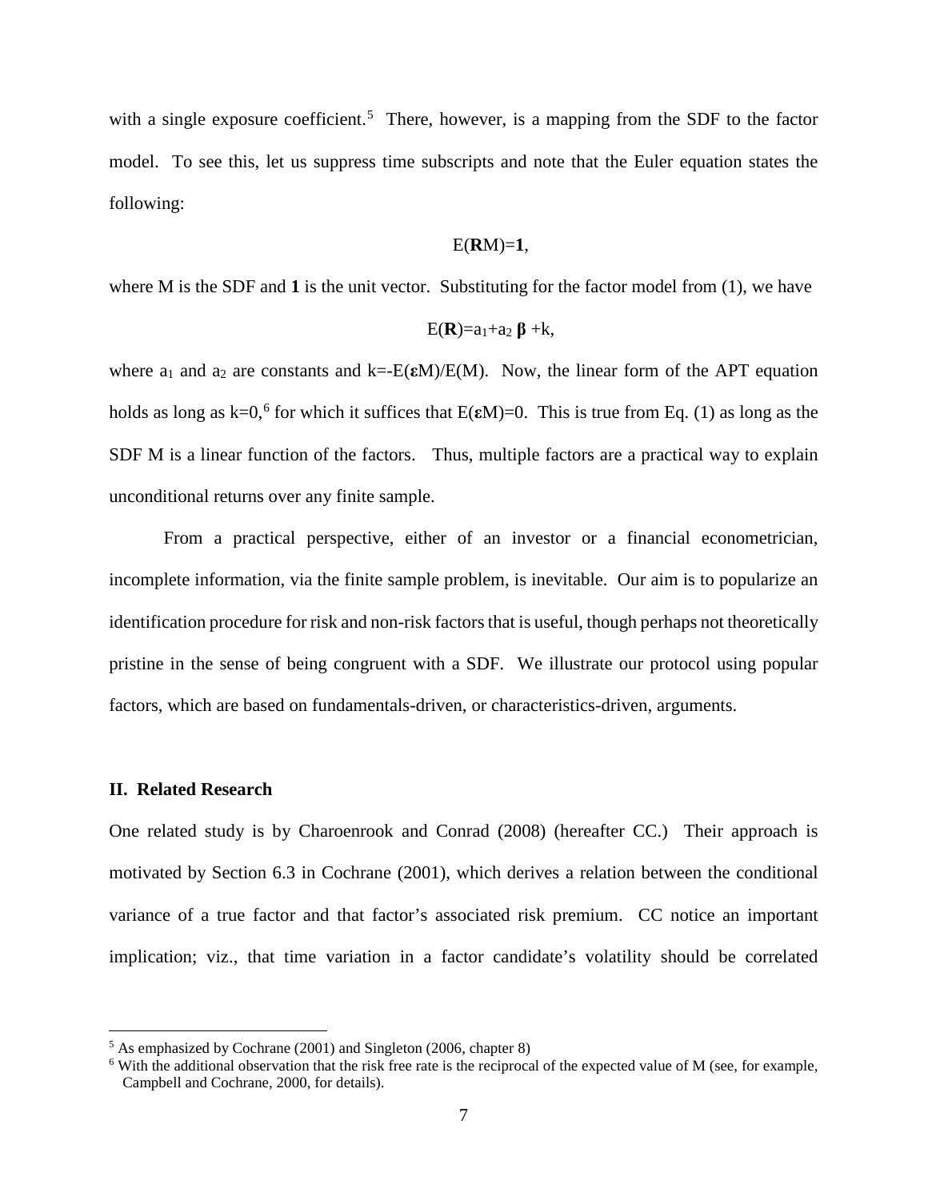with a single exposure coefficient.[5] There, however, is a mapping from the SDF to the factor model. To see this, let us suppress time subscripts and note that the Euler equation states the following:

$$E(\mathbf{R}M)=\mathbf{1},$$

where M is the SDF and **1** is the unit vector. Substituting for the factor model from (1), we have

$$E(\mathbf{R})=a_1+a_2\,\boldsymbol{\beta}+k,$$

where $a_1$ and $a_2$ are constants and $k=-E(\boldsymbol{\varepsilon}M)/E(M)$. Now, the linear form of the APT equation holds as long as $k=0$,[6] for which it suffices that $E(\boldsymbol{\varepsilon}M)=0$. This is true from Eq. (1) as long as the SDF M is a linear function of the factors. Thus, multiple factors are a practical way to explain unconditional returns over any finite sample.

From a practical perspective, either of an investor or a financial econometrician, incomplete information, via the finite sample problem, is inevitable. Our aim is to popularize an identification procedure for risk and non-risk factors that is useful, though perhaps not theoretically pristine in the sense of being congruent with a SDF. We illustrate our protocol using popular factors, which are based on fundamentals-driven, or characteristics-driven, arguments.

## II. Related Research

One related study is by Charoenrook and Conrad (2008) (hereafter CC.) Their approach is motivated by Section 6.3 in Cochrane (2001), which derives a relation between the conditional variance of a true factor and that factor's associated risk premium. CC notice an important implication; viz., that time variation in a factor candidate's volatility should be correlated

[5] As emphasized by Cochrane (2001) and Singleton (2006, chapter 8)

[6] With the additional observation that the risk free rate is the reciprocal of the expected value of M (see, for example, Campbell and Cochrane, 2000, for details).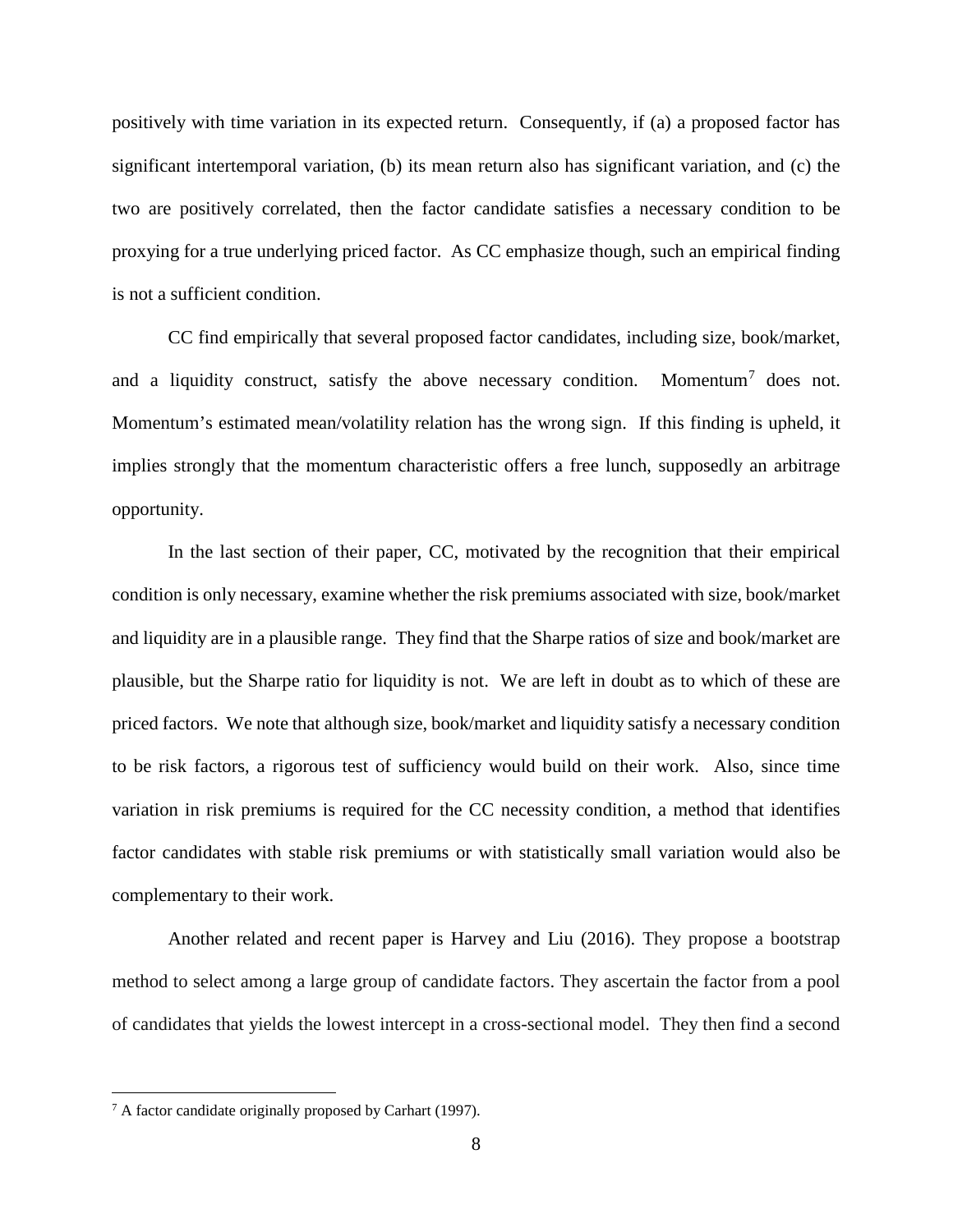positively with time variation in its expected return. Consequently, if (a) a proposed factor has significant intertemporal variation, (b) its mean return also has significant variation, and (c) the two are positively correlated, then the factor candidate satisfies a necessary condition to be proxying for a true underlying priced factor. As CC emphasize though, such an empirical finding is not a sufficient condition.

CC find empirically that several proposed factor candidates, including size, book/market, and a liquidity construct, satisfy the above necessary condition. Momentum[7] does not. Momentum's estimated mean/volatility relation has the wrong sign. If this finding is upheld, it implies strongly that the momentum characteristic offers a free lunch, supposedly an arbitrage opportunity.

In the last section of their paper, CC, motivated by the recognition that their empirical condition is only necessary, examine whether the risk premiums associated with size, book/market and liquidity are in a plausible range. They find that the Sharpe ratios of size and book/market are plausible, but the Sharpe ratio for liquidity is not. We are left in doubt as to which of these are priced factors. We note that although size, book/market and liquidity satisfy a necessary condition to be risk factors, a rigorous test of sufficiency would build on their work. Also, since time variation in risk premiums is required for the CC necessity condition, a method that identifies factor candidates with stable risk premiums or with statistically small variation would also be complementary to their work.

Another related and recent paper is Harvey and Liu (2016). They propose a bootstrap method to select among a large group of candidate factors. They ascertain the factor from a pool of candidates that yields the lowest intercept in a cross-sectional model. They then find a second

[7] A factor candidate originally proposed by Carhart (1997).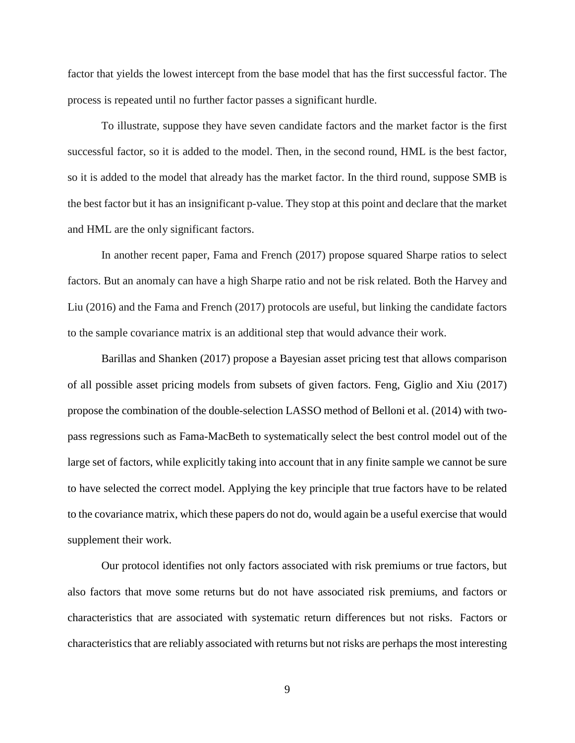factor that yields the lowest intercept from the base model that has the first successful factor. The process is repeated until no further factor passes a significant hurdle.

To illustrate, suppose they have seven candidate factors and the market factor is the first successful factor, so it is added to the model. Then, in the second round, HML is the best factor, so it is added to the model that already has the market factor. In the third round, suppose SMB is the best factor but it has an insignificant p-value. They stop at this point and declare that the market and HML are the only significant factors.

In another recent paper, Fama and French (2017) propose squared Sharpe ratios to select factors. But an anomaly can have a high Sharpe ratio and not be risk related. Both the Harvey and Liu (2016) and the Fama and French (2017) protocols are useful, but linking the candidate factors to the sample covariance matrix is an additional step that would advance their work.

Barillas and Shanken (2017) propose a Bayesian asset pricing test that allows comparison of all possible asset pricing models from subsets of given factors. Feng, Giglio and Xiu (2017) propose the combination of the double-selection LASSO method of Belloni et al. (2014) with two-pass regressions such as Fama-MacBeth to systematically select the best control model out of the large set of factors, while explicitly taking into account that in any finite sample we cannot be sure to have selected the correct model. Applying the key principle that true factors have to be related to the covariance matrix, which these papers do not do, would again be a useful exercise that would supplement their work.

Our protocol identifies not only factors associated with risk premiums or true factors, but also factors that move some returns but do not have associated risk premiums, and factors or characteristics that are associated with systematic return differences but not risks. Factors or characteristics that are reliably associated with returns but not risks are perhaps the most interesting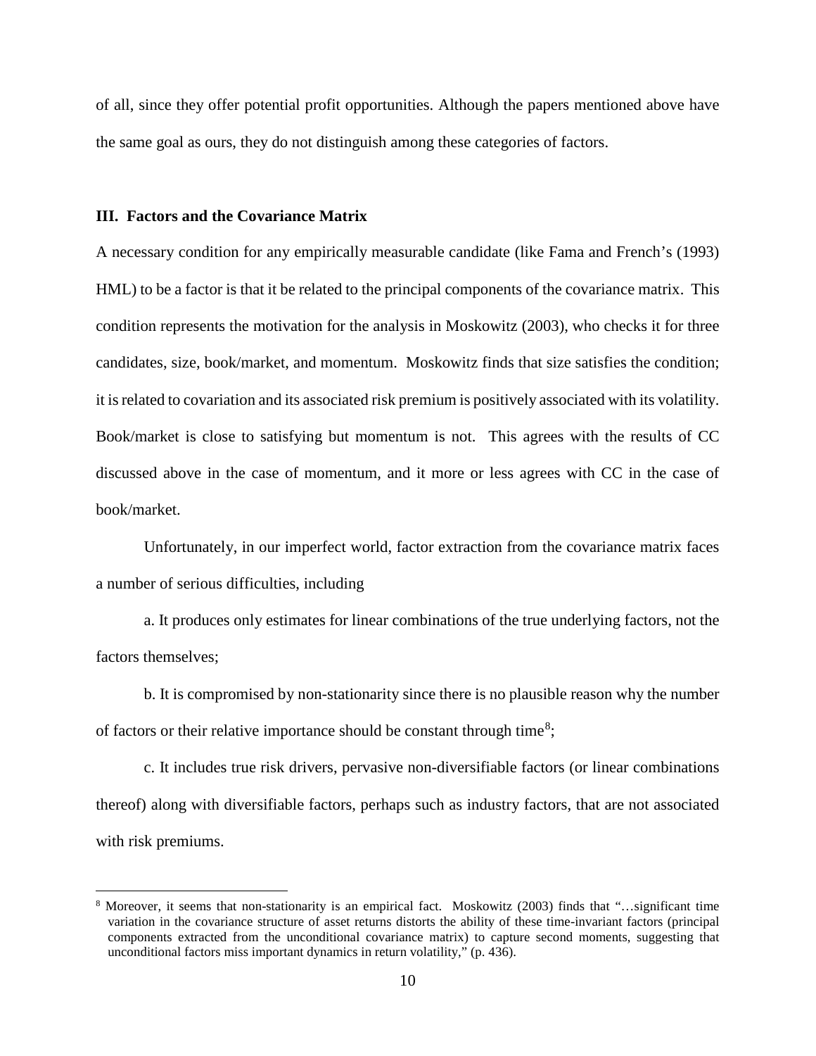of all, since they offer potential profit opportunities. Although the papers mentioned above have the same goal as ours, they do not distinguish among these categories of factors.

### III. Factors and the Covariance Matrix

A necessary condition for any empirically measurable candidate (like Fama and French's (1993) HML) to be a factor is that it be related to the principal components of the covariance matrix. This condition represents the motivation for the analysis in Moskowitz (2003), who checks it for three candidates, size, book/market, and momentum. Moskowitz finds that size satisfies the condition; it is related to covariation and its associated risk premium is positively associated with its volatility. Book/market is close to satisfying but momentum is not. This agrees with the results of CC discussed above in the case of momentum, and it more or less agrees with CC in the case of book/market.

Unfortunately, in our imperfect world, factor extraction from the covariance matrix faces a number of serious difficulties, including

a. It produces only estimates for linear combinations of the true underlying factors, not the factors themselves;

b. It is compromised by non-stationarity since there is no plausible reason why the number of factors or their relative importance should be constant through time[8];

c. It includes true risk drivers, pervasive non-diversifiable factors (or linear combinations thereof) along with diversifiable factors, perhaps such as industry factors, that are not associated with risk premiums.

[8] Moreover, it seems that non-stationarity is an empirical fact. Moskowitz (2003) finds that "…significant time variation in the covariance structure of asset returns distorts the ability of these time-invariant factors (principal components extracted from the unconditional covariance matrix) to capture second moments, suggesting that unconditional factors miss important dynamics in return volatility," (p. 436).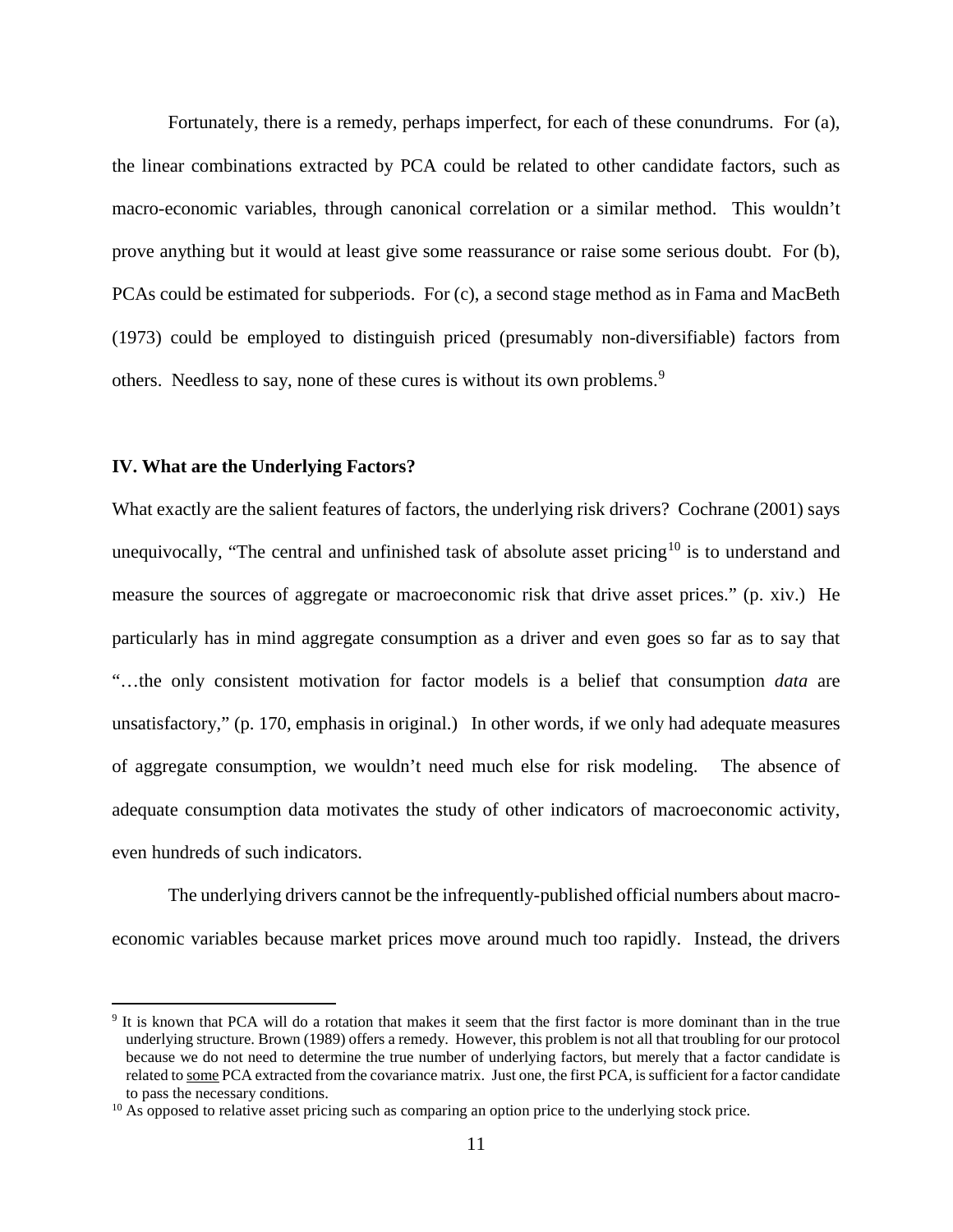Fortunately, there is a remedy, perhaps imperfect, for each of these conundrums. For (a), the linear combinations extracted by PCA could be related to other candidate factors, such as macro-economic variables, through canonical correlation or a similar method. This wouldn't prove anything but it would at least give some reassurance or raise some serious doubt. For (b), PCAs could be estimated for subperiods. For (c), a second stage method as in Fama and MacBeth (1973) could be employed to distinguish priced (presumably non-diversifiable) factors from others. Needless to say, none of these cures is without its own problems.[9]

### IV. What are the Underlying Factors?

What exactly are the salient features of factors, the underlying risk drivers? Cochrane (2001) says unequivocally, "The central and unfinished task of absolute asset pricing[10] is to understand and measure the sources of aggregate or macroeconomic risk that drive asset prices." (p. xiv.) He particularly has in mind aggregate consumption as a driver and even goes so far as to say that "…the only consistent motivation for factor models is a belief that consumption *data* are unsatisfactory," (p. 170, emphasis in original.) In other words, if we only had adequate measures of aggregate consumption, we wouldn't need much else for risk modeling. The absence of adequate consumption data motivates the study of other indicators of macroeconomic activity, even hundreds of such indicators.

The underlying drivers cannot be the infrequently-published official numbers about macro-economic variables because market prices move around much too rapidly. Instead, the drivers

---

[9] It is known that PCA will do a rotation that makes it seem that the first factor is more dominant than in the true underlying structure. Brown (1989) offers a remedy. However, this problem is not all that troubling for our protocol because we do not need to determine the true number of underlying factors, but merely that a factor candidate is related to some PCA extracted from the covariance matrix. Just one, the first PCA, is sufficient for a factor candidate to pass the necessary conditions.

[10] As opposed to relative asset pricing such as comparing an option price to the underlying stock price.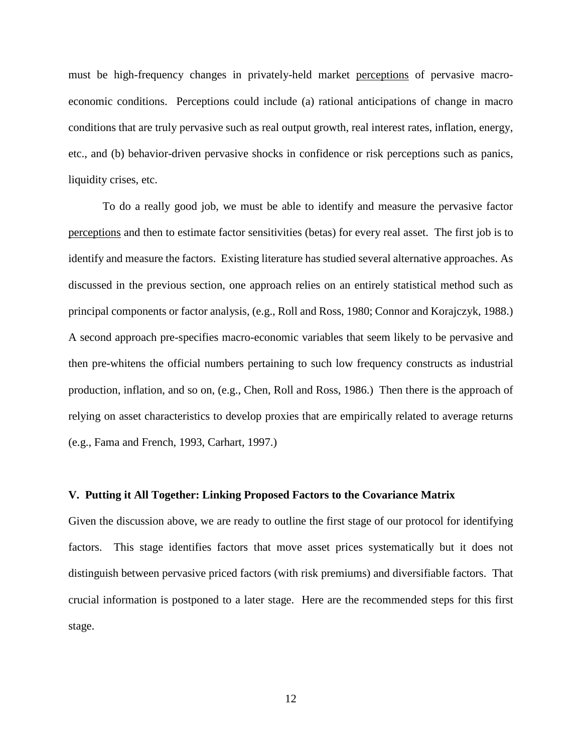must be high-frequency changes in privately-held market <u>perceptions</u> of pervasive macro-economic conditions. Perceptions could include (a) rational anticipations of change in macro conditions that are truly pervasive such as real output growth, real interest rates, inflation, energy, etc., and (b) behavior-driven pervasive shocks in confidence or risk perceptions such as panics, liquidity crises, etc.

To do a really good job, we must be able to identify and measure the pervasive factor <u>perceptions</u> and then to estimate factor sensitivities (betas) for every real asset. The first job is to identify and measure the factors. Existing literature has studied several alternative approaches. As discussed in the previous section, one approach relies on an entirely statistical method such as principal components or factor analysis, (e.g., Roll and Ross, 1980; Connor and Korajczyk, 1988.) A second approach pre-specifies macro-economic variables that seem likely to be pervasive and then pre-whitens the official numbers pertaining to such low frequency constructs as industrial production, inflation, and so on, (e.g., Chen, Roll and Ross, 1986.) Then there is the approach of relying on asset characteristics to develop proxies that are empirically related to average returns (e.g., Fama and French, 1993, Carhart, 1997.)

## V. Putting it All Together: Linking Proposed Factors to the Covariance Matrix

Given the discussion above, we are ready to outline the first stage of our protocol for identifying factors. This stage identifies factors that move asset prices systematically but it does not distinguish between pervasive priced factors (with risk premiums) and diversifiable factors. That crucial information is postponed to a later stage. Here are the recommended steps for this first stage.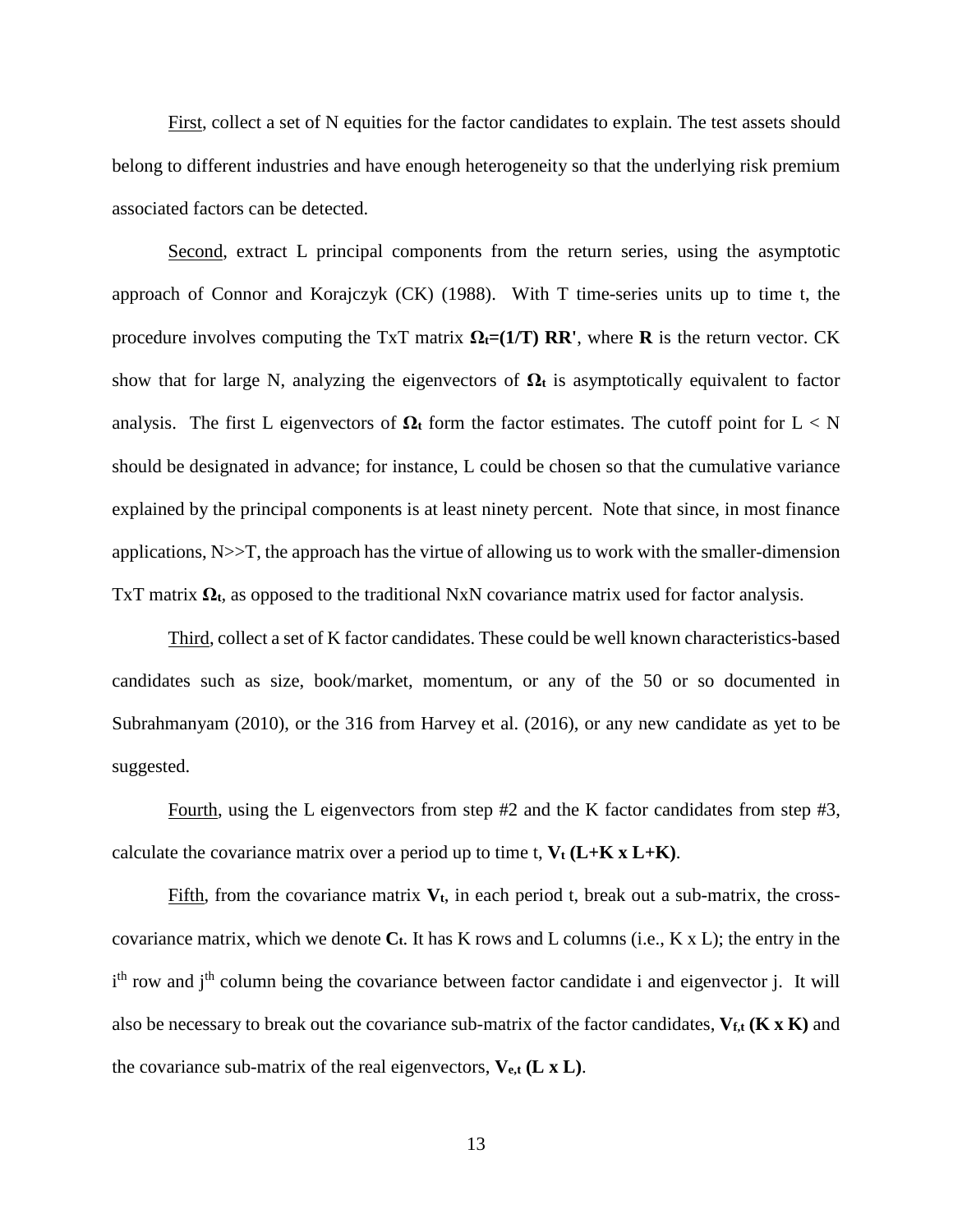First, collect a set of N equities for the factor candidates to explain. The test assets should belong to different industries and have enough heterogeneity so that the underlying risk premium associated factors can be detected.

Second, extract L principal components from the return series, using the asymptotic approach of Connor and Korajczyk (CK) (1988). With T time-series units up to time t, the procedure involves computing the TxT matrix $\mathbf{\Omega_t}=(1/T)\ \mathbf{RR'}$, where $\mathbf{R}$ is the return vector. CK show that for large N, analyzing the eigenvectors of $\mathbf{\Omega_t}$ is asymptotically equivalent to factor analysis. The first L eigenvectors of $\mathbf{\Omega_t}$ form the factor estimates. The cutoff point for $L < N$ should be designated in advance; for instance, L could be chosen so that the cumulative variance explained by the principal components is at least ninety percent. Note that since, in most finance applications, N>>T, the approach has the virtue of allowing us to work with the smaller-dimension TxT matrix $\mathbf{\Omega_t}$, as opposed to the traditional NxN covariance matrix used for factor analysis.

Third, collect a set of K factor candidates. These could be well known characteristics-based candidates such as size, book/market, momentum, or any of the 50 or so documented in Subrahmanyam (2010), or the 316 from Harvey et al. (2016), or any new candidate as yet to be suggested.

Fourth, using the L eigenvectors from step #2 and the K factor candidates from step #3, calculate the covariance matrix over a period up to time t, $\mathbf{V_t}$ **(L+K x L+K)**.

Fifth, from the covariance matrix $\mathbf{V_t}$, in each period t, break out a sub-matrix, the cross-covariance matrix, which we denote $\mathbf{C_t}$. It has K rows and L columns (i.e., K x L); the entry in the i[th] row and j[th] column being the covariance between factor candidate i and eigenvector j. It will also be necessary to break out the covariance sub-matrix of the factor candidates, $\mathbf{V_{f,t}}$ **(K x K)** and the covariance sub-matrix of the real eigenvectors, $\mathbf{V_{e,t}}$ **(L x L)**.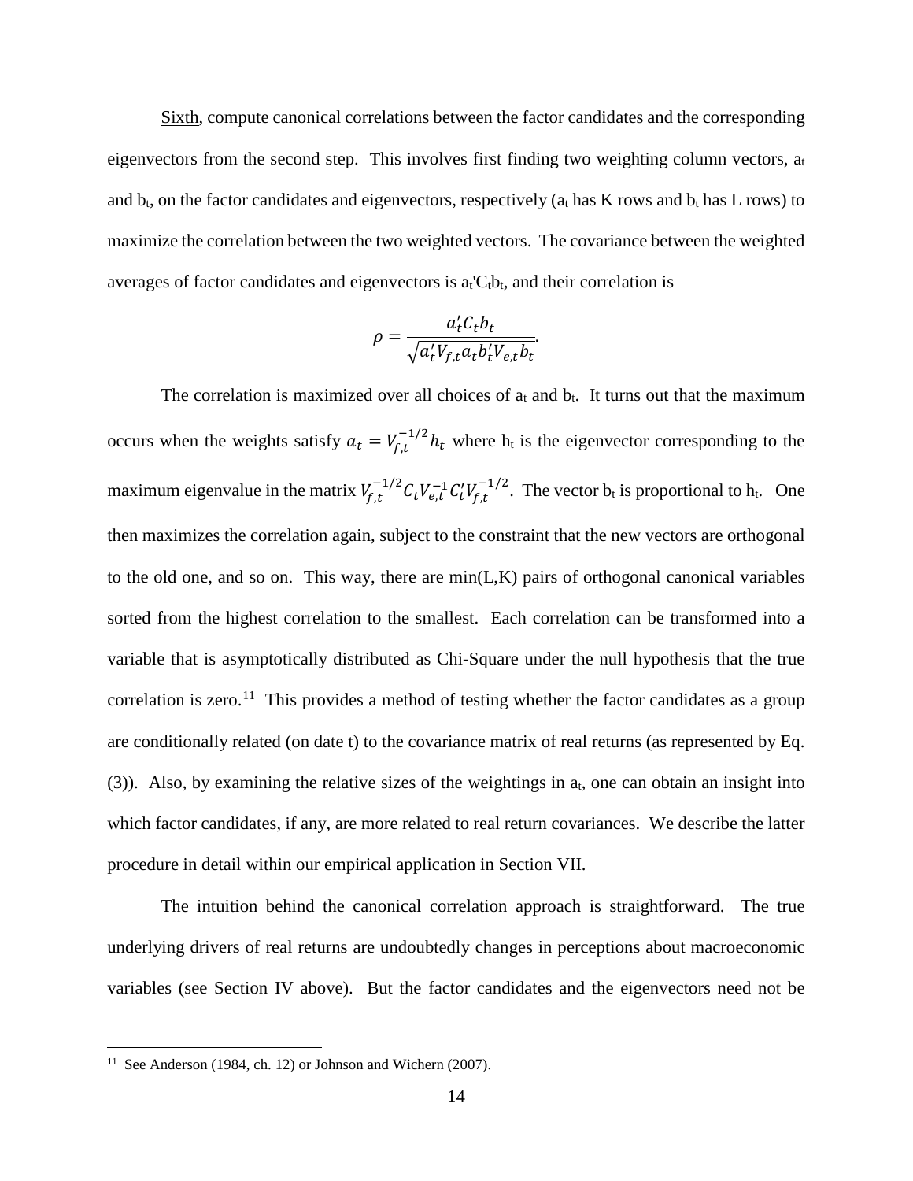Sixth, compute canonical correlations between the factor candidates and the corresponding eigenvectors from the second step. This involves first finding two weighting column vectors, $a_t$ and $b_t$, on the factor candidates and eigenvectors, respectively ($a_t$ has K rows and $b_t$ has L rows) to maximize the correlation between the two weighted vectors. The covariance between the weighted averages of factor candidates and eigenvectors is $a_t'C_tb_t$, and their correlation is

$$\rho = \frac{a_t' C_t b_t}{\sqrt{a_t' V_{f,t} a_t b_t' V_{e,t} b_t}}.$$

The correlation is maximized over all choices of $a_t$ and $b_t$. It turns out that the maximum occurs when the weights satisfy $a_t = V_{f,t}^{-1/2} h_t$ where $h_t$ is the eigenvector corresponding to the maximum eigenvalue in the matrix $V_{f,t}^{-1/2} C_t V_{e,t}^{-1} C_t' V_{f,t}^{-1/2}$. The vector $b_t$ is proportional to $h_t$. One then maximizes the correlation again, subject to the constraint that the new vectors are orthogonal to the old one, and so on. This way, there are min(L,K) pairs of orthogonal canonical variables sorted from the highest correlation to the smallest. Each correlation can be transformed into a variable that is asymptotically distributed as Chi-Square under the null hypothesis that the true correlation is zero.[11] This provides a method of testing whether the factor candidates as a group are conditionally related (on date t) to the covariance matrix of real returns (as represented by Eq. (3)). Also, by examining the relative sizes of the weightings in $a_t$, one can obtain an insight into which factor candidates, if any, are more related to real return covariances. We describe the latter procedure in detail within our empirical application in Section VII.

The intuition behind the canonical correlation approach is straightforward. The true underlying drivers of real returns are undoubtedly changes in perceptions about macroeconomic variables (see Section IV above). But the factor candidates and the eigenvectors need not be

[11] See Anderson (1984, ch. 12) or Johnson and Wichern (2007).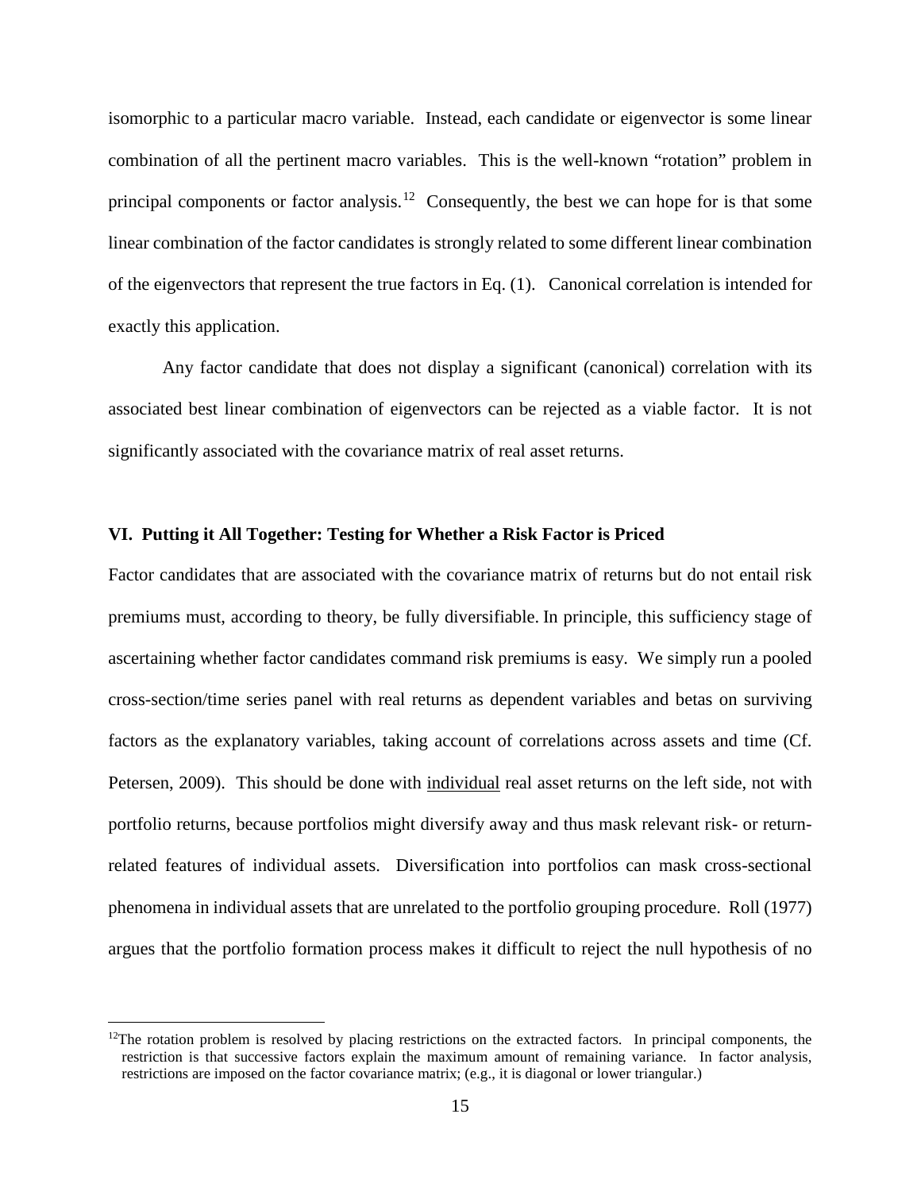isomorphic to a particular macro variable. Instead, each candidate or eigenvector is some linear combination of all the pertinent macro variables. This is the well-known "rotation" problem in principal components or factor analysis.[12] Consequently, the best we can hope for is that some linear combination of the factor candidates is strongly related to some different linear combination of the eigenvectors that represent the true factors in Eq. (1). Canonical correlation is intended for exactly this application.

Any factor candidate that does not display a significant (canonical) correlation with its associated best linear combination of eigenvectors can be rejected as a viable factor. It is not significantly associated with the covariance matrix of real asset returns.

### VI. Putting it All Together: Testing for Whether a Risk Factor is Priced

Factor candidates that are associated with the covariance matrix of returns but do not entail risk premiums must, according to theory, be fully diversifiable. In principle, this sufficiency stage of ascertaining whether factor candidates command risk premiums is easy. We simply run a pooled cross-section/time series panel with real returns as dependent variables and betas on surviving factors as the explanatory variables, taking account of correlations across assets and time (Cf. Petersen, 2009). This should be done with <u>individual</u> real asset returns on the left side, not with portfolio returns, because portfolios might diversify away and thus mask relevant risk- or return-related features of individual assets. Diversification into portfolios can mask cross-sectional phenomena in individual assets that are unrelated to the portfolio grouping procedure. Roll (1977) argues that the portfolio formation process makes it difficult to reject the null hypothesis of no

[12]The rotation problem is resolved by placing restrictions on the extracted factors. In principal components, the restriction is that successive factors explain the maximum amount of remaining variance. In factor analysis, restrictions are imposed on the factor covariance matrix; (e.g., it is diagonal or lower triangular.)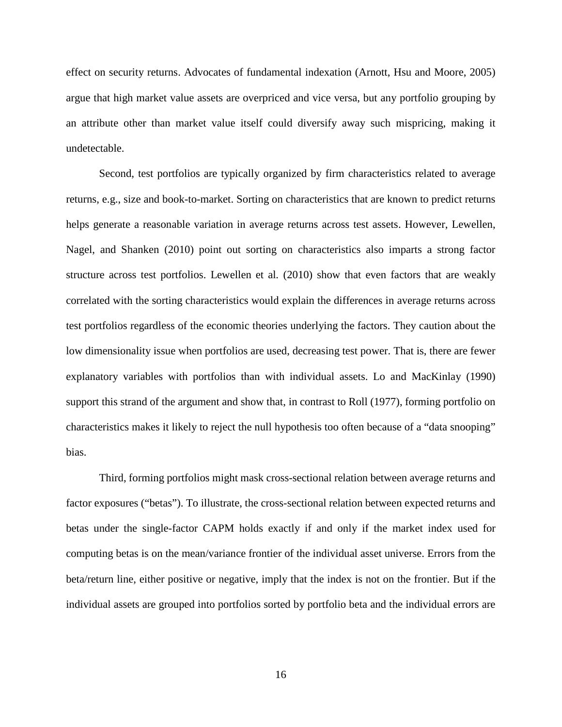effect on security returns. Advocates of fundamental indexation (Arnott, Hsu and Moore, 2005) argue that high market value assets are overpriced and vice versa, but any portfolio grouping by an attribute other than market value itself could diversify away such mispricing, making it undetectable.

Second, test portfolios are typically organized by firm characteristics related to average returns, e.g., size and book-to-market. Sorting on characteristics that are known to predict returns helps generate a reasonable variation in average returns across test assets. However, Lewellen, Nagel, and Shanken (2010) point out sorting on characteristics also imparts a strong factor structure across test portfolios. Lewellen et al. (2010) show that even factors that are weakly correlated with the sorting characteristics would explain the differences in average returns across test portfolios regardless of the economic theories underlying the factors. They caution about the low dimensionality issue when portfolios are used, decreasing test power. That is, there are fewer explanatory variables with portfolios than with individual assets. Lo and MacKinlay (1990) support this strand of the argument and show that, in contrast to Roll (1977), forming portfolio on characteristics makes it likely to reject the null hypothesis too often because of a "data snooping" bias.

Third, forming portfolios might mask cross-sectional relation between average returns and factor exposures ("betas"). To illustrate, the cross-sectional relation between expected returns and betas under the single-factor CAPM holds exactly if and only if the market index used for computing betas is on the mean/variance frontier of the individual asset universe. Errors from the beta/return line, either positive or negative, imply that the index is not on the frontier. But if the individual assets are grouped into portfolios sorted by portfolio beta and the individual errors are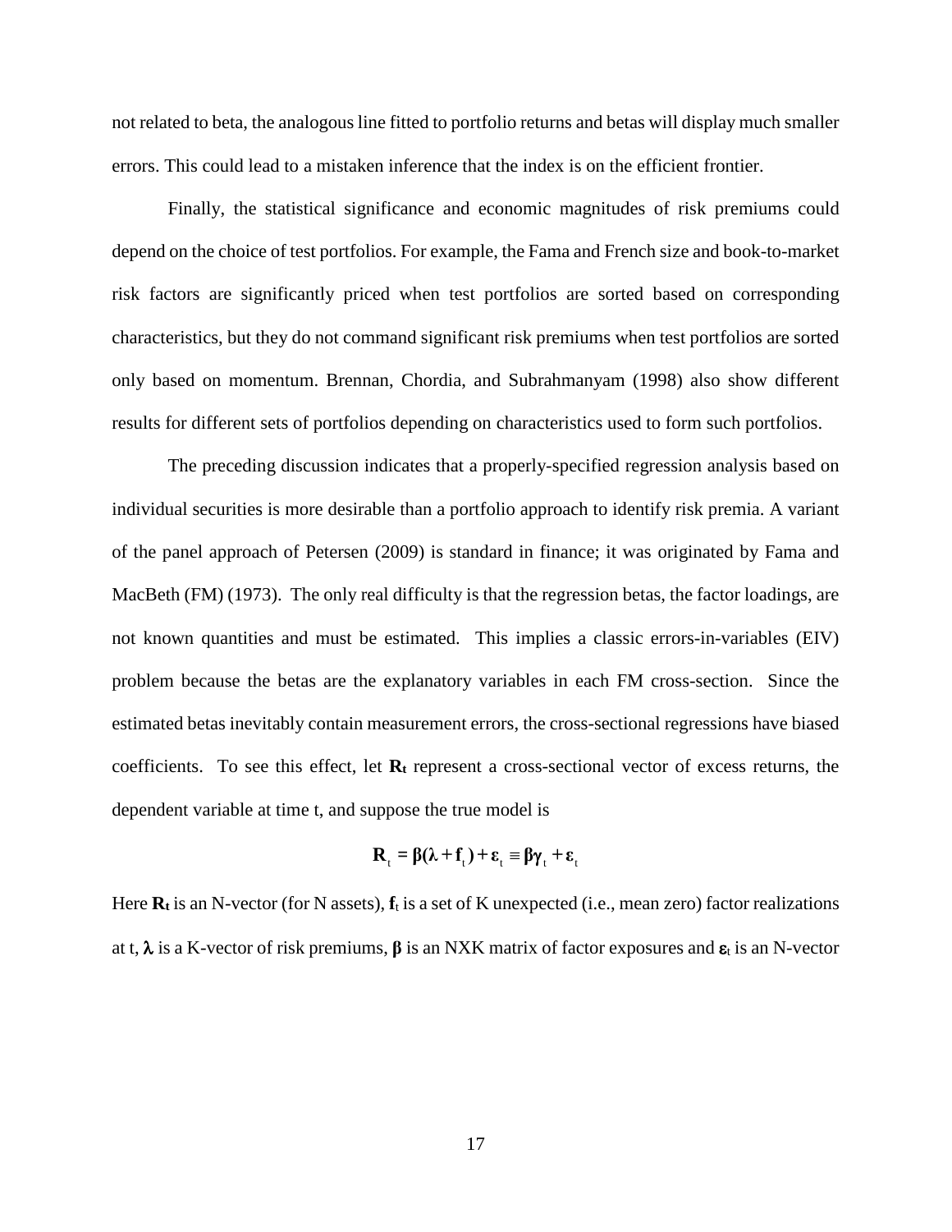not related to beta, the analogous line fitted to portfolio returns and betas will display much smaller errors. This could lead to a mistaken inference that the index is on the efficient frontier.

Finally, the statistical significance and economic magnitudes of risk premiums could depend on the choice of test portfolios. For example, the Fama and French size and book-to-market risk factors are significantly priced when test portfolios are sorted based on corresponding characteristics, but they do not command significant risk premiums when test portfolios are sorted only based on momentum. Brennan, Chordia, and Subrahmanyam (1998) also show different results for different sets of portfolios depending on characteristics used to form such portfolios.

The preceding discussion indicates that a properly-specified regression analysis based on individual securities is more desirable than a portfolio approach to identify risk premia. A variant of the panel approach of Petersen (2009) is standard in finance; it was originated by Fama and MacBeth (FM) (1973). The only real difficulty is that the regression betas, the factor loadings, are not known quantities and must be estimated. This implies a classic errors-in-variables (EIV) problem because the betas are the explanatory variables in each FM cross-section. Since the estimated betas inevitably contain measurement errors, the cross-sectional regressions have biased coefficients. To see this effect, let $\mathbf{R_t}$ represent a cross-sectional vector of excess returns, the dependent variable at time t, and suppose the true model is

$$\mathbf{R}_t = \boldsymbol{\beta}(\boldsymbol{\lambda} + \mathbf{f}_t) + \boldsymbol{\varepsilon}_t \equiv \boldsymbol{\beta}\boldsymbol{\gamma}_t + \boldsymbol{\varepsilon}_t$$

Here $\mathbf{R_t}$ is an N-vector (for N assets), $\mathbf{f}_t$ is a set of K unexpected (i.e., mean zero) factor realizations at t, $\boldsymbol{\lambda}$ is a K-vector of risk premiums, $\boldsymbol{\beta}$ is an NXK matrix of factor exposures and $\boldsymbol{\varepsilon}_t$ is an N-vector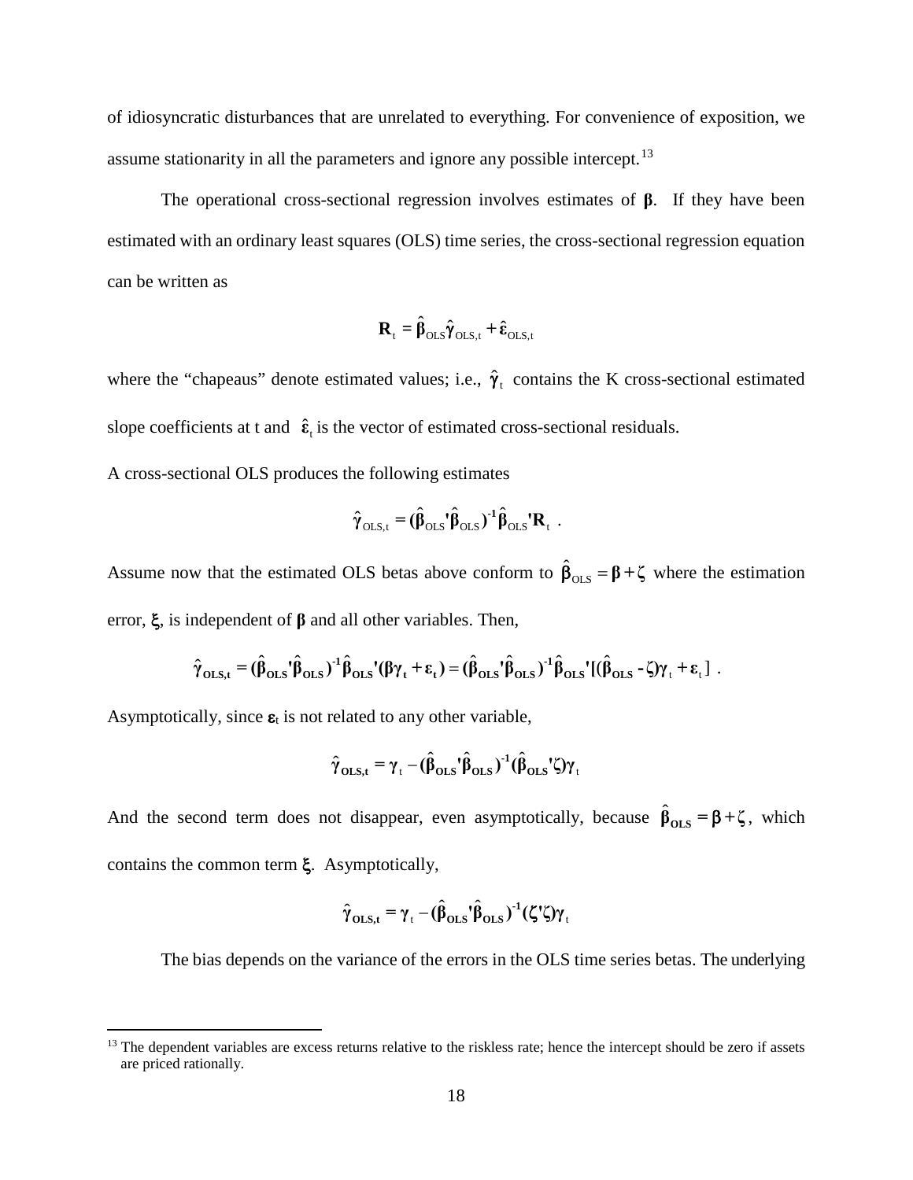of idiosyncratic disturbances that are unrelated to everything. For convenience of exposition, we assume stationarity in all the parameters and ignore any possible intercept.[13]

The operational cross-sectional regression involves estimates of $\boldsymbol{\beta}$. If they have been estimated with an ordinary least squares (OLS) time series, the cross-sectional regression equation can be written as

$$\mathbf{R}_t = \hat{\boldsymbol{\beta}}_{OLS}\hat{\boldsymbol{\gamma}}_{OLS,t} + \hat{\boldsymbol{\varepsilon}}_{OLS,t}$$

where the "chapeaus" denote estimated values; i.e., $\hat{\boldsymbol{\gamma}}_t$ contains the K cross-sectional estimated slope coefficients at t and $\hat{\boldsymbol{\varepsilon}}_t$ is the vector of estimated cross-sectional residuals.

A cross-sectional OLS produces the following estimates

$$\hat{\boldsymbol{\gamma}}_{OLS,t} = (\hat{\boldsymbol{\beta}}_{OLS}'\hat{\boldsymbol{\beta}}_{OLS})^{-1}\hat{\boldsymbol{\beta}}_{OLS}'\mathbf{R}_t \ .$$

Assume now that the estimated OLS betas above conform to $\hat{\boldsymbol{\beta}}_{OLS} = \boldsymbol{\beta} + \boldsymbol{\zeta}$ where the estimation error, $\boldsymbol{\xi}$, is independent of $\boldsymbol{\beta}$ and all other variables. Then,

$$\hat{\boldsymbol{\gamma}}_{OLS,t} = (\hat{\boldsymbol{\beta}}_{OLS}'\hat{\boldsymbol{\beta}}_{OLS})^{-1}\hat{\boldsymbol{\beta}}_{OLS}'(\boldsymbol{\beta}\boldsymbol{\gamma}_t + \boldsymbol{\varepsilon}_t) = (\hat{\boldsymbol{\beta}}_{OLS}'\hat{\boldsymbol{\beta}}_{OLS})^{-1}\hat{\boldsymbol{\beta}}_{OLS}'[(\hat{\boldsymbol{\beta}}_{OLS} - \boldsymbol{\zeta})\boldsymbol{\gamma}_t + \boldsymbol{\varepsilon}_t] \ .$$

Asymptotically, since $\boldsymbol{\varepsilon}_t$ is not related to any other variable,

$$\hat{\boldsymbol{\gamma}}_{OLS,t} = \boldsymbol{\gamma}_t - (\hat{\boldsymbol{\beta}}_{OLS}'\hat{\boldsymbol{\beta}}_{OLS})^{-1}(\hat{\boldsymbol{\beta}}_{OLS}'\boldsymbol{\zeta})\boldsymbol{\gamma}_t$$

And the second term does not disappear, even asymptotically, because $\hat{\boldsymbol{\beta}}_{OLS} = \boldsymbol{\beta} + \boldsymbol{\zeta}$, which contains the common term $\boldsymbol{\xi}$. Asymptotically,

$$\hat{\boldsymbol{\gamma}}_{OLS,t} = \boldsymbol{\gamma}_t - (\hat{\boldsymbol{\beta}}_{OLS}'\hat{\boldsymbol{\beta}}_{OLS})^{-1}(\boldsymbol{\zeta}'\boldsymbol{\zeta})\boldsymbol{\gamma}_t$$

The bias depends on the variance of the errors in the OLS time series betas. The underlying

[13] The dependent variables are excess returns relative to the riskless rate; hence the intercept should be zero if assets are priced rationally.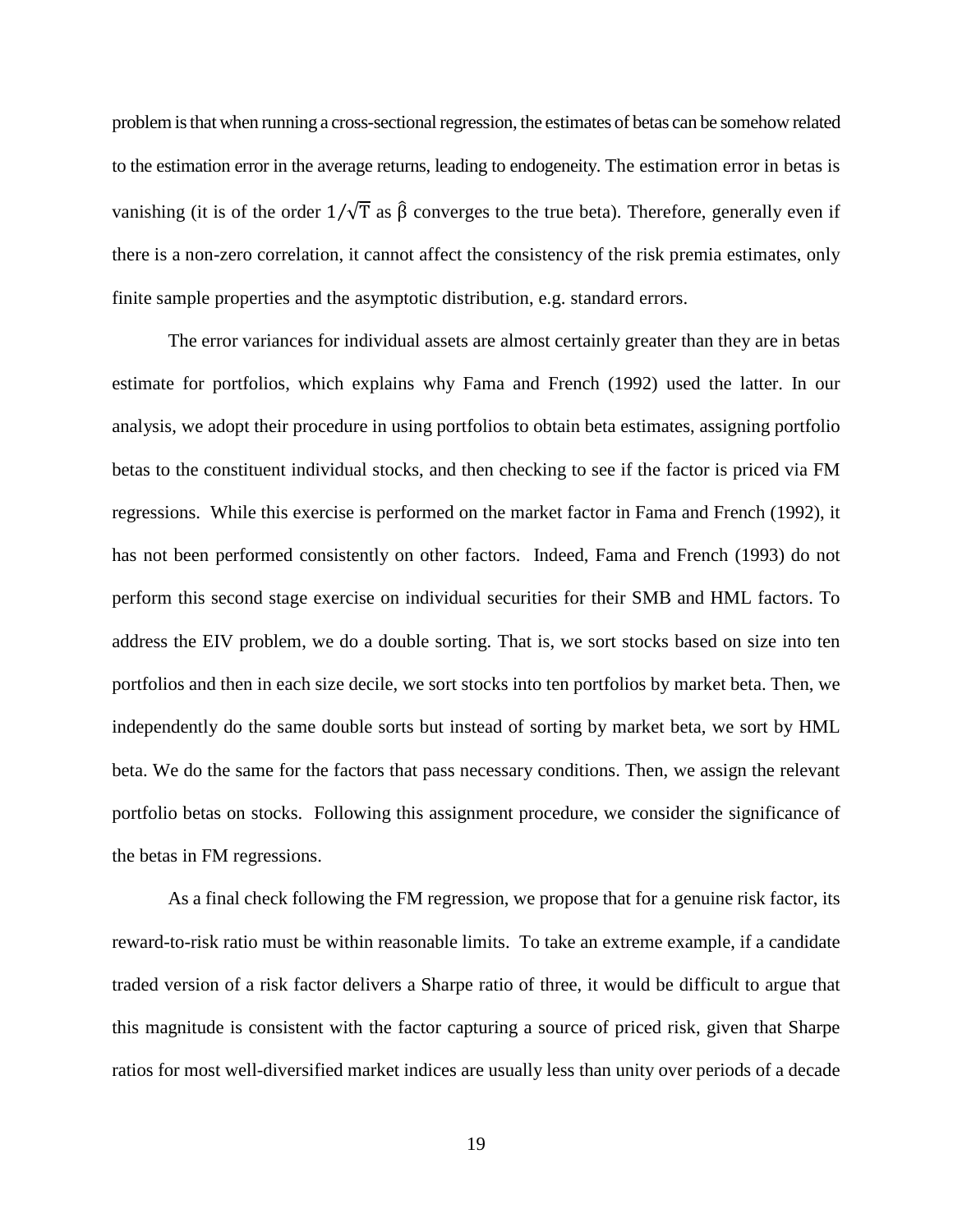problem is that when running a cross-sectional regression, the estimates of betas can be somehow related to the estimation error in the average returns, leading to endogeneity. The estimation error in betas is vanishing (it is of the order $1/\sqrt{T}$ as $\hat{\beta}$ converges to the true beta). Therefore, generally even if there is a non-zero correlation, it cannot affect the consistency of the risk premia estimates, only finite sample properties and the asymptotic distribution, e.g. standard errors.

The error variances for individual assets are almost certainly greater than they are in betas estimate for portfolios, which explains why Fama and French (1992) used the latter. In our analysis, we adopt their procedure in using portfolios to obtain beta estimates, assigning portfolio betas to the constituent individual stocks, and then checking to see if the factor is priced via FM regressions. While this exercise is performed on the market factor in Fama and French (1992), it has not been performed consistently on other factors. Indeed, Fama and French (1993) do not perform this second stage exercise on individual securities for their SMB and HML factors. To address the EIV problem, we do a double sorting. That is, we sort stocks based on size into ten portfolios and then in each size decile, we sort stocks into ten portfolios by market beta. Then, we independently do the same double sorts but instead of sorting by market beta, we sort by HML beta. We do the same for the factors that pass necessary conditions. Then, we assign the relevant portfolio betas on stocks. Following this assignment procedure, we consider the significance of the betas in FM regressions.

As a final check following the FM regression, we propose that for a genuine risk factor, its reward-to-risk ratio must be within reasonable limits. To take an extreme example, if a candidate traded version of a risk factor delivers a Sharpe ratio of three, it would be difficult to argue that this magnitude is consistent with the factor capturing a source of priced risk, given that Sharpe ratios for most well-diversified market indices are usually less than unity over periods of a decade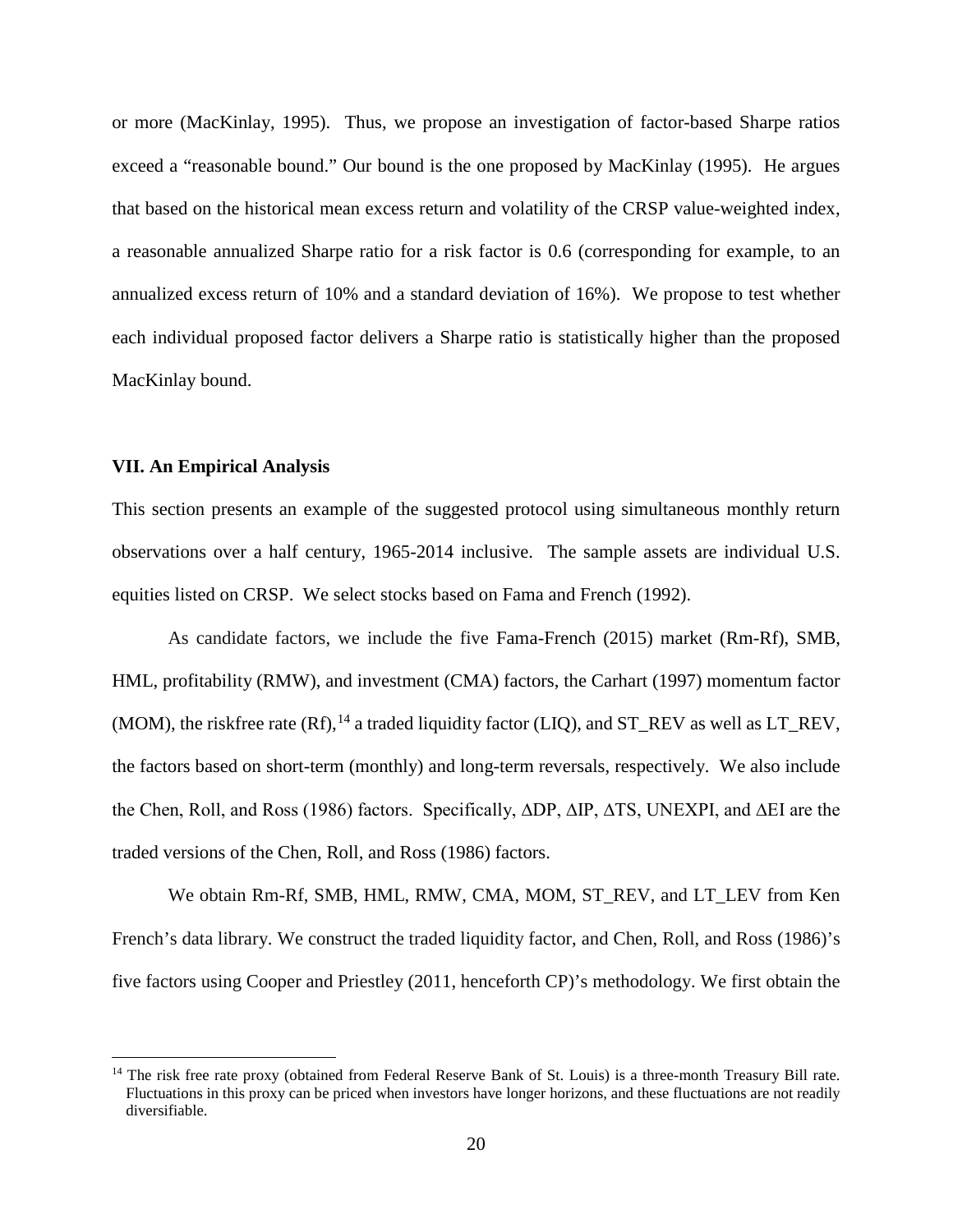or more (MacKinlay, 1995). Thus, we propose an investigation of factor-based Sharpe ratios exceed a "reasonable bound." Our bound is the one proposed by MacKinlay (1995). He argues that based on the historical mean excess return and volatility of the CRSP value-weighted index, a reasonable annualized Sharpe ratio for a risk factor is 0.6 (corresponding for example, to an annualized excess return of 10% and a standard deviation of 16%). We propose to test whether each individual proposed factor delivers a Sharpe ratio is statistically higher than the proposed MacKinlay bound.

## VII. An Empirical Analysis

This section presents an example of the suggested protocol using simultaneous monthly return observations over a half century, 1965-2014 inclusive. The sample assets are individual U.S. equities listed on CRSP. We select stocks based on Fama and French (1992).

As candidate factors, we include the five Fama-French (2015) market (Rm-Rf), SMB, HML, profitability (RMW), and investment (CMA) factors, the Carhart (1997) momentum factor (MOM), the riskfree rate (Rf),[14] a traded liquidity factor (LIQ), and ST_REV as well as LT_REV, the factors based on short-term (monthly) and long-term reversals, respectively. We also include the Chen, Roll, and Ross (1986) factors. Specifically, $\Delta$DP, $\Delta$IP, $\Delta$TS, UNEXPI, and $\Delta$EI are the traded versions of the Chen, Roll, and Ross (1986) factors.

We obtain Rm-Rf, SMB, HML, RMW, CMA, MOM, ST_REV, and LT_LEV from Ken French's data library. We construct the traded liquidity factor, and Chen, Roll, and Ross (1986)'s five factors using Cooper and Priestley (2011, henceforth CP)'s methodology. We first obtain the

[14] The risk free rate proxy (obtained from Federal Reserve Bank of St. Louis) is a three-month Treasury Bill rate. Fluctuations in this proxy can be priced when investors have longer horizons, and these fluctuations are not readily diversifiable.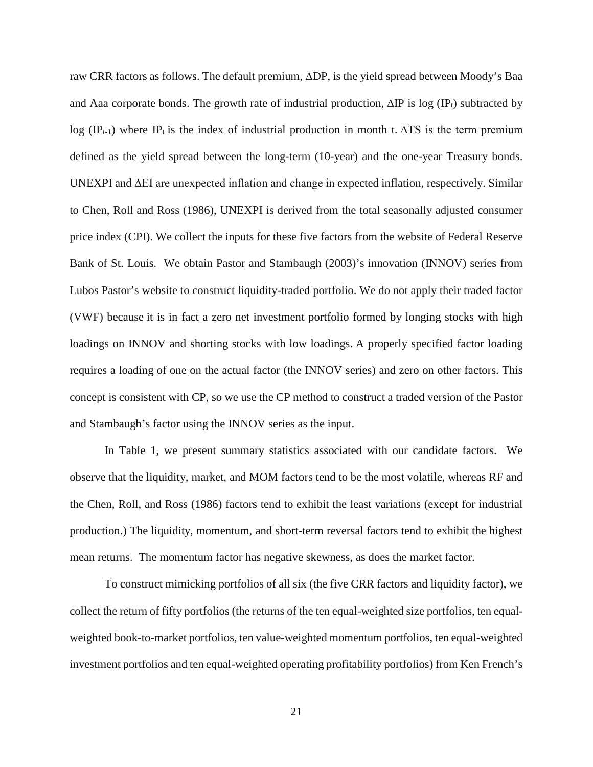raw CRR factors as follows. The default premium, $\Delta DP$, is the yield spread between Moody's Baa and Aaa corporate bonds. The growth rate of industrial production, $\Delta IP$ is log ($IP_t$) subtracted by log ($IP_{t-1}$) where $IP_t$ is the index of industrial production in month t. $\Delta TS$ is the term premium defined as the yield spread between the long-term (10-year) and the one-year Treasury bonds. UNEXPI and $\Delta EI$ are unexpected inflation and change in expected inflation, respectively. Similar to Chen, Roll and Ross (1986), UNEXPI is derived from the total seasonally adjusted consumer price index (CPI). We collect the inputs for these five factors from the website of Federal Reserve Bank of St. Louis. We obtain Pastor and Stambaugh (2003)'s innovation (INNOV) series from Lubos Pastor's website to construct liquidity-traded portfolio. We do not apply their traded factor (VWF) because it is in fact a zero net investment portfolio formed by longing stocks with high loadings on INNOV and shorting stocks with low loadings. A properly specified factor loading requires a loading of one on the actual factor (the INNOV series) and zero on other factors. This concept is consistent with CP, so we use the CP method to construct a traded version of the Pastor and Stambaugh's factor using the INNOV series as the input.

In Table 1, we present summary statistics associated with our candidate factors. We observe that the liquidity, market, and MOM factors tend to be the most volatile, whereas RF and the Chen, Roll, and Ross (1986) factors tend to exhibit the least variations (except for industrial production.) The liquidity, momentum, and short-term reversal factors tend to exhibit the highest mean returns. The momentum factor has negative skewness, as does the market factor.

To construct mimicking portfolios of all six (the five CRR factors and liquidity factor), we collect the return of fifty portfolios (the returns of the ten equal-weighted size portfolios, ten equal-weighted book-to-market portfolios, ten value-weighted momentum portfolios, ten equal-weighted investment portfolios and ten equal-weighted operating profitability portfolios) from Ken French's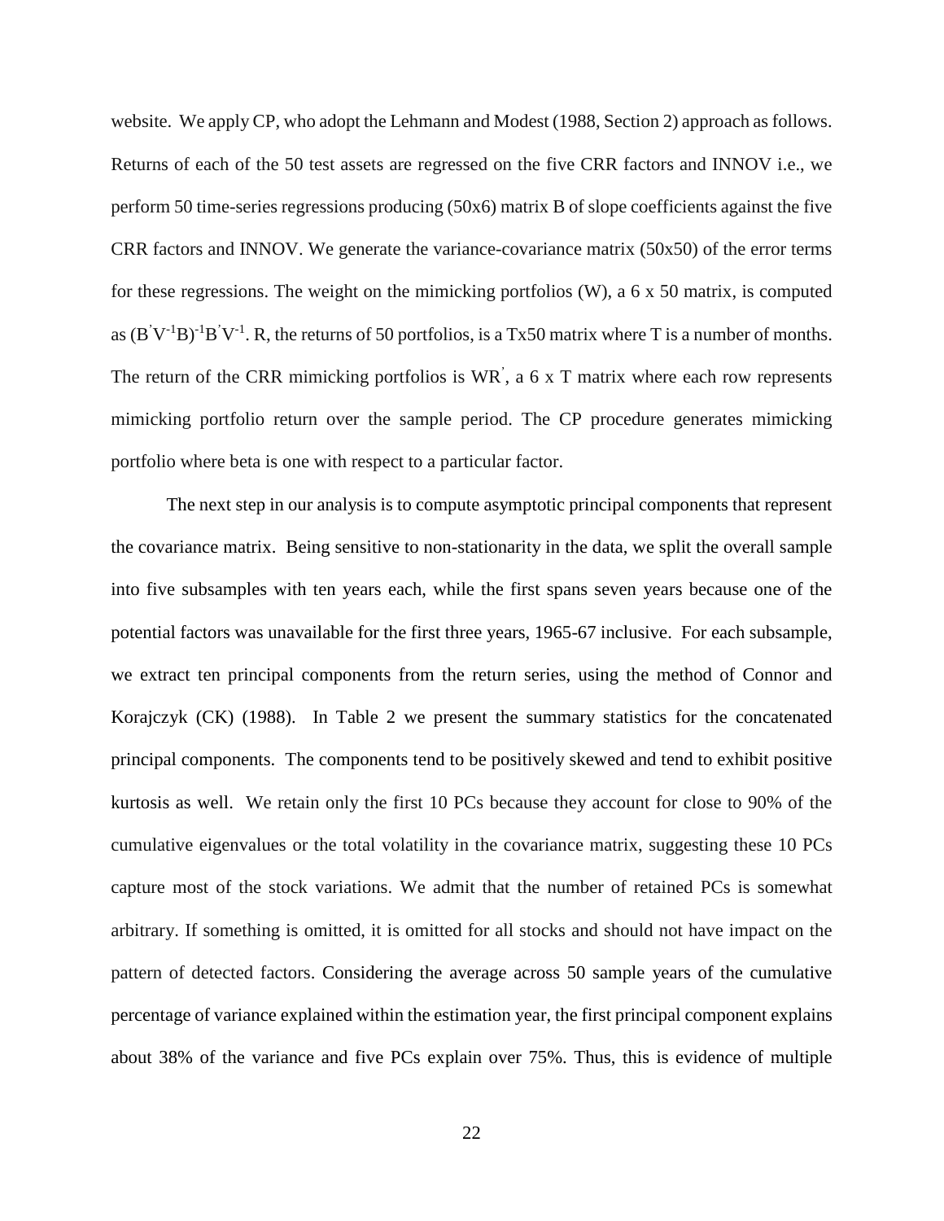website. We apply CP, who adopt the Lehmann and Modest (1988, Section 2) approach as follows. Returns of each of the 50 test assets are regressed on the five CRR factors and INNOV i.e., we perform 50 time-series regressions producing (50x6) matrix B of slope coefficients against the five CRR factors and INNOV. We generate the variance-covariance matrix (50x50) of the error terms for these regressions. The weight on the mimicking portfolios (W), a 6 x 50 matrix, is computed as $(B'V^{-1}B)^{-1}B'V^{-1}$. R, the returns of 50 portfolios, is a Tx50 matrix where T is a number of months. The return of the CRR mimicking portfolios is $WR'$, a 6 x T matrix where each row represents mimicking portfolio return over the sample period. The CP procedure generates mimicking portfolio where beta is one with respect to a particular factor.

The next step in our analysis is to compute asymptotic principal components that represent the covariance matrix. Being sensitive to non-stationarity in the data, we split the overall sample into five subsamples with ten years each, while the first spans seven years because one of the potential factors was unavailable for the first three years, 1965-67 inclusive. For each subsample, we extract ten principal components from the return series, using the method of Connor and Korajczyk (CK) (1988). In Table 2 we present the summary statistics for the concatenated principal components. The components tend to be positively skewed and tend to exhibit positive kurtosis as well. We retain only the first 10 PCs because they account for close to 90% of the cumulative eigenvalues or the total volatility in the covariance matrix, suggesting these 10 PCs capture most of the stock variations. We admit that the number of retained PCs is somewhat arbitrary. If something is omitted, it is omitted for all stocks and should not have impact on the pattern of detected factors. Considering the average across 50 sample years of the cumulative percentage of variance explained within the estimation year, the first principal component explains about 38% of the variance and five PCs explain over 75%. Thus, this is evidence of multiple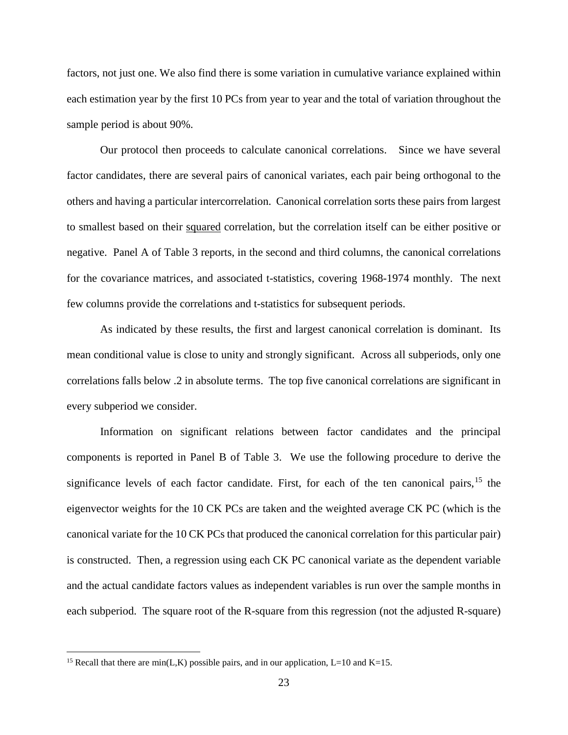factors, not just one. We also find there is some variation in cumulative variance explained within each estimation year by the first 10 PCs from year to year and the total of variation throughout the sample period is about 90%.

Our protocol then proceeds to calculate canonical correlations. Since we have several factor candidates, there are several pairs of canonical variates, each pair being orthogonal to the others and having a particular intercorrelation. Canonical correlation sorts these pairs from largest to smallest based on their <u>squared</u> correlation, but the correlation itself can be either positive or negative. Panel A of Table 3 reports, in the second and third columns, the canonical correlations for the covariance matrices, and associated t-statistics, covering 1968-1974 monthly. The next few columns provide the correlations and t-statistics for subsequent periods.

As indicated by these results, the first and largest canonical correlation is dominant. Its mean conditional value is close to unity and strongly significant. Across all subperiods, only one correlations falls below .2 in absolute terms. The top five canonical correlations are significant in every subperiod we consider.

Information on significant relations between factor candidates and the principal components is reported in Panel B of Table 3. We use the following procedure to derive the significance levels of each factor candidate. First, for each of the ten canonical pairs,[15] the eigenvector weights for the 10 CK PCs are taken and the weighted average CK PC (which is the canonical variate for the 10 CK PCs that produced the canonical correlation for this particular pair) is constructed. Then, a regression using each CK PC canonical variate as the dependent variable and the actual candidate factors values as independent variables is run over the sample months in each subperiod. The square root of the R-square from this regression (not the adjusted R-square)

---

[15] Recall that there are min(L,K) possible pairs, and in our application, L=10 and K=15.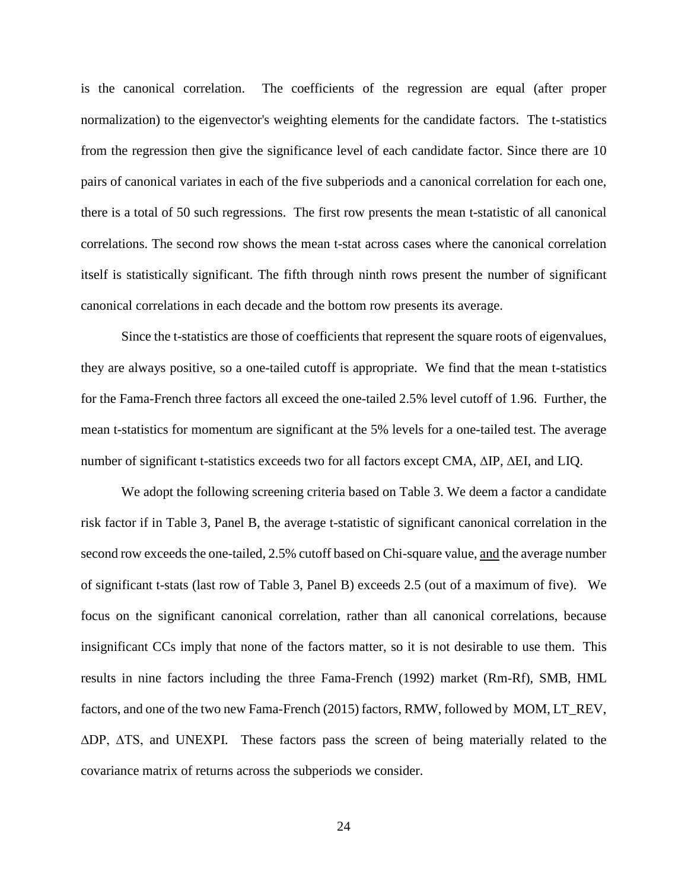is the canonical correlation. The coefficients of the regression are equal (after proper normalization) to the eigenvector's weighting elements for the candidate factors. The t-statistics from the regression then give the significance level of each candidate factor. Since there are 10 pairs of canonical variates in each of the five subperiods and a canonical correlation for each one, there is a total of 50 such regressions. The first row presents the mean t-statistic of all canonical correlations. The second row shows the mean t-stat across cases where the canonical correlation itself is statistically significant. The fifth through ninth rows present the number of significant canonical correlations in each decade and the bottom row presents its average.

Since the t-statistics are those of coefficients that represent the square roots of eigenvalues, they are always positive, so a one-tailed cutoff is appropriate. We find that the mean t-statistics for the Fama-French three factors all exceed the one-tailed 2.5% level cutoff of 1.96. Further, the mean t-statistics for momentum are significant at the 5% levels for a one-tailed test. The average number of significant t-statistics exceeds two for all factors except CMA, ΔIP, ΔEI, and LIQ.

We adopt the following screening criteria based on Table 3. We deem a factor a candidate risk factor if in Table 3, Panel B, the average t-statistic of significant canonical correlation in the second row exceeds the one-tailed, 2.5% cutoff based on Chi-square value, <u>and</u> the average number of significant t-stats (last row of Table 3, Panel B) exceeds 2.5 (out of a maximum of five). We focus on the significant canonical correlation, rather than all canonical correlations, because insignificant CCs imply that none of the factors matter, so it is not desirable to use them. This results in nine factors including the three Fama-French (1992) market (Rm-Rf), SMB, HML factors, and one of the two new Fama-French (2015) factors, RMW, followed by MOM, LT_REV, ΔDP, ΔTS, and UNEXPI. These factors pass the screen of being materially related to the covariance matrix of returns across the subperiods we consider.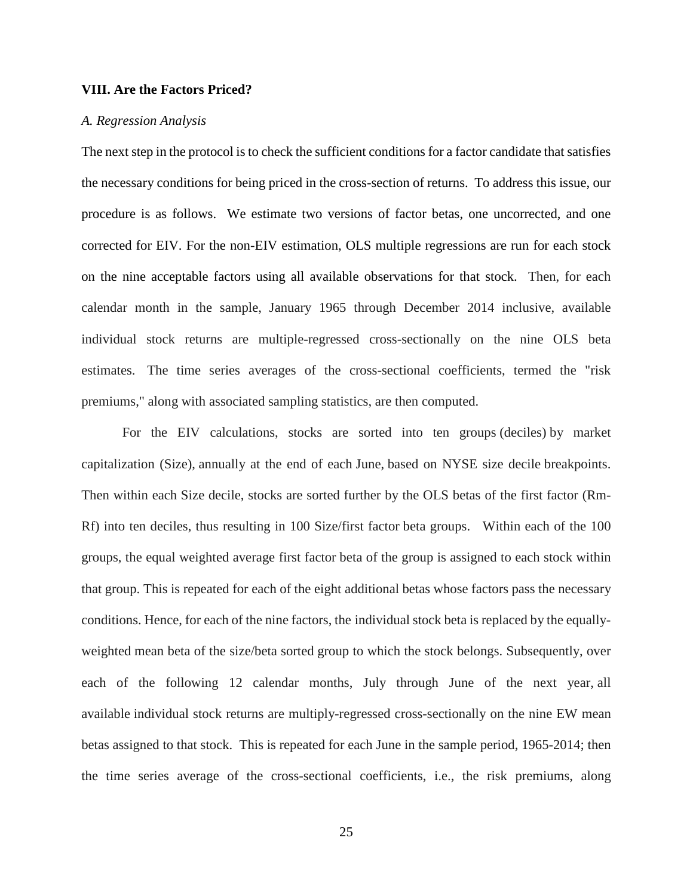## VIII. Are the Factors Priced?

### *A. Regression Analysis*

The next step in the protocol is to check the sufficient conditions for a factor candidate that satisfies the necessary conditions for being priced in the cross-section of returns. To address this issue, our procedure is as follows. We estimate two versions of factor betas, one uncorrected, and one corrected for EIV. For the non-EIV estimation, OLS multiple regressions are run for each stock on the nine acceptable factors using all available observations for that stock. Then, for each calendar month in the sample, January 1965 through December 2014 inclusive, available individual stock returns are multiple-regressed cross-sectionally on the nine OLS beta estimates. The time series averages of the cross-sectional coefficients, termed the "risk premiums," along with associated sampling statistics, are then computed.

For the EIV calculations, stocks are sorted into ten groups (deciles) by market capitalization (Size), annually at the end of each June, based on NYSE size decile breakpoints. Then within each Size decile, stocks are sorted further by the OLS betas of the first factor (Rm-Rf) into ten deciles, thus resulting in 100 Size/first factor beta groups. Within each of the 100 groups, the equal weighted average first factor beta of the group is assigned to each stock within that group. This is repeated for each of the eight additional betas whose factors pass the necessary conditions. Hence, for each of the nine factors, the individual stock beta is replaced by the equally-weighted mean beta of the size/beta sorted group to which the stock belongs. Subsequently, over each of the following 12 calendar months, July through June of the next year, all available individual stock returns are multiply-regressed cross-sectionally on the nine EW mean betas assigned to that stock. This is repeated for each June in the sample period, 1965-2014; then the time series average of the cross-sectional coefficients, i.e., the risk premiums, along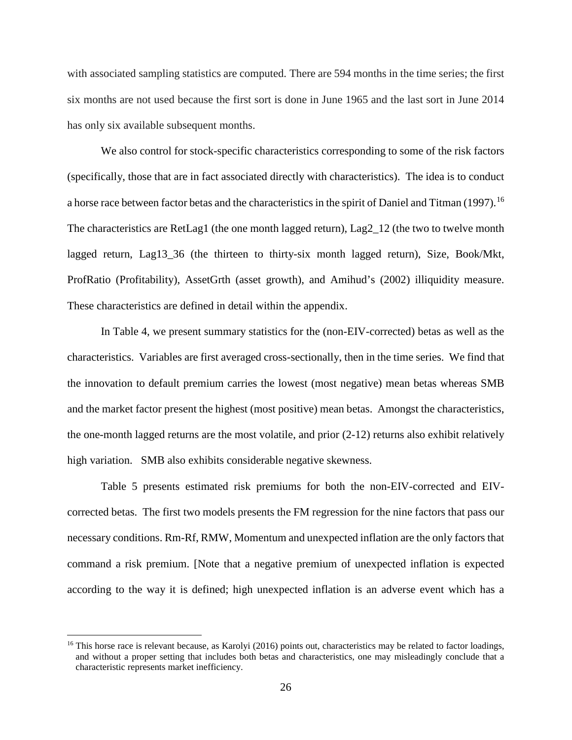with associated sampling statistics are computed. There are 594 months in the time series; the first six months are not used because the first sort is done in June 1965 and the last sort in June 2014 has only six available subsequent months.

We also control for stock-specific characteristics corresponding to some of the risk factors (specifically, those that are in fact associated directly with characteristics). The idea is to conduct a horse race between factor betas and the characteristics in the spirit of Daniel and Titman (1997).[16] The characteristics are RetLag1 (the one month lagged return), Lag2_12 (the two to twelve month lagged return, Lag13_36 (the thirteen to thirty-six month lagged return), Size, Book/Mkt, ProfRatio (Profitability), AssetGrth (asset growth), and Amihud's (2002) illiquidity measure. These characteristics are defined in detail within the appendix.

In Table 4, we present summary statistics for the (non-EIV-corrected) betas as well as the characteristics. Variables are first averaged cross-sectionally, then in the time series. We find that the innovation to default premium carries the lowest (most negative) mean betas whereas SMB and the market factor present the highest (most positive) mean betas. Amongst the characteristics, the one-month lagged returns are the most volatile, and prior (2-12) returns also exhibit relatively high variation. SMB also exhibits considerable negative skewness.

Table 5 presents estimated risk premiums for both the non-EIV-corrected and EIV-corrected betas. The first two models presents the FM regression for the nine factors that pass our necessary conditions. Rm-Rf, RMW, Momentum and unexpected inflation are the only factors that command a risk premium. [Note that a negative premium of unexpected inflation is expected according to the way it is defined; high unexpected inflation is an adverse event which has a

---

[16] This horse race is relevant because, as Karolyi (2016) points out, characteristics may be related to factor loadings, and without a proper setting that includes both betas and characteristics, one may misleadingly conclude that a characteristic represents market inefficiency.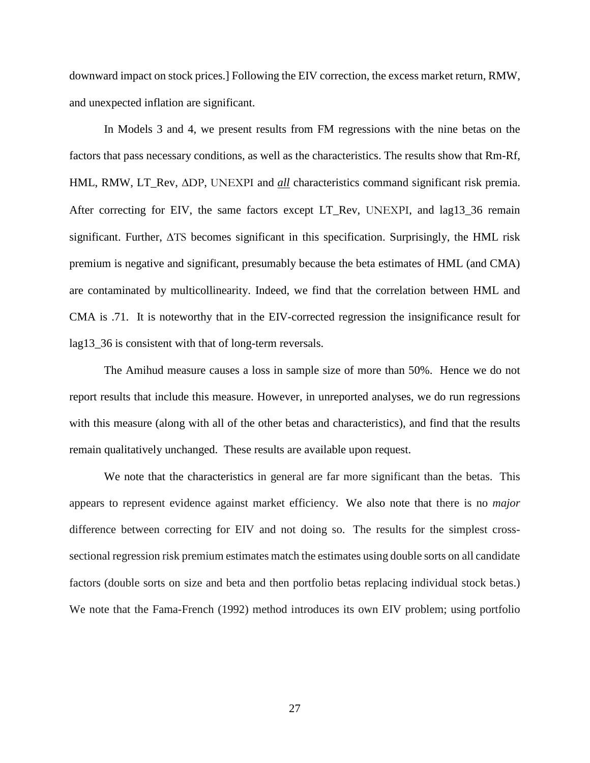downward impact on stock prices.] Following the EIV correction, the excess market return, RMW, and unexpected inflation are significant.

In Models 3 and 4, we present results from FM regressions with the nine betas on the factors that pass necessary conditions, as well as the characteristics. The results show that Rm-Rf, HML, RMW, LT_Rev, ΔDP, UNEXPI and ***all*** characteristics command significant risk premia. After correcting for EIV, the same factors except LT_Rev, UNEXPI, and lag13_36 remain significant. Further, ΔTS becomes significant in this specification. Surprisingly, the HML risk premium is negative and significant, presumably because the beta estimates of HML (and CMA) are contaminated by multicollinearity. Indeed, we find that the correlation between HML and CMA is .71. It is noteworthy that in the EIV-corrected regression the insignificance result for lag13_36 is consistent with that of long-term reversals.

The Amihud measure causes a loss in sample size of more than 50%. Hence we do not report results that include this measure. However, in unreported analyses, we do run regressions with this measure (along with all of the other betas and characteristics), and find that the results remain qualitatively unchanged. These results are available upon request.

We note that the characteristics in general are far more significant than the betas. This appears to represent evidence against market efficiency. We also note that there is no *major* difference between correcting for EIV and not doing so. The results for the simplest cross-sectional regression risk premium estimates match the estimates using double sorts on all candidate factors (double sorts on size and beta and then portfolio betas replacing individual stock betas.) We note that the Fama-French (1992) method introduces its own EIV problem; using portfolio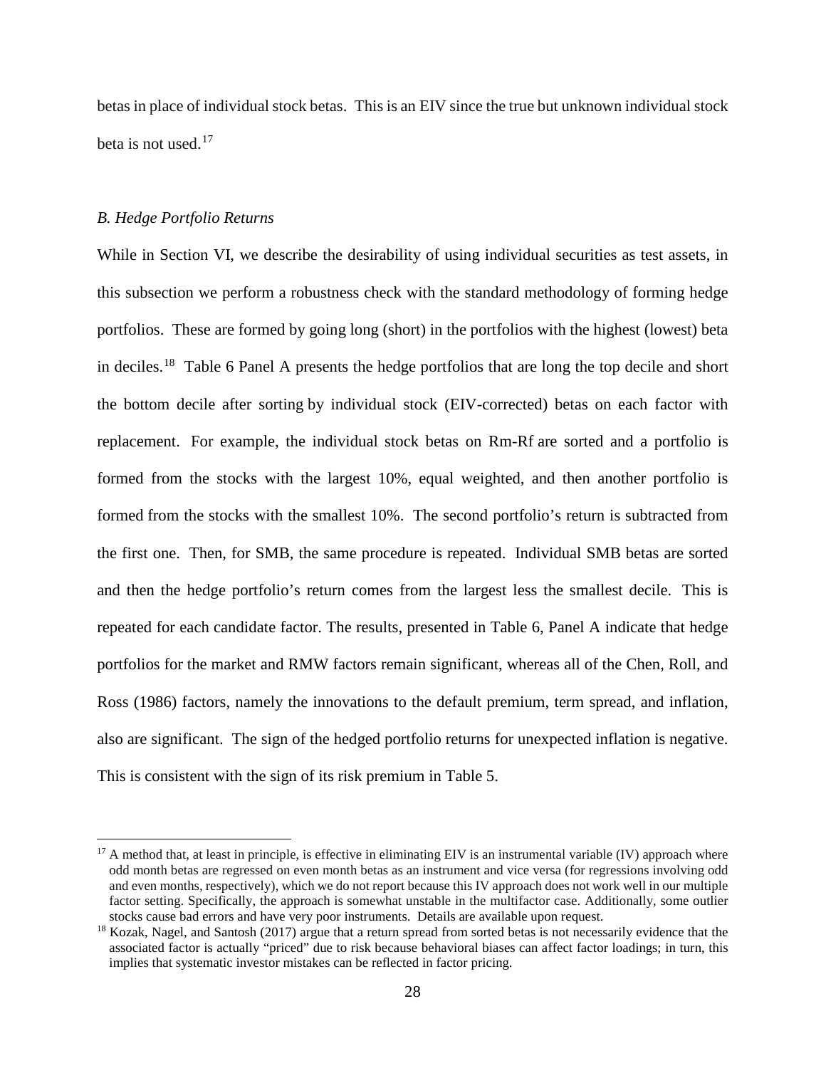betas in place of individual stock betas. This is an EIV since the true but unknown individual stock beta is not used.[17]

### *B. Hedge Portfolio Returns*

While in Section VI, we describe the desirability of using individual securities as test assets, in this subsection we perform a robustness check with the standard methodology of forming hedge portfolios. These are formed by going long (short) in the portfolios with the highest (lowest) beta in deciles.[18] Table 6 Panel A presents the hedge portfolios that are long the top decile and short the bottom decile after sorting by individual stock (EIV-corrected) betas on each factor with replacement. For example, the individual stock betas on Rm-Rf are sorted and a portfolio is formed from the stocks with the largest 10%, equal weighted, and then another portfolio is formed from the stocks with the smallest 10%. The second portfolio's return is subtracted from the first one. Then, for SMB, the same procedure is repeated. Individual SMB betas are sorted and then the hedge portfolio's return comes from the largest less the smallest decile. This is repeated for each candidate factor. The results, presented in Table 6, Panel A indicate that hedge portfolios for the market and RMW factors remain significant, whereas all of the Chen, Roll, and Ross (1986) factors, namely the innovations to the default premium, term spread, and inflation, also are significant. The sign of the hedged portfolio returns for unexpected inflation is negative. This is consistent with the sign of its risk premium in Table 5.

[17] A method that, at least in principle, is effective in eliminating EIV is an instrumental variable (IV) approach where odd month betas are regressed on even month betas as an instrument and vice versa (for regressions involving odd and even months, respectively), which we do not report because this IV approach does not work well in our multiple factor setting. Specifically, the approach is somewhat unstable in the multifactor case. Additionally, some outlier stocks cause bad errors and have very poor instruments. Details are available upon request.

[18] Kozak, Nagel, and Santosh (2017) argue that a return spread from sorted betas is not necessarily evidence that the associated factor is actually "priced" due to risk because behavioral biases can affect factor loadings; in turn, this implies that systematic investor mistakes can be reflected in factor pricing.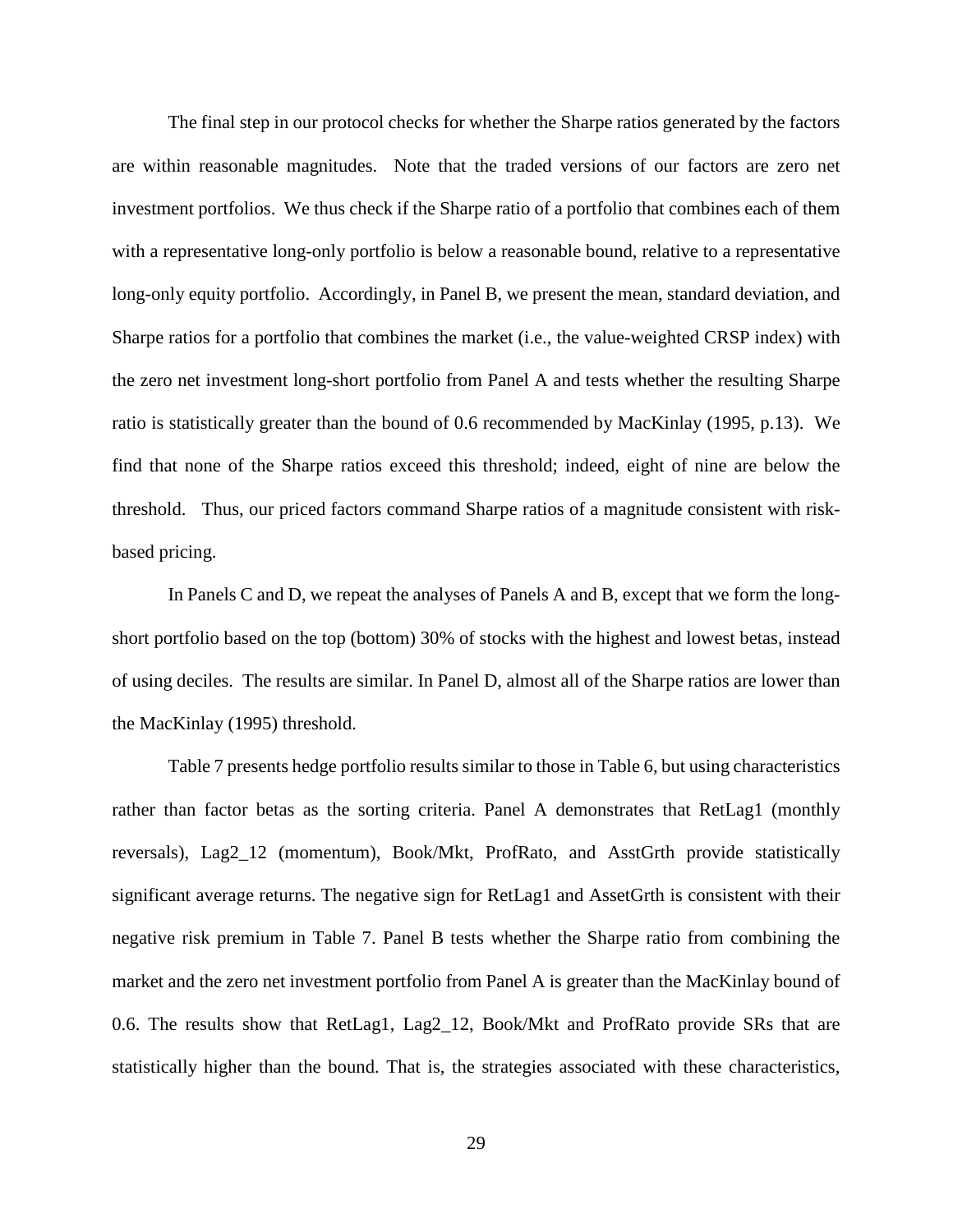The final step in our protocol checks for whether the Sharpe ratios generated by the factors are within reasonable magnitudes. Note that the traded versions of our factors are zero net investment portfolios. We thus check if the Sharpe ratio of a portfolio that combines each of them with a representative long-only portfolio is below a reasonable bound, relative to a representative long-only equity portfolio. Accordingly, in Panel B, we present the mean, standard deviation, and Sharpe ratios for a portfolio that combines the market (i.e., the value-weighted CRSP index) with the zero net investment long-short portfolio from Panel A and tests whether the resulting Sharpe ratio is statistically greater than the bound of 0.6 recommended by MacKinlay (1995, p.13). We find that none of the Sharpe ratios exceed this threshold; indeed, eight of nine are below the threshold. Thus, our priced factors command Sharpe ratios of a magnitude consistent with risk-based pricing.

In Panels C and D, we repeat the analyses of Panels A and B, except that we form the long-short portfolio based on the top (bottom) 30% of stocks with the highest and lowest betas, instead of using deciles. The results are similar. In Panel D, almost all of the Sharpe ratios are lower than the MacKinlay (1995) threshold.

Table 7 presents hedge portfolio results similar to those in Table 6, but using characteristics rather than factor betas as the sorting criteria. Panel A demonstrates that RetLag1 (monthly reversals), Lag2_12 (momentum), Book/Mkt, ProfRato, and AsstGrth provide statistically significant average returns. The negative sign for RetLag1 and AssetGrth is consistent with their negative risk premium in Table 7. Panel B tests whether the Sharpe ratio from combining the market and the zero net investment portfolio from Panel A is greater than the MacKinlay bound of 0.6. The results show that RetLag1, Lag2_12, Book/Mkt and ProfRato provide SRs that are statistically higher than the bound. That is, the strategies associated with these characteristics,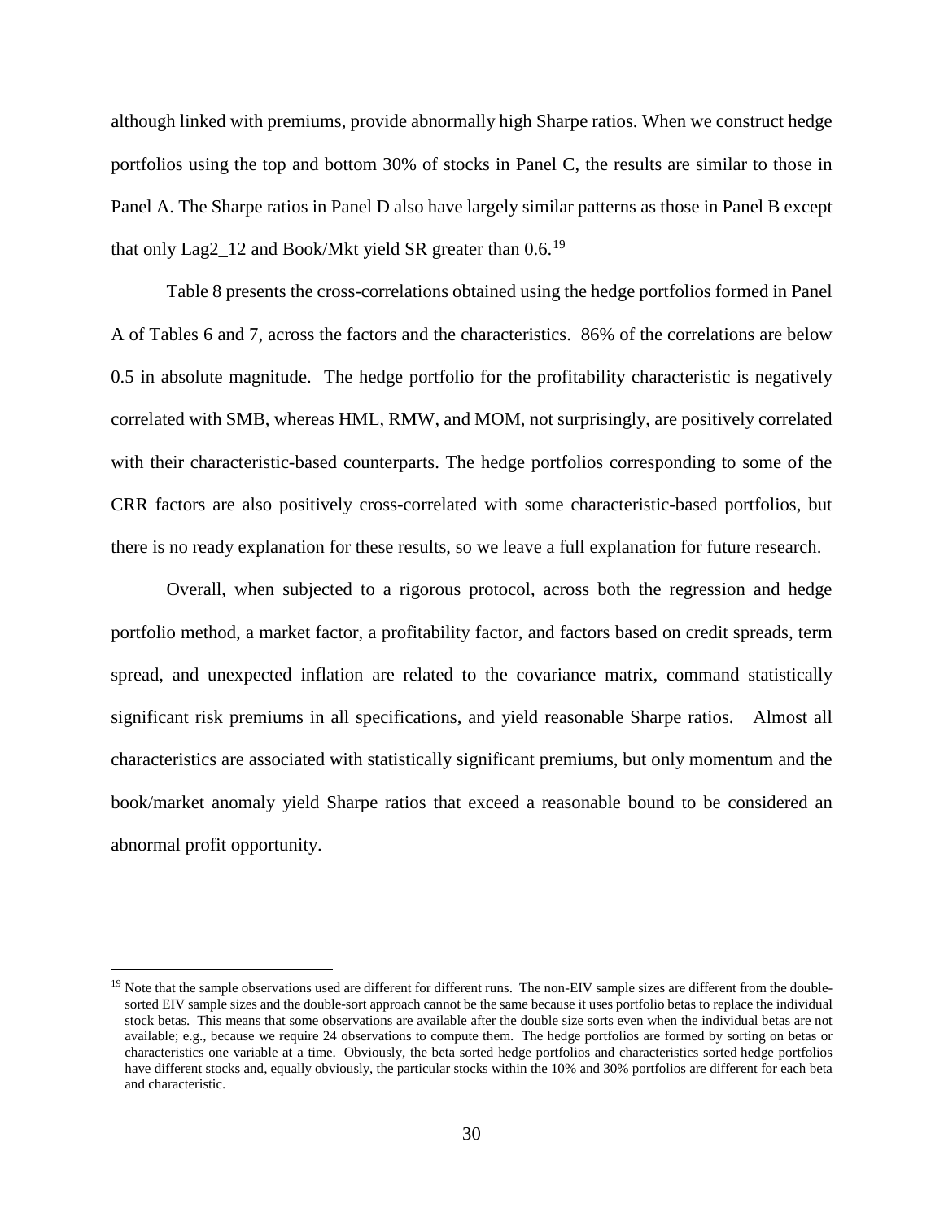although linked with premiums, provide abnormally high Sharpe ratios. When we construct hedge portfolios using the top and bottom 30% of stocks in Panel C, the results are similar to those in Panel A. The Sharpe ratios in Panel D also have largely similar patterns as those in Panel B except that only Lag2_12 and Book/Mkt yield SR greater than 0.6.[19]

Table 8 presents the cross-correlations obtained using the hedge portfolios formed in Panel A of Tables 6 and 7, across the factors and the characteristics. 86% of the correlations are below 0.5 in absolute magnitude. The hedge portfolio for the profitability characteristic is negatively correlated with SMB, whereas HML, RMW, and MOM, not surprisingly, are positively correlated with their characteristic-based counterparts. The hedge portfolios corresponding to some of the CRR factors are also positively cross-correlated with some characteristic-based portfolios, but there is no ready explanation for these results, so we leave a full explanation for future research.

Overall, when subjected to a rigorous protocol, across both the regression and hedge portfolio method, a market factor, a profitability factor, and factors based on credit spreads, term spread, and unexpected inflation are related to the covariance matrix, command statistically significant risk premiums in all specifications, and yield reasonable Sharpe ratios. Almost all characteristics are associated with statistically significant premiums, but only momentum and the book/market anomaly yield Sharpe ratios that exceed a reasonable bound to be considered an abnormal profit opportunity.

[19] Note that the sample observations used are different for different runs. The non-EIV sample sizes are different from the double-sorted EIV sample sizes and the double-sort approach cannot be the same because it uses portfolio betas to replace the individual stock betas. This means that some observations are available after the double size sorts even when the individual betas are not available; e.g., because we require 24 observations to compute them. The hedge portfolios are formed by sorting on betas or characteristics one variable at a time. Obviously, the beta sorted hedge portfolios and characteristics sorted hedge portfolios have different stocks and, equally obviously, the particular stocks within the 10% and 30% portfolios are different for each beta and characteristic.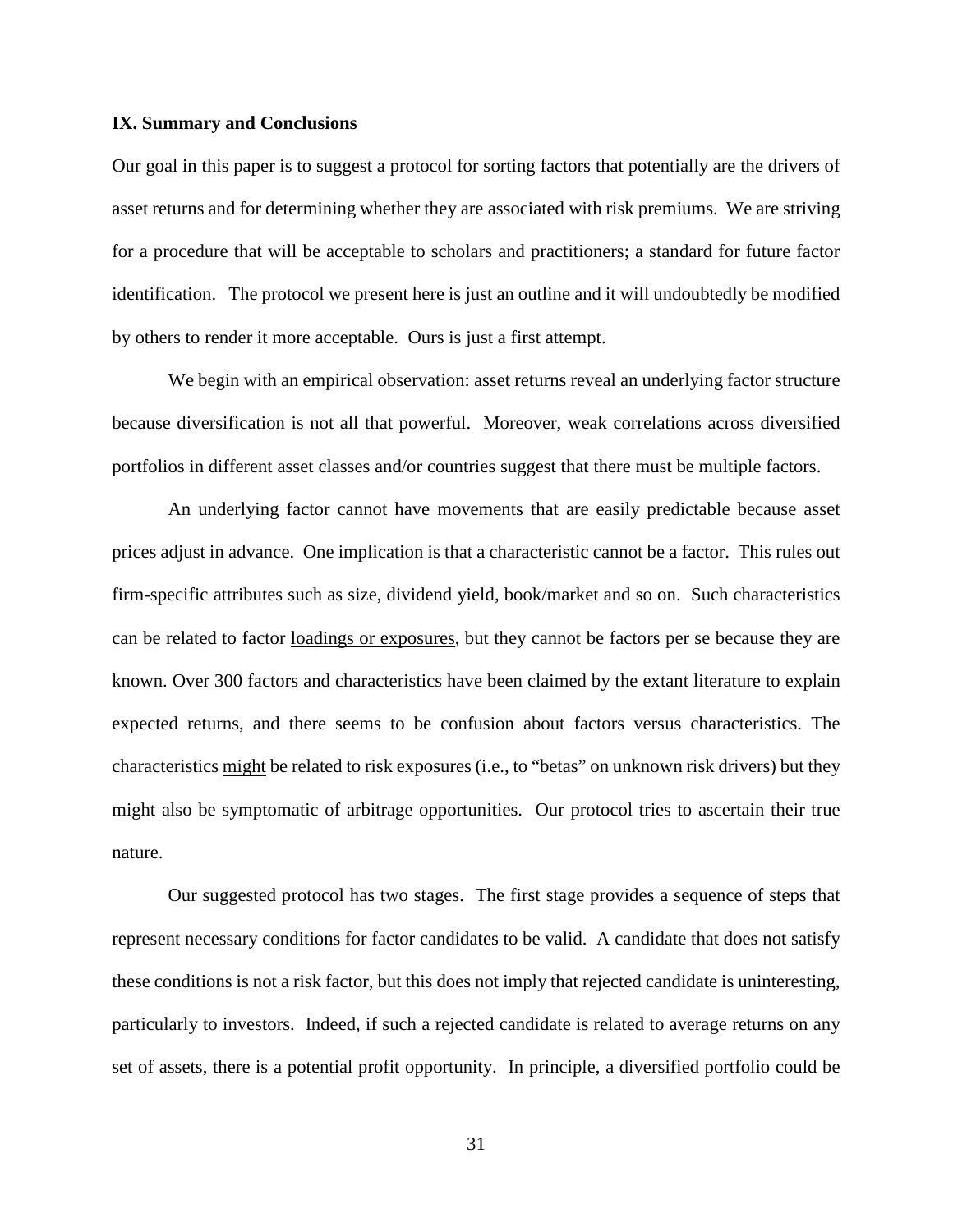### IX. Summary and Conclusions

Our goal in this paper is to suggest a protocol for sorting factors that potentially are the drivers of asset returns and for determining whether they are associated with risk premiums. We are striving for a procedure that will be acceptable to scholars and practitioners; a standard for future factor identification. The protocol we present here is just an outline and it will undoubtedly be modified by others to render it more acceptable. Ours is just a first attempt.

We begin with an empirical observation: asset returns reveal an underlying factor structure because diversification is not all that powerful. Moreover, weak correlations across diversified portfolios in different asset classes and/or countries suggest that there must be multiple factors.

An underlying factor cannot have movements that are easily predictable because asset prices adjust in advance. One implication is that a characteristic cannot be a factor. This rules out firm-specific attributes such as size, dividend yield, book/market and so on. Such characteristics can be related to factor loadings or exposures, but they cannot be factors per se because they are known. Over 300 factors and characteristics have been claimed by the extant literature to explain expected returns, and there seems to be confusion about factors versus characteristics. The characteristics might be related to risk exposures (i.e., to "betas" on unknown risk drivers) but they might also be symptomatic of arbitrage opportunities. Our protocol tries to ascertain their true nature.

Our suggested protocol has two stages. The first stage provides a sequence of steps that represent necessary conditions for factor candidates to be valid. A candidate that does not satisfy these conditions is not a risk factor, but this does not imply that rejected candidate is uninteresting, particularly to investors. Indeed, if such a rejected candidate is related to average returns on any set of assets, there is a potential profit opportunity. In principle, a diversified portfolio could be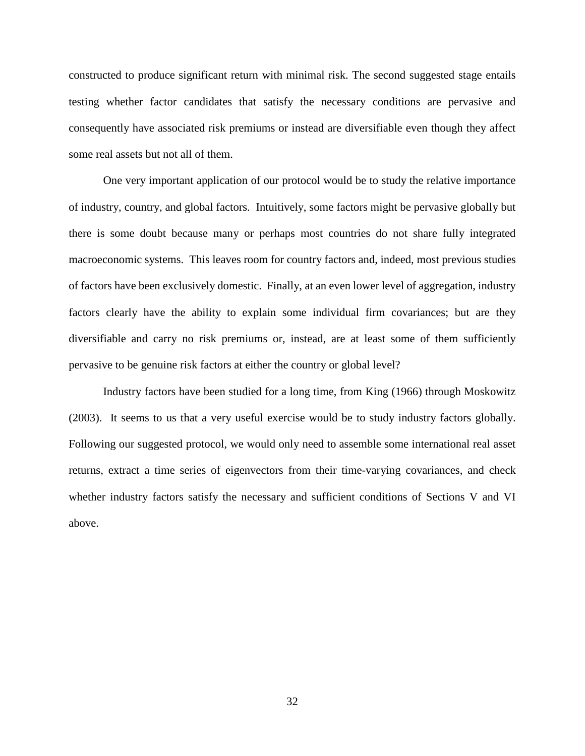constructed to produce significant return with minimal risk. The second suggested stage entails testing whether factor candidates that satisfy the necessary conditions are pervasive and consequently have associated risk premiums or instead are diversifiable even though they affect some real assets but not all of them.

One very important application of our protocol would be to study the relative importance of industry, country, and global factors. Intuitively, some factors might be pervasive globally but there is some doubt because many or perhaps most countries do not share fully integrated macroeconomic systems. This leaves room for country factors and, indeed, most previous studies of factors have been exclusively domestic. Finally, at an even lower level of aggregation, industry factors clearly have the ability to explain some individual firm covariances; but are they diversifiable and carry no risk premiums or, instead, are at least some of them sufficiently pervasive to be genuine risk factors at either the country or global level?

Industry factors have been studied for a long time, from King (1966) through Moskowitz (2003). It seems to us that a very useful exercise would be to study industry factors globally. Following our suggested protocol, we would only need to assemble some international real asset returns, extract a time series of eigenvectors from their time-varying covariances, and check whether industry factors satisfy the necessary and sufficient conditions of Sections V and VI above.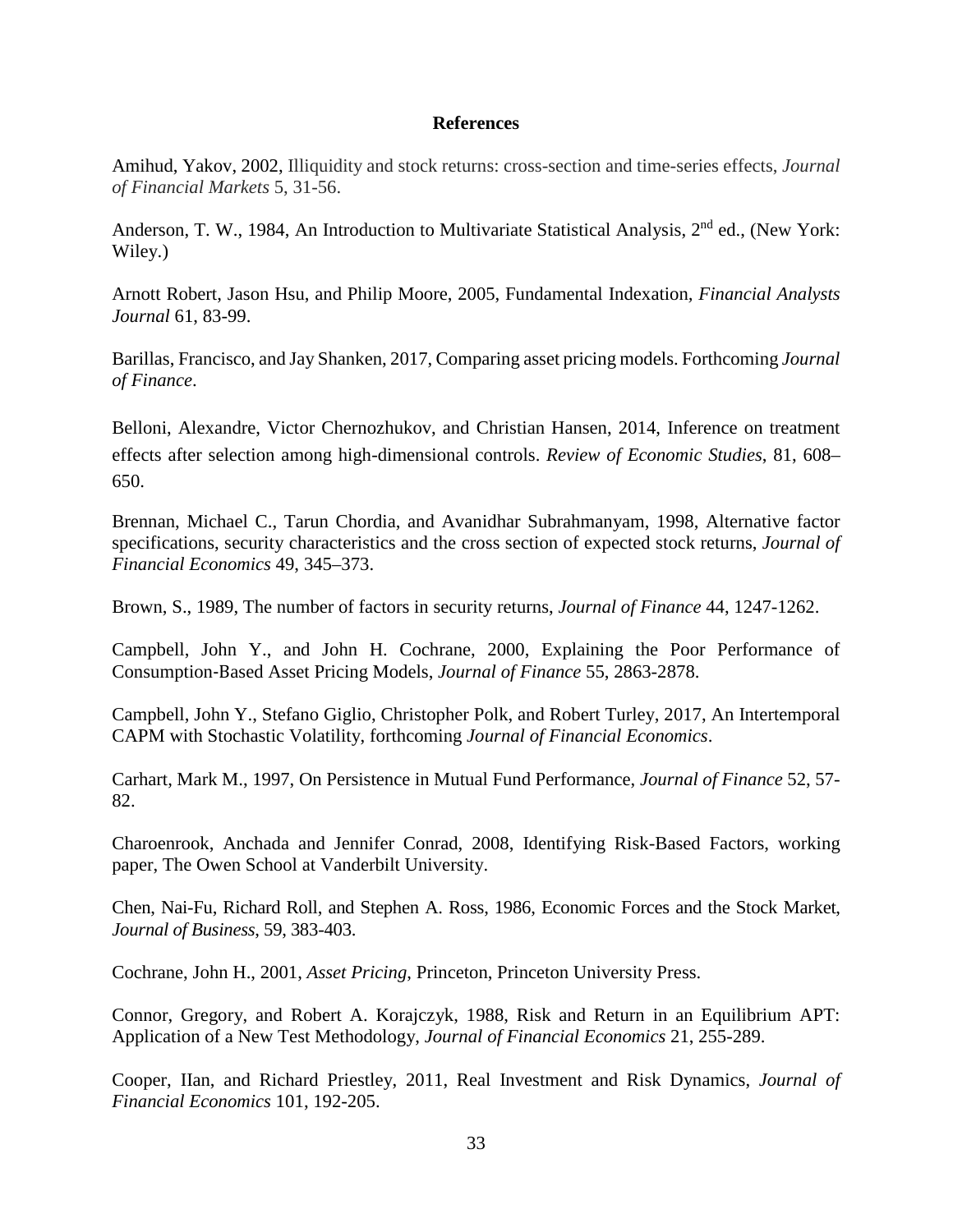# References

Amihud, Yakov, 2002, Illiquidity and stock returns: cross-section and time-series effects, *Journal of Financial Markets* 5, 31-56.

Anderson, T. W., 1984, An Introduction to Multivariate Statistical Analysis, 2nd ed., (New York: Wiley.)

Arnott Robert, Jason Hsu, and Philip Moore, 2005, Fundamental Indexation, *Financial Analysts Journal* 61, 83-99.

Barillas, Francisco, and Jay Shanken, 2017, Comparing asset pricing models. Forthcoming *Journal of Finance*.

Belloni, Alexandre, Victor Chernozhukov, and Christian Hansen, 2014, Inference on treatment effects after selection among high-dimensional controls. *Review of Economic Studies*, 81, 608–650.

Brennan, Michael C., Tarun Chordia, and Avanidhar Subrahmanyam, 1998, Alternative factor specifications, security characteristics and the cross section of expected stock returns, *Journal of Financial Economics* 49, 345–373.

Brown, S., 1989, The number of factors in security returns, *Journal of Finance* 44, 1247-1262.

Campbell, John Y., and John H. Cochrane, 2000, Explaining the Poor Performance of Consumption-Based Asset Pricing Models, *Journal of Finance* 55, 2863-2878.

Campbell, John Y., Stefano Giglio, Christopher Polk, and Robert Turley, 2017, An Intertemporal CAPM with Stochastic Volatility, forthcoming *Journal of Financial Economics*.

Carhart, Mark M., 1997, On Persistence in Mutual Fund Performance, *Journal of Finance* 52, 57-82.

Charoenrook, Anchada and Jennifer Conrad, 2008, Identifying Risk-Based Factors, working paper, The Owen School at Vanderbilt University.

Chen, Nai-Fu, Richard Roll, and Stephen A. Ross, 1986, Economic Forces and the Stock Market, *Journal of Business*, 59, 383-403.

Cochrane, John H., 2001, *Asset Pricing*, Princeton, Princeton University Press.

Connor, Gregory, and Robert A. Korajczyk, 1988, Risk and Return in an Equilibrium APT: Application of a New Test Methodology, *Journal of Financial Economics* 21, 255-289.

Cooper, IIan, and Richard Priestley, 2011, Real Investment and Risk Dynamics, *Journal of Financial Economics* 101, 192-205.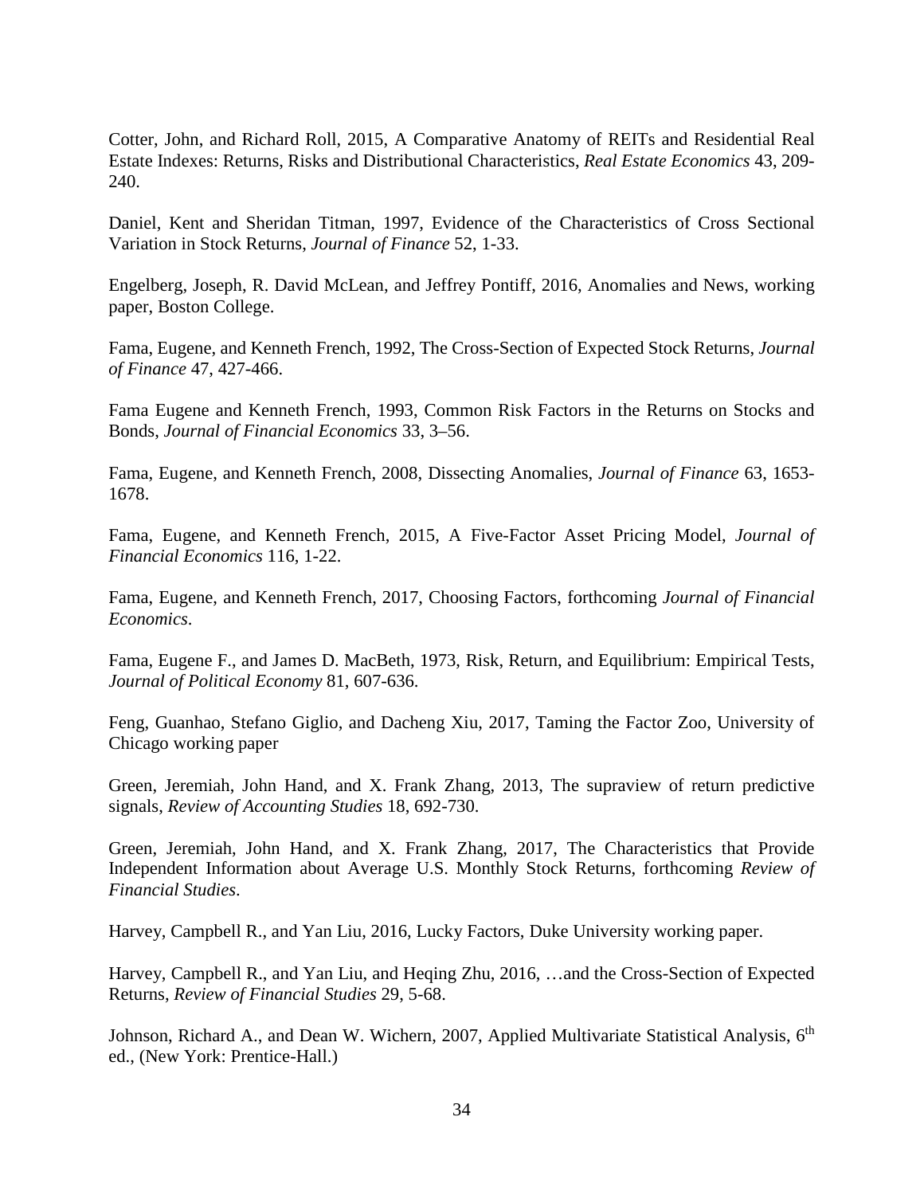Cotter, John, and Richard Roll, 2015, A Comparative Anatomy of REITs and Residential Real Estate Indexes: Returns, Risks and Distributional Characteristics, *Real Estate Economics* 43, 209-240.

Daniel, Kent and Sheridan Titman, 1997, Evidence of the Characteristics of Cross Sectional Variation in Stock Returns, *Journal of Finance* 52, 1-33.

Engelberg, Joseph, R. David McLean, and Jeffrey Pontiff, 2016, Anomalies and News, working paper, Boston College.

Fama, Eugene, and Kenneth French, 1992, The Cross-Section of Expected Stock Returns, *Journal of Finance* 47, 427-466.

Fama Eugene and Kenneth French, 1993, Common Risk Factors in the Returns on Stocks and Bonds, *Journal of Financial Economics* 33, 3–56.

Fama, Eugene, and Kenneth French, 2008, Dissecting Anomalies, *Journal of Finance* 63, 1653-1678.

Fama, Eugene, and Kenneth French, 2015, A Five-Factor Asset Pricing Model, *Journal of Financial Economics* 116, 1-22.

Fama, Eugene, and Kenneth French, 2017, Choosing Factors, forthcoming *Journal of Financial Economics*.

Fama, Eugene F., and James D. MacBeth, 1973, Risk, Return, and Equilibrium: Empirical Tests, *Journal of Political Economy* 81, 607-636.

Feng, Guanhao, Stefano Giglio, and Dacheng Xiu, 2017, Taming the Factor Zoo, University of Chicago working paper

Green, Jeremiah, John Hand, and X. Frank Zhang, 2013, The supraview of return predictive signals, *Review of Accounting Studies* 18, 692-730.

Green, Jeremiah, John Hand, and X. Frank Zhang, 2017, The Characteristics that Provide Independent Information about Average U.S. Monthly Stock Returns, forthcoming *Review of Financial Studies*.

Harvey, Campbell R., and Yan Liu, 2016, Lucky Factors, Duke University working paper.

Harvey, Campbell R., and Yan Liu, and Heqing Zhu, 2016, …and the Cross-Section of Expected Returns, *Review of Financial Studies* 29, 5-68.

Johnson, Richard A., and Dean W. Wichern, 2007, Applied Multivariate Statistical Analysis, 6th ed., (New York: Prentice-Hall.)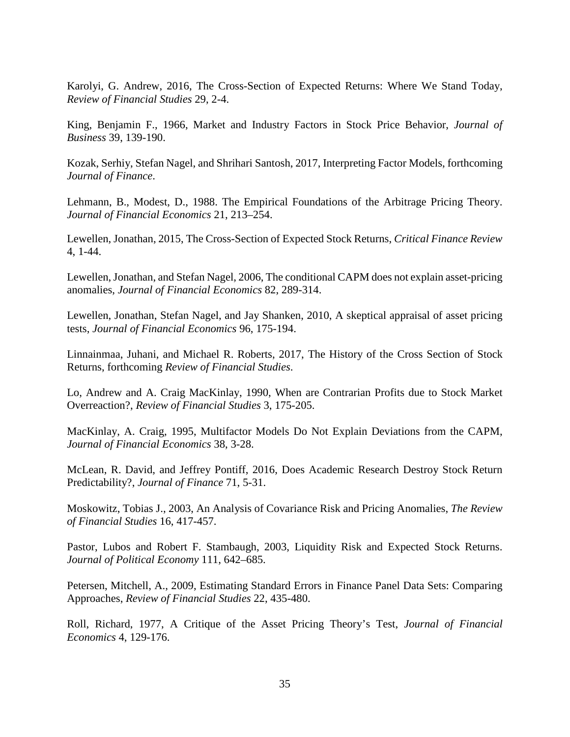Karolyi, G. Andrew, 2016, The Cross-Section of Expected Returns: Where We Stand Today, *Review of Financial Studies* 29, 2-4.

King, Benjamin F., 1966, Market and Industry Factors in Stock Price Behavior, *Journal of Business* 39, 139-190.

Kozak, Serhiy, Stefan Nagel, and Shrihari Santosh, 2017, Interpreting Factor Models, forthcoming *Journal of Finance*.

Lehmann, B., Modest, D., 1988. The Empirical Foundations of the Arbitrage Pricing Theory. *Journal of Financial Economics* 21, 213–254.

Lewellen, Jonathan, 2015, The Cross-Section of Expected Stock Returns, *Critical Finance Review* 4, 1-44.

Lewellen, Jonathan, and Stefan Nagel, 2006, The conditional CAPM does not explain asset-pricing anomalies, *Journal of Financial Economics* 82, 289-314.

Lewellen, Jonathan, Stefan Nagel, and Jay Shanken, 2010, A skeptical appraisal of asset pricing tests, *Journal of Financial Economics* 96, 175-194.

Linnainmaa, Juhani, and Michael R. Roberts, 2017, The History of the Cross Section of Stock Returns, forthcoming *Review of Financial Studies*.

Lo, Andrew and A. Craig MacKinlay, 1990, When are Contrarian Profits due to Stock Market Overreaction?, *Review of Financial Studies* 3, 175-205.

MacKinlay, A. Craig, 1995, Multifactor Models Do Not Explain Deviations from the CAPM, *Journal of Financial Economics* 38, 3-28.

McLean, R. David, and Jeffrey Pontiff, 2016, Does Academic Research Destroy Stock Return Predictability?, *Journal of Finance* 71, 5-31.

Moskowitz, Tobias J., 2003, An Analysis of Covariance Risk and Pricing Anomalies, *The Review of Financial Studies* 16, 417-457.

Pastor, Lubos and Robert F. Stambaugh, 2003, Liquidity Risk and Expected Stock Returns. *Journal of Political Economy* 111, 642–685.

Petersen, Mitchell, A., 2009, Estimating Standard Errors in Finance Panel Data Sets: Comparing Approaches, *Review of Financial Studies* 22, 435-480.

Roll, Richard, 1977, A Critique of the Asset Pricing Theory's Test, *Journal of Financial Economics* 4, 129-176.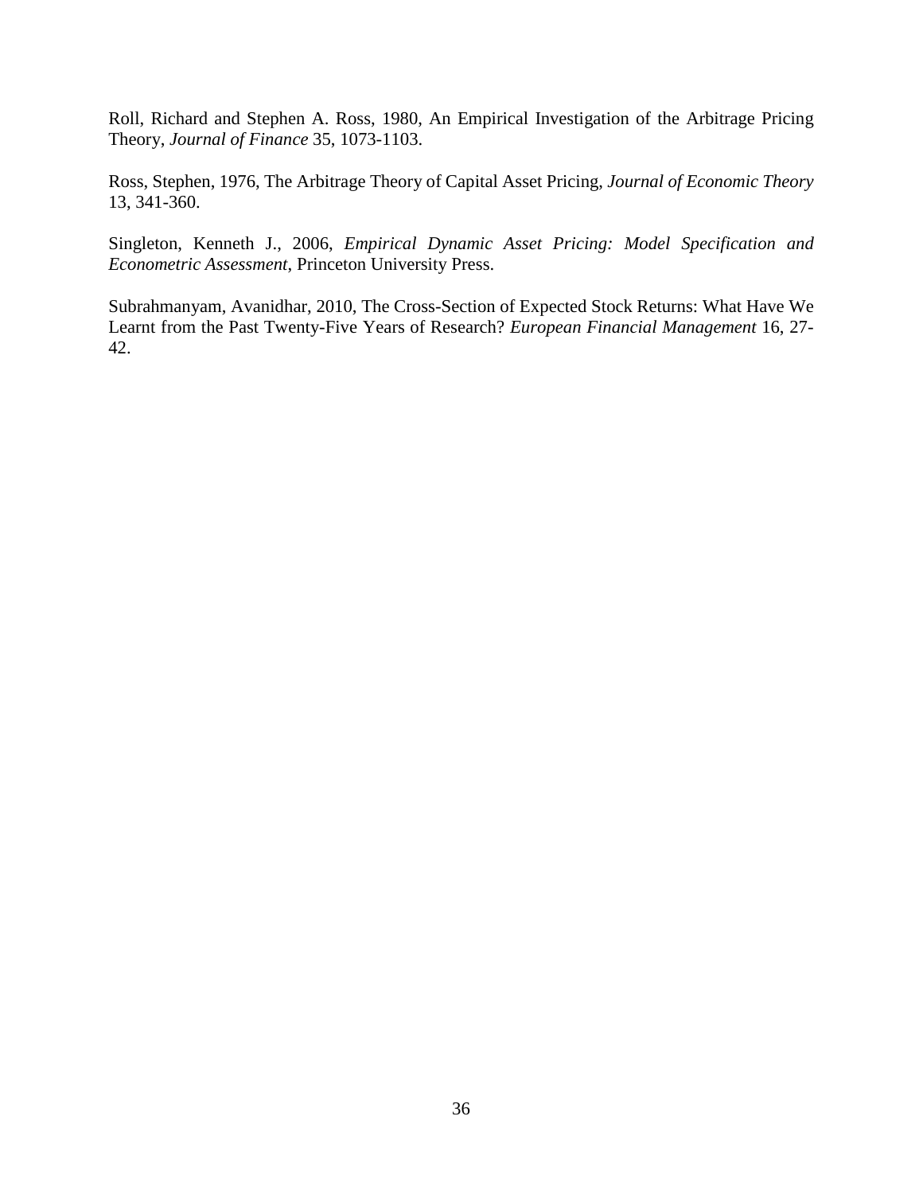Roll, Richard and Stephen A. Ross, 1980, An Empirical Investigation of the Arbitrage Pricing Theory, *Journal of Finance* 35, 1073-1103.

Ross, Stephen, 1976, The Arbitrage Theory of Capital Asset Pricing, *Journal of Economic Theory* 13, 341-360.

Singleton, Kenneth J., 2006, *Empirical Dynamic Asset Pricing: Model Specification and Econometric Assessment*, Princeton University Press.

Subrahmanyam, Avanidhar, 2010, The Cross-Section of Expected Stock Returns: What Have We Learnt from the Past Twenty-Five Years of Research? *European Financial Management* 16, 27-42.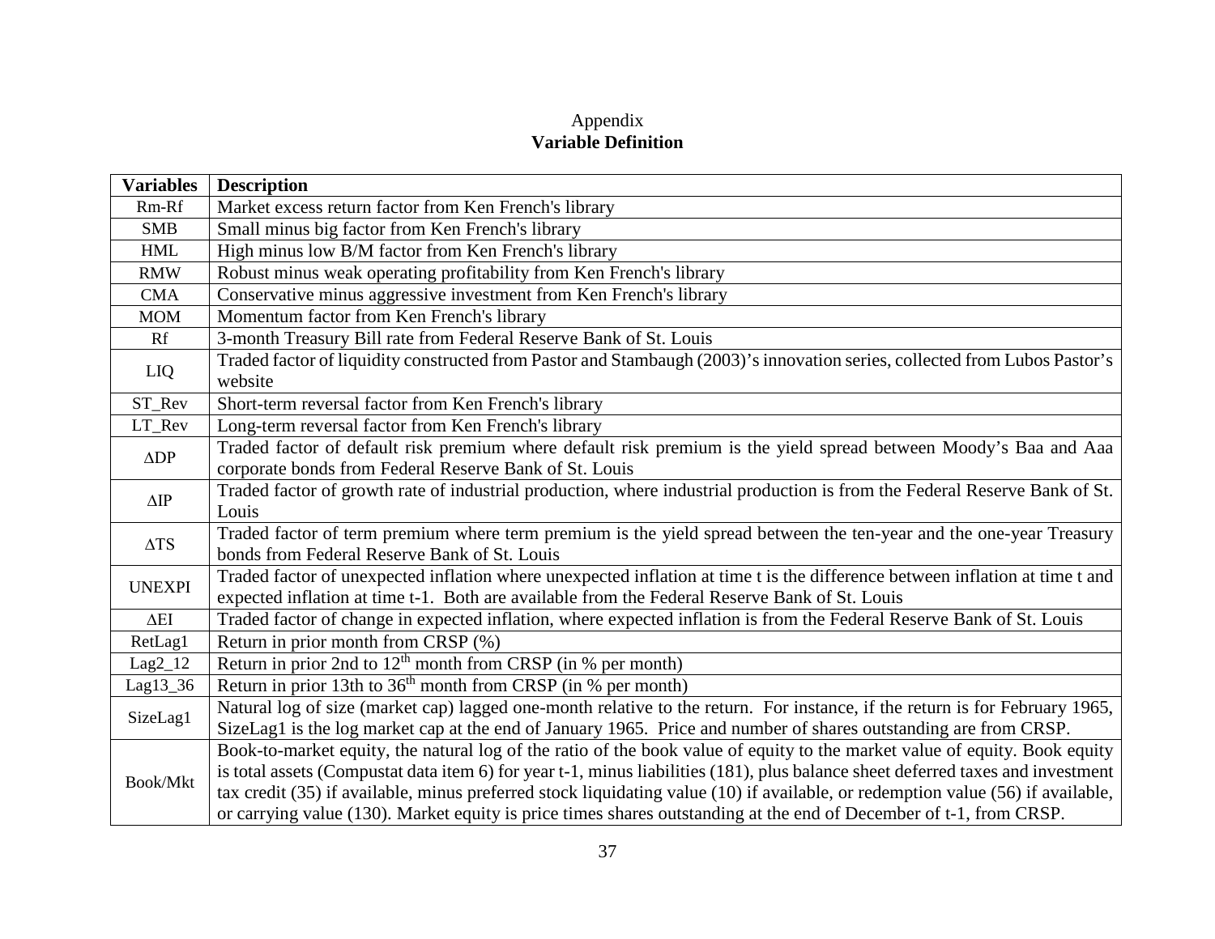Appendix

**Variable Definition**

| Variables | Description |
|---|---|
| Rm-Rf | Market excess return factor from Ken French's library |
| SMB | Small minus big factor from Ken French's library |
| HML | High minus low B/M factor from Ken French's library |
| RMW | Robust minus weak operating profitability from Ken French's library |
| CMA | Conservative minus aggressive investment from Ken French's library |
| MOM | Momentum factor from Ken French's library |
| Rf | 3-month Treasury Bill rate from Federal Reserve Bank of St. Louis |
| LIQ | Traded factor of liquidity constructed from Pastor and Stambaugh (2003)'s innovation series, collected from Lubos Pastor's website |
| ST_Rev | Short-term reversal factor from Ken French's library |
| LT_Rev | Long-term reversal factor from Ken French's library |
| $\Delta$DP | Traded factor of default risk premium where default risk premium is the yield spread between Moody's Baa and Aaa corporate bonds from Federal Reserve Bank of St. Louis |
| $\Delta$IP | Traded factor of growth rate of industrial production, where industrial production is from the Federal Reserve Bank of St. Louis |
| $\Delta$TS | Traded factor of term premium where term premium is the yield spread between the ten-year and the one-year Treasury bonds from Federal Reserve Bank of St. Louis |
| UNEXPI | Traded factor of unexpected inflation where unexpected inflation at time t is the difference between inflation at time t and expected inflation at time t-1. Both are available from the Federal Reserve Bank of St. Louis |
| $\Delta$EI | Traded factor of change in expected inflation, where expected inflation is from the Federal Reserve Bank of St. Louis |
| RetLag1 | Return in prior month from CRSP (%) |
| Lag2_12 | Return in prior 2nd to $12^{th}$ month from CRSP (in % per month) |
| Lag13_36 | Return in prior 13th to $36^{th}$ month from CRSP (in % per month) |
| SizeLag1 | Natural log of size (market cap) lagged one-month relative to the return. For instance, if the return is for February 1965, SizeLag1 is the log market cap at the end of January 1965. Price and number of shares outstanding are from CRSP. |
| Book/Mkt | Book-to-market equity, the natural log of the ratio of the book value of equity to the market value of equity. Book equity is total assets (Compustat data item 6) for year t-1, minus liabilities (181), plus balance sheet deferred taxes and investment tax credit (35) if available, minus preferred stock liquidating value (10) if available, or redemption value (56) if available, or carrying value (130). Market equity is price times shares outstanding at the end of December of t-1, from CRSP. |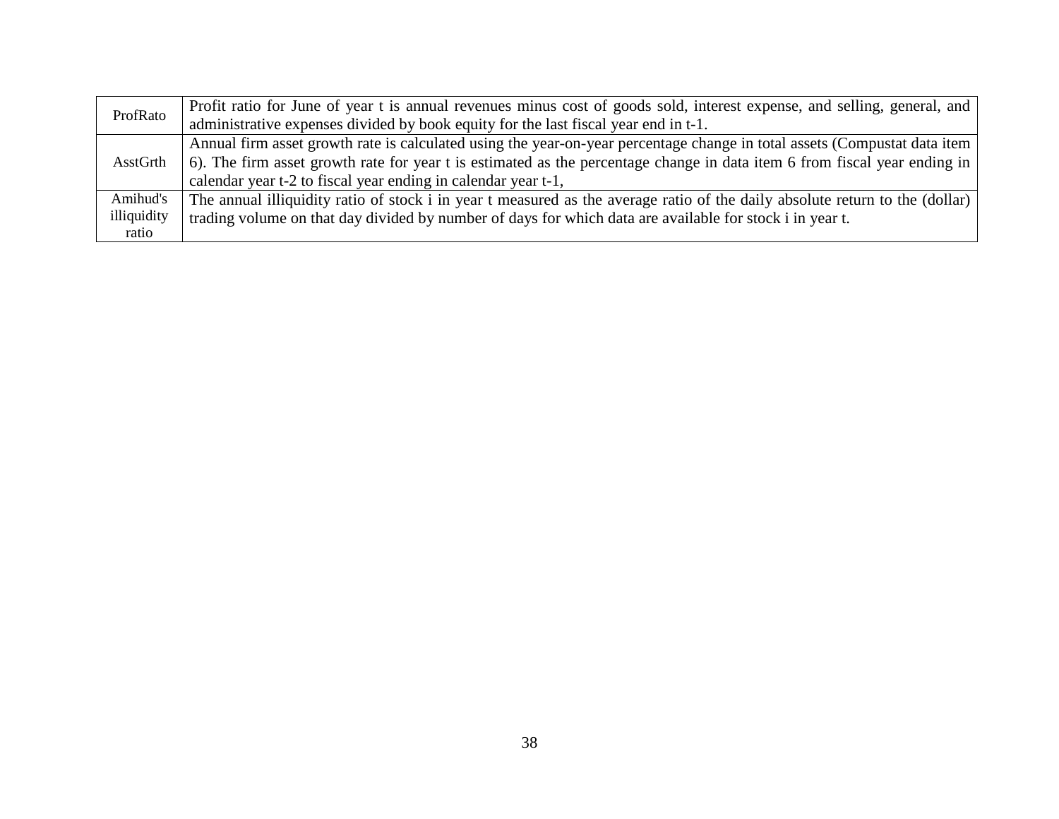| | |
|---|---|
| ProfRato | Profit ratio for June of year t is annual revenues minus cost of goods sold, interest expense, and selling, general, and administrative expenses divided by book equity for the last fiscal year end in t-1. |
| AsstGrth | Annual firm asset growth rate is calculated using the year-on-year percentage change in total assets (Compustat data item 6). The firm asset growth rate for year t is estimated as the percentage change in data item 6 from fiscal year ending in calendar year t-2 to fiscal year ending in calendar year t-1, |
| Amihud's illiquidity ratio | The annual illiquidity ratio of stock i in year t measured as the average ratio of the daily absolute return to the (dollar) trading volume on that day divided by number of days for which data are available for stock i in year t. |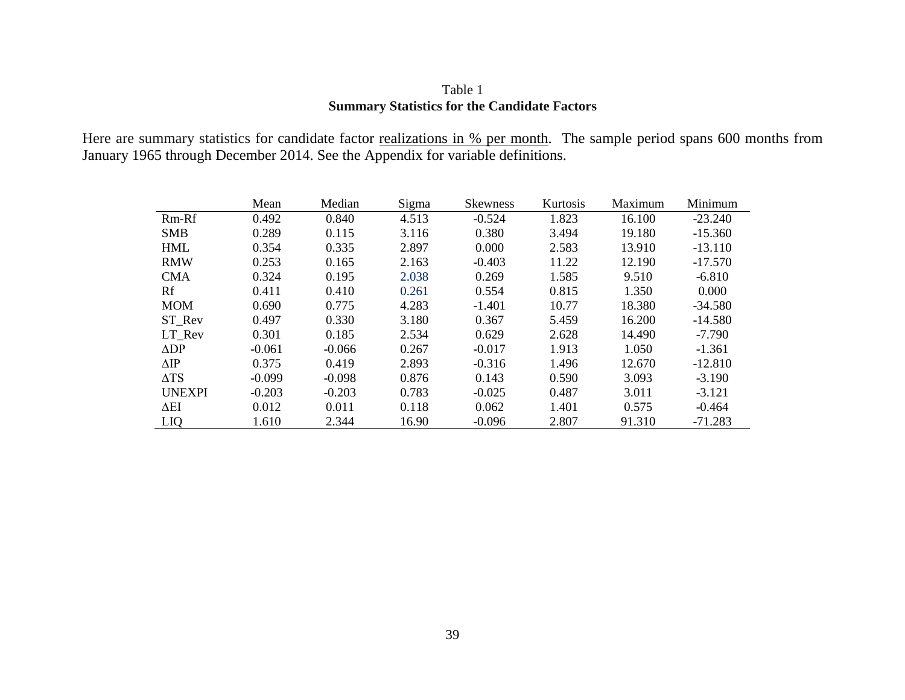Table 1

**Summary Statistics for the Candidate Factors**

Here are summary statistics for candidate factor realizations in % per month. The sample period spans 600 months from January 1965 through December 2014. See the Appendix for variable definitions.

| | Mean | Median | Sigma | Skewness | Kurtosis | Maximum | Minimum |
|---|---|---|---|---|---|---|---|
| Rm-Rf | 0.492 | 0.840 | 4.513 | -0.524 | 1.823 | 16.100 | -23.240 |
| SMB | 0.289 | 0.115 | 3.116 | 0.380 | 3.494 | 19.180 | -15.360 |
| HML | 0.354 | 0.335 | 2.897 | 0.000 | 2.583 | 13.910 | -13.110 |
| RMW | 0.253 | 0.165 | 2.163 | -0.403 | 11.22 | 12.190 | -17.570 |
| CMA | 0.324 | 0.195 | 2.038 | 0.269 | 1.585 | 9.510 | -6.810 |
| Rf | 0.411 | 0.410 | 0.261 | 0.554 | 0.815 | 1.350 | 0.000 |
| MOM | 0.690 | 0.775 | 4.283 | -1.401 | 10.77 | 18.380 | -34.580 |
| ST_Rev | 0.497 | 0.330 | 3.180 | 0.367 | 5.459 | 16.200 | -14.580 |
| LT_Rev | 0.301 | 0.185 | 2.534 | 0.629 | 2.628 | 14.490 | -7.790 |
| ΔDP | -0.061 | -0.066 | 0.267 | -0.017 | 1.913 | 1.050 | -1.361 |
| ΔIP | 0.375 | 0.419 | 2.893 | -0.316 | 1.496 | 12.670 | -12.810 |
| ΔTS | -0.099 | -0.098 | 0.876 | 0.143 | 0.590 | 3.093 | -3.190 |
| UNEXPI | -0.203 | -0.203 | 0.783 | -0.025 | 0.487 | 3.011 | -3.121 |
| ΔEI | 0.012 | 0.011 | 0.118 | 0.062 | 1.401 | 0.575 | -0.464 |
| LIQ | 1.610 | 2.344 | 16.90 | -0.096 | 2.807 | 91.310 | -71.283 |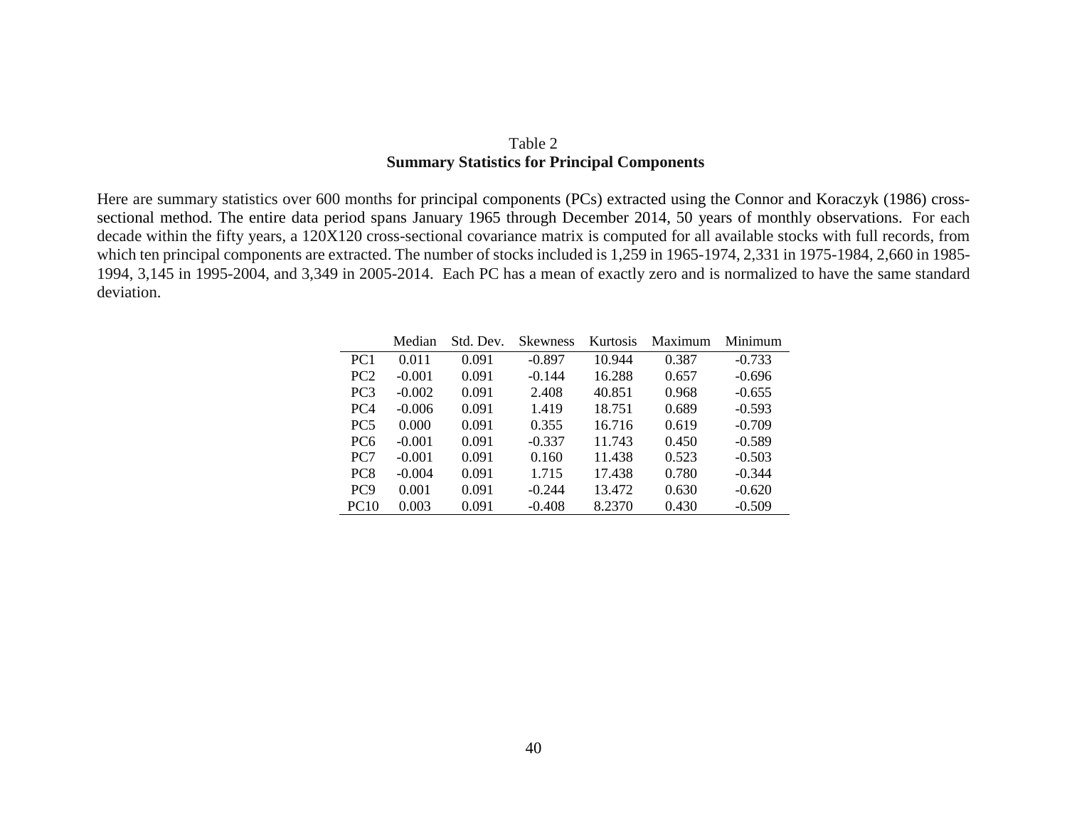Table 2

**Summary Statistics for Principal Components**

Here are summary statistics over 600 months for principal components (PCs) extracted using the Connor and Koraczyk (1986) cross-sectional method. The entire data period spans January 1965 through December 2014, 50 years of monthly observations. For each decade within the fifty years, a 120X120 cross-sectional covariance matrix is computed for all available stocks with full records, from which ten principal components are extracted. The number of stocks included is 1,259 in 1965-1974, 2,331 in 1975-1984, 2,660 in 1985-1994, 3,145 in 1995-2004, and 3,349 in 2005-2014. Each PC has a mean of exactly zero and is normalized to have the same standard deviation.

| | Median | Std. Dev. | Skewness | Kurtosis | Maximum | Minimum |
|---|---|---|---|---|---|---|
| PC1 | 0.011 | 0.091 | -0.897 | 10.944 | 0.387 | -0.733 |
| PC2 | -0.001 | 0.091 | -0.144 | 16.288 | 0.657 | -0.696 |
| PC3 | -0.002 | 0.091 | 2.408 | 40.851 | 0.968 | -0.655 |
| PC4 | -0.006 | 0.091 | 1.419 | 18.751 | 0.689 | -0.593 |
| PC5 | 0.000 | 0.091 | 0.355 | 16.716 | 0.619 | -0.709 |
| PC6 | -0.001 | 0.091 | -0.337 | 11.743 | 0.450 | -0.589 |
| PC7 | -0.001 | 0.091 | 0.160 | 11.438 | 0.523 | -0.503 |
| PC8 | -0.004 | 0.091 | 1.715 | 17.438 | 0.780 | -0.344 |
| PC9 | 0.001 | 0.091 | -0.244 | 13.472 | 0.630 | -0.620 |
| PC10 | 0.003 | 0.091 | -0.408 | 8.2370 | 0.430 | -0.509 |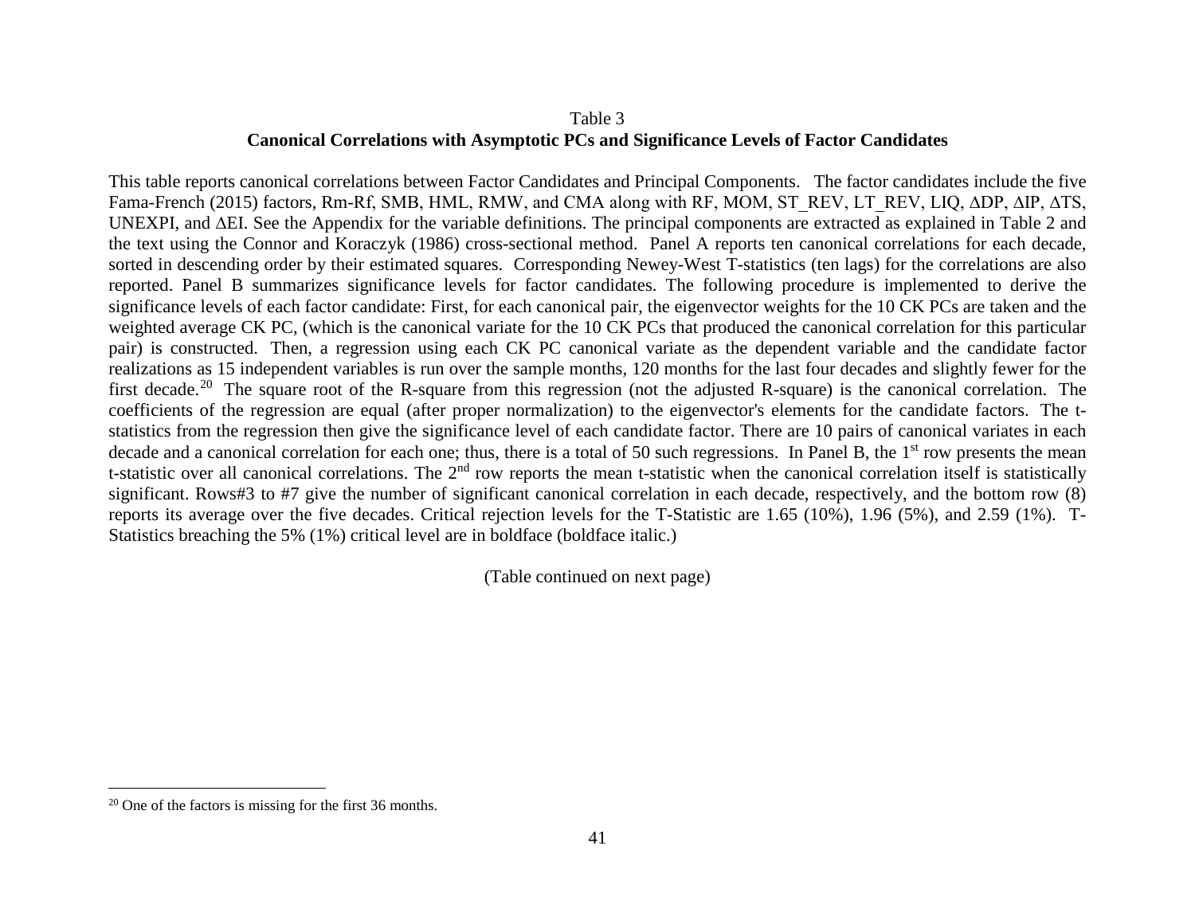Table 3

**Canonical Correlations with Asymptotic PCs and Significance Levels of Factor Candidates**

This table reports canonical correlations between Factor Candidates and Principal Components. The factor candidates include the five Fama-French (2015) factors, Rm-Rf, SMB, HML, RMW, and CMA along with RF, MOM, ST_REV, LT_REV, LIQ, ΔDP, ΔIP, ΔTS, UNEXPI, and ΔEI. See the Appendix for the variable definitions. The principal components are extracted as explained in Table 2 and the text using the Connor and Koraczyk (1986) cross-sectional method. Panel A reports ten canonical correlations for each decade, sorted in descending order by their estimated squares. Corresponding Newey-West T-statistics (ten lags) for the correlations are also reported. Panel B summarizes significance levels for factor candidates. The following procedure is implemented to derive the significance levels of each factor candidate: First, for each canonical pair, the eigenvector weights for the 10 CK PCs are taken and the weighted average CK PC, (which is the canonical variate for the 10 CK PCs that produced the canonical correlation for this particular pair) is constructed. Then, a regression using each CK PC canonical variate as the dependent variable and the candidate factor realizations as 15 independent variables is run over the sample months, 120 months for the last four decades and slightly fewer for the first decade.[20] The square root of the R-square from this regression (not the adjusted R-square) is the canonical correlation. The coefficients of the regression are equal (after proper normalization) to the eigenvector's elements for the candidate factors. The t-statistics from the regression then give the significance level of each candidate factor. There are 10 pairs of canonical variates in each decade and a canonical correlation for each one; thus, there is a total of 50 such regressions. In Panel B, the 1st row presents the mean t-statistic over all canonical correlations. The 2nd row reports the mean t-statistic when the canonical correlation itself is statistically significant. Rows#3 to #7 give the number of significant canonical correlation in each decade, respectively, and the bottom row (8) reports its average over the five decades. Critical rejection levels for the T-Statistic are 1.65 (10%), 1.96 (5%), and 2.59 (1%). T-Statistics breaching the 5% (1%) critical level are in boldface (boldface italic.)

(Table continued on next page)

[20] One of the factors is missing for the first 36 months.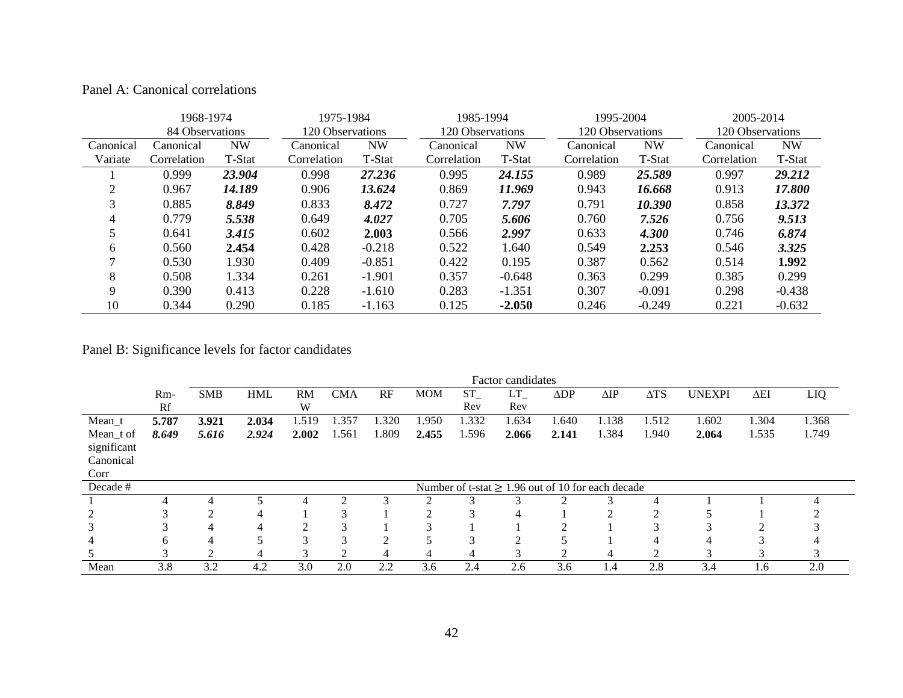Panel A: Canonical correlations

| | 1968-1974 84 Observations | | 1975-1984 120 Observations | | 1985-1994 120 Observations | | 1995-2004 120 Observations | | 2005-2014 120 Observations | |
|---|---|---|---|---|---|---|---|---|---|---|
| Canonical Variate | Canonical Correlation | NW T-Stat | Canonical Correlation | NW T-Stat | Canonical Correlation | NW T-Stat | Canonical Correlation | NW T-Stat | Canonical Correlation | NW T-Stat |
| 1 | 0.999 | ***23.904*** | 0.998 | ***27.236*** | 0.995 | ***24.155*** | 0.989 | ***25.589*** | 0.997 | ***29.212*** |
| 2 | 0.967 | ***14.189*** | 0.906 | ***13.624*** | 0.869 | ***11.969*** | 0.943 | ***16.668*** | 0.913 | ***17.800*** |
| 3 | 0.885 | ***8.849*** | 0.833 | ***8.472*** | 0.727 | ***7.797*** | 0.791 | ***10.390*** | 0.858 | ***13.372*** |
| 4 | 0.779 | ***5.538*** | 0.649 | ***4.027*** | 0.705 | ***5.606*** | 0.760 | ***7.526*** | 0.756 | ***9.513*** |
| 5 | 0.641 | ***3.415*** | 0.602 | **2.003** | 0.566 | ***2.997*** | 0.633 | ***4.300*** | 0.746 | ***6.874*** |
| 6 | 0.560 | **2.454** | 0.428 | -0.218 | 0.522 | 1.640 | 0.549 | **2.253** | 0.546 | ***3.325*** |
| 7 | 0.530 | 1.930 | 0.409 | -0.851 | 0.422 | 0.195 | 0.387 | 0.562 | 0.514 | **1.992** |
| 8 | 0.508 | 1.334 | 0.261 | -1.901 | 0.357 | -0.648 | 0.363 | 0.299 | 0.385 | 0.299 |
| 9 | 0.390 | 0.413 | 0.228 | -1.610 | 0.283 | -1.351 | 0.307 | -0.091 | 0.298 | -0.438 |
| 10 | 0.344 | 0.290 | 0.185 | -1.163 | 0.125 | **-2.050** | 0.246 | -0.249 | 0.221 | -0.632 |

Panel B: Significance levels for factor candidates

| | | Factor candidates | | | | | | | | | | | | | |
|---|---|---|---|---|---|---|---|---|---|---|---|---|---|---|---|
| | Rm-Rf | SMB | HML | RMW | CMA | RF | MOM | ST_Rev | LT_Rev | ΔDP | ΔIP | ΔTS | UNEXPI | ΔEI | LIQ |
| Mean_t | **5.787** | **3.921** | **2.034** | 1.519 | 1.357 | 1.320 | 1.950 | 1.332 | 1.634 | 1.640 | 1.138 | 1.512 | 1.602 | 1.304 | 1.368 |
| Mean_t of significant Canonical Corr | ***8.649*** | ***5.616*** | ***2.924*** | **2.002** | 1.561 | 1.809 | **2.455** | 1.596 | **2.066** | **2.141** | 1.384 | 1.940 | **2.064** | 1.535 | 1.749 |
| Decade # | Number of t-stat ≥ 1.96 out of 10 for each decade | | | | | | | | | | | | | | |
| 1 | 4 | 4 | 5 | 4 | 2 | 3 | 2 | 3 | 3 | 2 | 3 | 4 | 1 | 1 | 4 |
| 2 | 3 | 2 | 4 | 1 | 3 | 1 | 2 | 3 | 4 | 1 | 2 | 2 | 5 | 1 | 2 |
| 3 | 3 | 4 | 4 | 2 | 3 | 1 | 3 | 1 | 1 | 2 | 1 | 3 | 3 | 2 | 3 |
| 4 | 6 | 4 | 5 | 3 | 3 | 2 | 5 | 3 | 2 | 5 | 1 | 4 | 4 | 3 | 4 |
| 5 | 3 | 2 | 4 | 3 | 2 | 4 | 4 | 4 | 3 | 2 | 4 | 2 | 3 | 3 | 3 |
| Mean | 3.8 | 3.2 | 4.2 | 3.0 | 2.0 | 2.2 | 3.6 | 2.4 | 2.6 | 3.6 | 1.4 | 2.8 | 3.4 | 1.6 | 2.0 |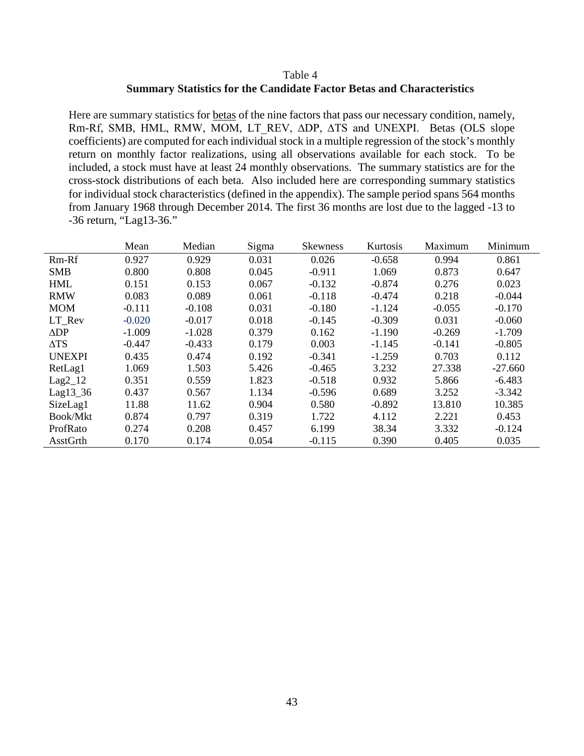Table 4

**Summary Statistics for the Candidate Factor Betas and Characteristics**

Here are summary statistics for betas of the nine factors that pass our necessary condition, namely, Rm-Rf, SMB, HML, RMW, MOM, LT_REV, ΔDP, ΔTS and UNEXPI. Betas (OLS slope coefficients) are computed for each individual stock in a multiple regression of the stock's monthly return on monthly factor realizations, using all observations available for each stock. To be included, a stock must have at least 24 monthly observations. The summary statistics are for the cross-stock distributions of each beta. Also included here are corresponding summary statistics for individual stock characteristics (defined in the appendix). The sample period spans 564 months from January 1968 through December 2014. The first 36 months are lost due to the lagged -13 to -36 return, "Lag13-36."

| | Mean | Median | Sigma | Skewness | Kurtosis | Maximum | Minimum |
|---|---|---|---|---|---|---|---|
| Rm-Rf | 0.927 | 0.929 | 0.031 | 0.026 | -0.658 | 0.994 | 0.861 |
| SMB | 0.800 | 0.808 | 0.045 | -0.911 | 1.069 | 0.873 | 0.647 |
| HML | 0.151 | 0.153 | 0.067 | -0.132 | -0.874 | 0.276 | 0.023 |
| RMW | 0.083 | 0.089 | 0.061 | -0.118 | -0.474 | 0.218 | -0.044 |
| MOM | -0.111 | -0.108 | 0.031 | -0.180 | -1.124 | -0.055 | -0.170 |
| LT_Rev | -0.020 | -0.017 | 0.018 | -0.145 | -0.309 | 0.031 | -0.060 |
| ΔDP | -1.009 | -1.028 | 0.379 | 0.162 | -1.190 | -0.269 | -1.709 |
| ΔTS | -0.447 | -0.433 | 0.179 | 0.003 | -1.145 | -0.141 | -0.805 |
| UNEXPI | 0.435 | 0.474 | 0.192 | -0.341 | -1.259 | 0.703 | 0.112 |
| RetLag1 | 1.069 | 1.503 | 5.426 | -0.465 | 3.232 | 27.338 | -27.660 |
| Lag2_12 | 0.351 | 0.559 | 1.823 | -0.518 | 0.932 | 5.866 | -6.483 |
| Lag13_36 | 0.437 | 0.567 | 1.134 | -0.596 | 0.689 | 3.252 | -3.342 |
| SizeLag1 | 11.88 | 11.62 | 0.904 | 0.580 | -0.892 | 13.810 | 10.385 |
| Book/Mkt | 0.874 | 0.797 | 0.319 | 1.722 | 4.112 | 2.221 | 0.453 |
| ProfRato | 0.274 | 0.208 | 0.457 | 6.199 | 38.34 | 3.332 | -0.124 |
| AsstGrth | 0.170 | 0.174 | 0.054 | -0.115 | 0.390 | 0.405 | 0.035 |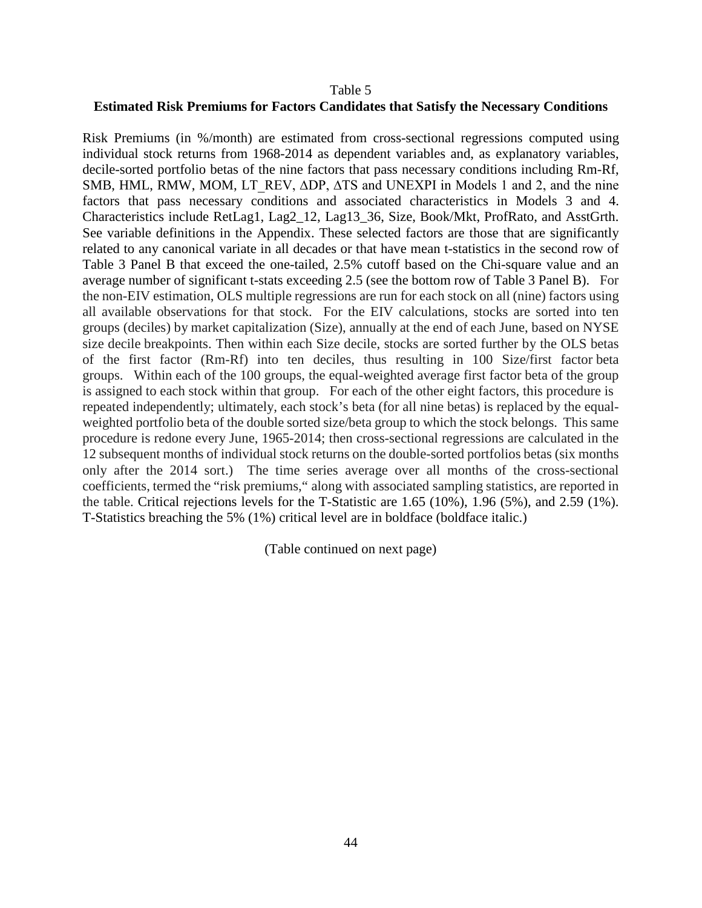Table 5

**Estimated Risk Premiums for Factors Candidates that Satisfy the Necessary Conditions**

Risk Premiums (in %/month) are estimated from cross-sectional regressions computed using individual stock returns from 1968-2014 as dependent variables and, as explanatory variables, decile-sorted portfolio betas of the nine factors that pass necessary conditions including Rm-Rf, SMB, HML, RMW, MOM, LT_REV, ΔDP, ΔTS and UNEXPI in Models 1 and 2, and the nine factors that pass necessary conditions and associated characteristics in Models 3 and 4. Characteristics include RetLag1, Lag2_12, Lag13_36, Size, Book/Mkt, ProfRato, and AsstGrth. See variable definitions in the Appendix. These selected factors are those that are significantly related to any canonical variate in all decades or that have mean t-statistics in the second row of Table 3 Panel B that exceed the one-tailed, 2.5% cutoff based on the Chi-square value and an average number of significant t-stats exceeding 2.5 (see the bottom row of Table 3 Panel B). For the non-EIV estimation, OLS multiple regressions are run for each stock on all (nine) factors using all available observations for that stock. For the EIV calculations, stocks are sorted into ten groups (deciles) by market capitalization (Size), annually at the end of each June, based on NYSE size decile breakpoints. Then within each Size decile, stocks are sorted further by the OLS betas of the first factor (Rm-Rf) into ten deciles, thus resulting in 100 Size/first factor beta groups. Within each of the 100 groups, the equal-weighted average first factor beta of the group is assigned to each stock within that group. For each of the other eight factors, this procedure is repeated independently; ultimately, each stock's beta (for all nine betas) is replaced by the equal-weighted portfolio beta of the double sorted size/beta group to which the stock belongs. This same procedure is redone every June, 1965-2014; then cross-sectional regressions are calculated in the 12 subsequent months of individual stock returns on the double-sorted portfolios betas (six months only after the 2014 sort.) The time series average over all months of the cross-sectional coefficients, termed the "risk premiums," along with associated sampling statistics, are reported in the table. Critical rejections levels for the T-Statistic are 1.65 (10%), 1.96 (5%), and 2.59 (1%). T-Statistics breaching the 5% (1%) critical level are in boldface (boldface italic.)

(Table continued on next page)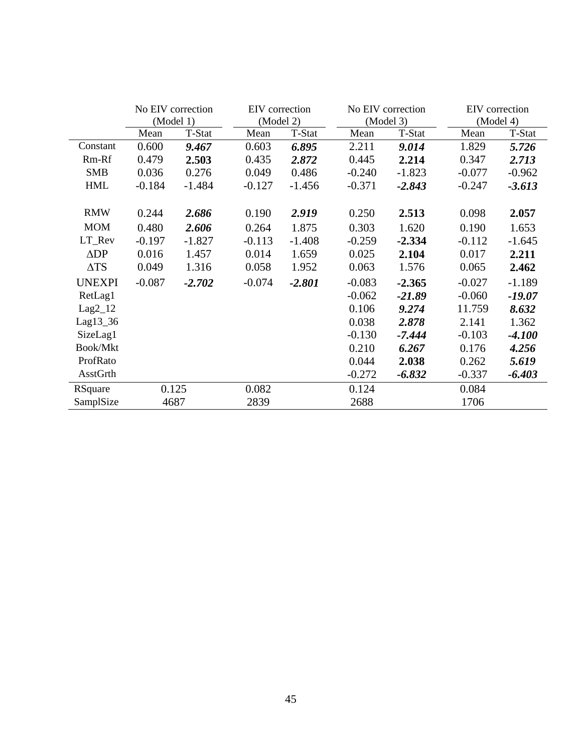| | No EIV correction (Model 1) | | EIV correction (Model 2) | | No EIV correction (Model 3) | | EIV correction (Model 4) | |
|---|---|---|---|---|---|---|---|---|
| | Mean | T-Stat | Mean | T-Stat | Mean | T-Stat | Mean | T-Stat |
| Constant | 0.600 | ***9.467*** | 0.603 | ***6.895*** | 2.211 | ***9.014*** | 1.829 | ***5.726*** |
| Rm-Rf | 0.479 | **2.503** | 0.435 | ***2.872*** | 0.445 | **2.214** | 0.347 | ***2.713*** |
| SMB | 0.036 | 0.276 | 0.049 | 0.486 | -0.240 | -1.823 | -0.077 | -0.962 |
| HML | -0.184 | -1.484 | -0.127 | -1.456 | -0.371 | ***-2.843*** | -0.247 | ***-3.613*** |
| RMW | 0.244 | ***2.686*** | 0.190 | ***2.919*** | 0.250 | **2.513** | 0.098 | **2.057** |
| MOM | 0.480 | ***2.606*** | 0.264 | 1.875 | 0.303 | 1.620 | 0.190 | 1.653 |
| LT_Rev | -0.197 | -1.827 | -0.113 | -1.408 | -0.259 | **-2.334** | -0.112 | -1.645 |
| $\Delta$DP | 0.016 | 1.457 | 0.014 | 1.659 | 0.025 | **2.104** | 0.017 | **2.211** |
| $\Delta$TS | 0.049 | 1.316 | 0.058 | 1.952 | 0.063 | 1.576 | 0.065 | **2.462** |
| UNEXPI | -0.087 | ***-2.702*** | -0.074 | ***-2.801*** | -0.083 | **-2.365** | -0.027 | -1.189 |
| RetLag1 | | | | | -0.062 | ***-21.89*** | -0.060 | ***-19.07*** |
| Lag2_12 | | | | | 0.106 | ***9.274*** | 11.759 | ***8.632*** |
| Lag13_36 | | | | | 0.038 | ***2.878*** | 2.141 | 1.362 |
| SizeLag1 | | | | | -0.130 | ***-7.444*** | -0.103 | ***-4.100*** |
| Book/Mkt | | | | | 0.210 | ***6.267*** | 0.176 | ***4.256*** |
| ProfRato | | | | | 0.044 | **2.038** | 0.262 | ***5.619*** |
| AsstGrth | | | | | -0.272 | ***-6.832*** | -0.337 | ***-6.403*** |
| RSquare | 0.125 | | 0.082 | | 0.124 | | 0.084 | |
| SamplSize | 4687 | | 2839 | | 2688 | | 1706 | |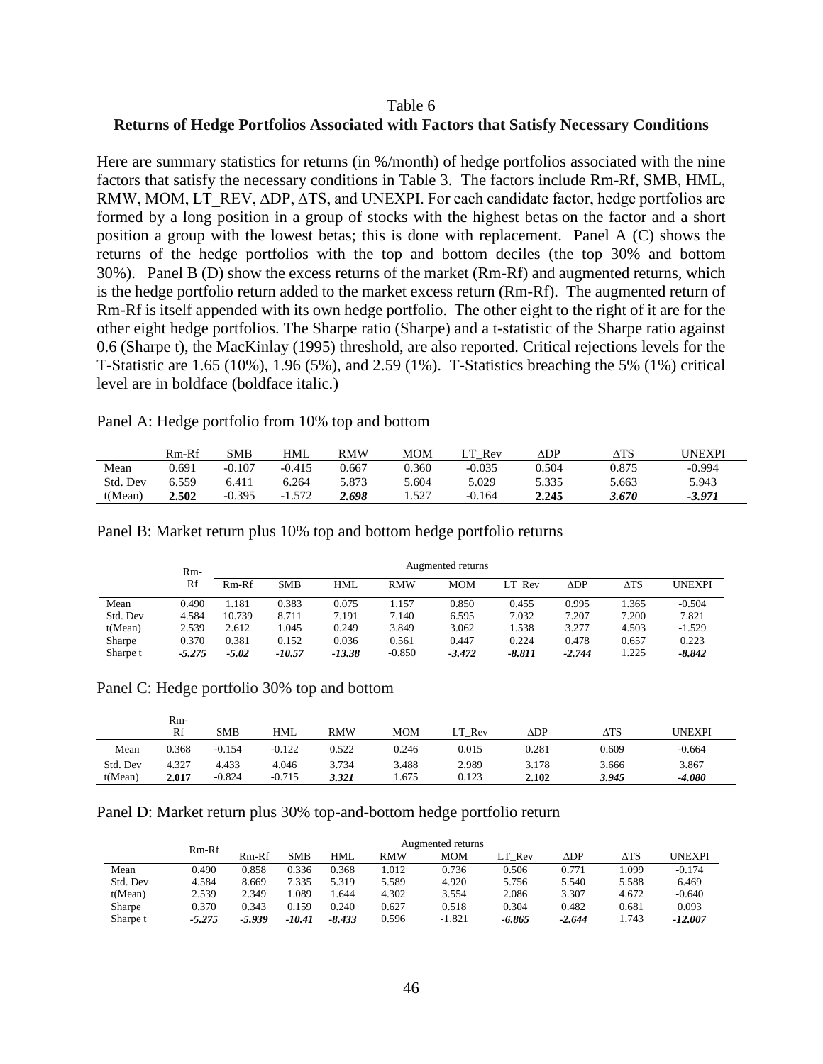Table 6

**Returns of Hedge Portfolios Associated with Factors that Satisfy Necessary Conditions**

Here are summary statistics for returns (in %/month) of hedge portfolios associated with the nine factors that satisfy the necessary conditions in Table 3. The factors include Rm-Rf, SMB, HML, RMW, MOM, LT_REV, ΔDP, ΔTS, and UNEXPI. For each candidate factor, hedge portfolios are formed by a long position in a group of stocks with the highest betas on the factor and a short position a group with the lowest betas; this is done with replacement. Panel A (C) shows the returns of the hedge portfolios with the top and bottom deciles (the top 30% and bottom 30%). Panel B (D) show the excess returns of the market (Rm-Rf) and augmented returns, which is the hedge portfolio return added to the market excess return (Rm-Rf). The augmented return of Rm-Rf is itself appended with its own hedge portfolio. The other eight to the right of it are for the other eight hedge portfolios. The Sharpe ratio (Sharpe) and a t-statistic of the Sharpe ratio against 0.6 (Sharpe t), the MacKinlay (1995) threshold, are also reported. Critical rejections levels for the T-Statistic are 1.65 (10%), 1.96 (5%), and 2.59 (1%). T-Statistics breaching the 5% (1%) critical level are in boldface (boldface italic.)

Panel A: Hedge portfolio from 10% top and bottom

| | Rm-Rf | SMB | HML | RMW | MOM | LT_Rev | ΔDP | ΔTS | UNEXPI |
|---|---|---|---|---|---|---|---|---|---|
| Mean | 0.691 | -0.107 | -0.415 | 0.667 | 0.360 | -0.035 | 0.504 | 0.875 | -0.994 |
| Std. Dev | 6.559 | 6.411 | 6.264 | 5.873 | 5.604 | 5.029 | 5.335 | 5.663 | 5.943 |
| t(Mean) | **2.502** | -0.395 | -1.572 | ***2.698*** | 1.527 | -0.164 | **2.245** | ***3.670*** | ***-3.971*** |

Panel B: Market return plus 10% top and bottom hedge portfolio returns

| | Rm-Rf | Augmented returns | | | | | | | | |
|---|---|---|---|---|---|---|---|---|---|---|
| | | Rm-Rf | SMB | HML | RMW | MOM | LT_Rev | ΔDP | ΔTS | UNEXPI |
| Mean | 0.490 | 1.181 | 0.383 | 0.075 | 1.157 | 0.850 | 0.455 | 0.995 | 1.365 | -0.504 |
| Std. Dev | 4.584 | 10.739 | 8.711 | 7.191 | 7.140 | 6.595 | 7.032 | 7.207 | 7.200 | 7.821 |
| t(Mean) | 2.539 | 2.612 | 1.045 | 0.249 | 3.849 | 3.062 | 1.538 | 3.277 | 4.503 | -1.529 |
| Sharpe | 0.370 | 0.381 | 0.152 | 0.036 | 0.561 | 0.447 | 0.224 | 0.478 | 0.657 | 0.223 |
| Sharpe t | ***-5.275*** | ***-5.02*** | ***-10.57*** | ***-13.38*** | -0.850 | ***-3.472*** | ***-8.811*** | ***-2.744*** | 1.225 | ***-8.842*** |

Panel C: Hedge portfolio 30% top and bottom

| | Rm-Rf | SMB | HML | RMW | MOM | LT_Rev | ΔDP | ΔTS | UNEXPI |
|---|---|---|---|---|---|---|---|---|---|
| Mean | 0.368 | -0.154 | -0.122 | 0.522 | 0.246 | 0.015 | 0.281 | 0.609 | -0.664 |
| Std. Dev | 4.327 | 4.433 | 4.046 | 3.734 | 3.488 | 2.989 | 3.178 | 3.666 | 3.867 |
| t(Mean) | **2.017** | -0.824 | -0.715 | ***3.321*** | 1.675 | 0.123 | **2.102** | ***3.945*** | ***-4.080*** |

Panel D: Market return plus 30% top-and-bottom hedge portfolio return

| | Rm-Rf | Augmented returns | | | | | | | | |
|---|---|---|---|---|---|---|---|---|---|---|
| | | Rm-Rf | SMB | HML | RMW | MOM | LT_Rev | ΔDP | ΔTS | UNEXPI |
| Mean | 0.490 | 0.858 | 0.336 | 0.368 | 1.012 | 0.736 | 0.506 | 0.771 | 1.099 | -0.174 |
| Std. Dev | 4.584 | 8.669 | 7.335 | 5.319 | 5.589 | 4.920 | 5.756 | 5.540 | 5.588 | 6.469 |
| t(Mean) | 2.539 | 2.349 | 1.089 | 1.644 | 4.302 | 3.554 | 2.086 | 3.307 | 4.672 | -0.640 |
| Sharpe | 0.370 | 0.343 | 0.159 | 0.240 | 0.627 | 0.518 | 0.304 | 0.482 | 0.681 | 0.093 |
| Sharpe t | ***-5.275*** | ***-5.939*** | ***-10.41*** | ***-8.433*** | 0.596 | -1.821 | ***-6.865*** | ***-2.644*** | 1.743 | ***-12.007*** |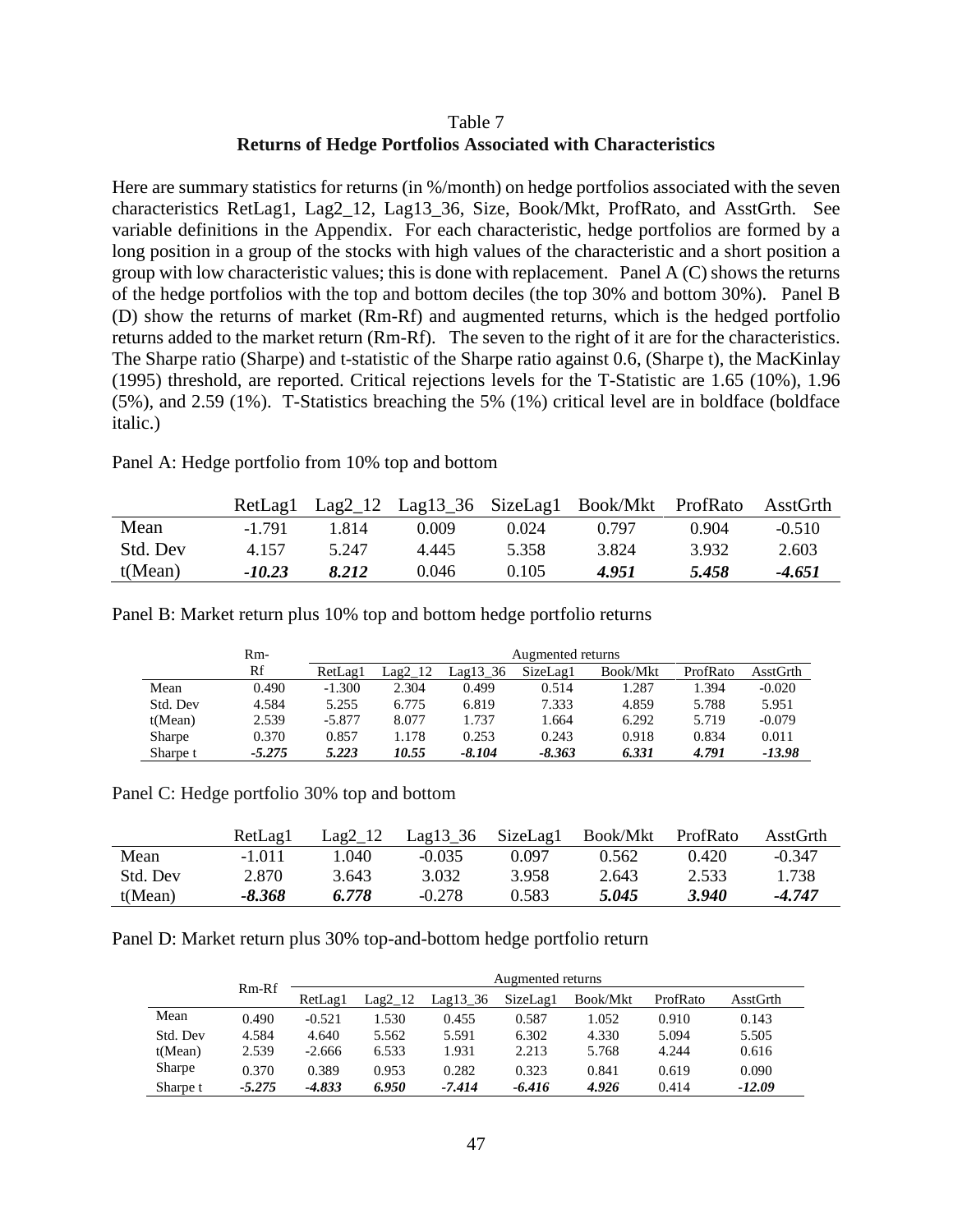Table 7

**Returns of Hedge Portfolios Associated with Characteristics**

Here are summary statistics for returns (in %/month) on hedge portfolios associated with the seven characteristics RetLag1, Lag2_12, Lag13_36, Size, Book/Mkt, ProfRato, and AsstGrth. See variable definitions in the Appendix. For each characteristic, hedge portfolios are formed by a long position in a group of the stocks with high values of the characteristic and a short position a group with low characteristic values; this is done with replacement. Panel A (C) shows the returns of the hedge portfolios with the top and bottom deciles (the top 30% and bottom 30%). Panel B (D) show the returns of market (Rm-Rf) and augmented returns, which is the hedged portfolio returns added to the market return (Rm-Rf). The seven to the right of it are for the characteristics. The Sharpe ratio (Sharpe) and t-statistic of the Sharpe ratio against 0.6, (Sharpe t), the MacKinlay (1995) threshold, are reported. Critical rejections levels for the T-Statistic are 1.65 (10%), 1.96 (5%), and 2.59 (1%). T-Statistics breaching the 5% (1%) critical level are in boldface (boldface italic.)

Panel A: Hedge portfolio from 10% top and bottom

| | RetLag1 | Lag2_12 | Lag13_36 | SizeLag1 | Book/Mkt | ProfRato | AsstGrth |
|---|---|---|---|---|---|---|---|
| Mean | -1.791 | 1.814 | 0.009 | 0.024 | 0.797 | 0.904 | -0.510 |
| Std. Dev | 4.157 | 5.247 | 4.445 | 5.358 | 3.824 | 3.932 | 2.603 |
| t(Mean) | ***-10.23*** | ***8.212*** | 0.046 | 0.105 | ***4.951*** | ***5.458*** | ***-4.651*** |

Panel B: Market return plus 10% top and bottom hedge portfolio returns

| | Rm-Rf | Augmented returns | | | | | | |
|---|---|---|---|---|---|---|---|---|
| | | RetLag1 | Lag2_12 | Lag13_36 | SizeLag1 | Book/Mkt | ProfRato | AsstGrth |
| Mean | 0.490 | -1.300 | 2.304 | 0.499 | 0.514 | 1.287 | 1.394 | -0.020 |
| Std. Dev | 4.584 | 5.255 | 6.775 | 6.819 | 7.333 | 4.859 | 5.788 | 5.951 |
| t(Mean) | 2.539 | -5.877 | 8.077 | 1.737 | 1.664 | 6.292 | 5.719 | -0.079 |
| Sharpe | 0.370 | 0.857 | 1.178 | 0.253 | 0.243 | 0.918 | 0.834 | 0.011 |
| Sharpe t | ***-5.275*** | ***5.223*** | ***10.55*** | ***-8.104*** | ***-8.363*** | ***6.331*** | ***4.791*** | ***-13.98*** |

Panel C: Hedge portfolio 30% top and bottom

| | RetLag1 | Lag2_12 | Lag13_36 | SizeLag1 | Book/Mkt | ProfRato | AsstGrth |
|---|---|---|---|---|---|---|---|
| Mean | -1.011 | 1.040 | -0.035 | 0.097 | 0.562 | 0.420 | -0.347 |
| Std. Dev | 2.870 | 3.643 | 3.032 | 3.958 | 2.643 | 2.533 | 1.738 |
| t(Mean) | ***-8.368*** | ***6.778*** | -0.278 | 0.583 | ***5.045*** | ***3.940*** | ***-4.747*** |

Panel D: Market return plus 30% top-and-bottom hedge portfolio return

| | Rm-Rf | Augmented returns | | | | | | |
|---|---|---|---|---|---|---|---|---|
| | | RetLag1 | Lag2_12 | Lag13_36 | SizeLag1 | Book/Mkt | ProfRato | AsstGrth |
| Mean | 0.490 | -0.521 | 1.530 | 0.455 | 0.587 | 1.052 | 0.910 | 0.143 |
| Std. Dev | 4.584 | 4.640 | 5.562 | 5.591 | 6.302 | 4.330 | 5.094 | 5.505 |
| t(Mean) | 2.539 | -2.666 | 6.533 | 1.931 | 2.213 | 5.768 | 4.244 | 0.616 |
| Sharpe | 0.370 | 0.389 | 0.953 | 0.282 | 0.323 | 0.841 | 0.619 | 0.090 |
| Sharpe t | ***-5.275*** | ***-4.833*** | ***6.950*** | ***-7.414*** | ***-6.416*** | ***4.926*** | 0.414 | ***-12.09*** |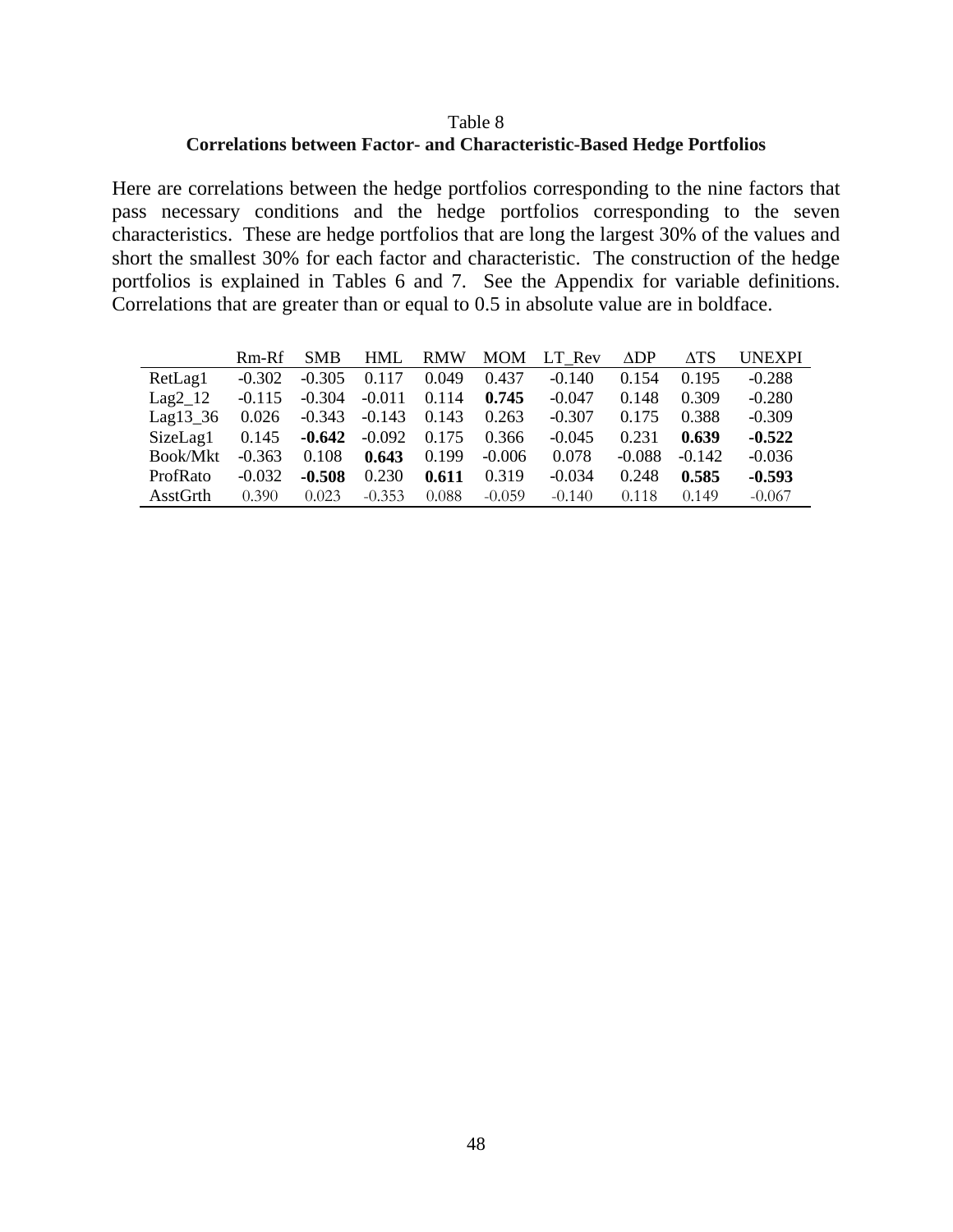Table 8
**Correlations between Factor- and Characteristic-Based Hedge Portfolios**

Here are correlations between the hedge portfolios corresponding to the nine factors that pass necessary conditions and the hedge portfolios corresponding to the seven characteristics. These are hedge portfolios that are long the largest 30% of the values and short the smallest 30% for each factor and characteristic. The construction of the hedge portfolios is explained in Tables 6 and 7. See the Appendix for variable definitions. Correlations that are greater than or equal to 0.5 in absolute value are in boldface.

| | Rm-Rf | SMB | HML | RMW | MOM | LT_Rev | ΔDP | ΔTS | UNEXPI |
|---|---|---|---|---|---|---|---|---|---|
| RetLag1 | -0.302 | -0.305 | 0.117 | 0.049 | 0.437 | -0.140 | 0.154 | 0.195 | -0.288 |
| Lag2_12 | -0.115 | -0.304 | -0.011 | 0.114 | **0.745** | -0.047 | 0.148 | 0.309 | -0.280 |
| Lag13_36 | 0.026 | -0.343 | -0.143 | 0.143 | 0.263 | -0.307 | 0.175 | 0.388 | -0.309 |
| SizeLag1 | 0.145 | **-0.642** | -0.092 | 0.175 | 0.366 | -0.045 | 0.231 | **0.639** | **-0.522** |
| Book/Mkt | -0.363 | 0.108 | **0.643** | 0.199 | -0.006 | 0.078 | -0.088 | -0.142 | -0.036 |
| ProfRato | -0.032 | **-0.508** | 0.230 | **0.611** | 0.319 | -0.034 | 0.248 | **0.585** | **-0.593** |
| AsstGrth | 0.390 | 0.023 | -0.353 | 0.088 | -0.059 | -0.140 | 0.118 | 0.149 | -0.067 |